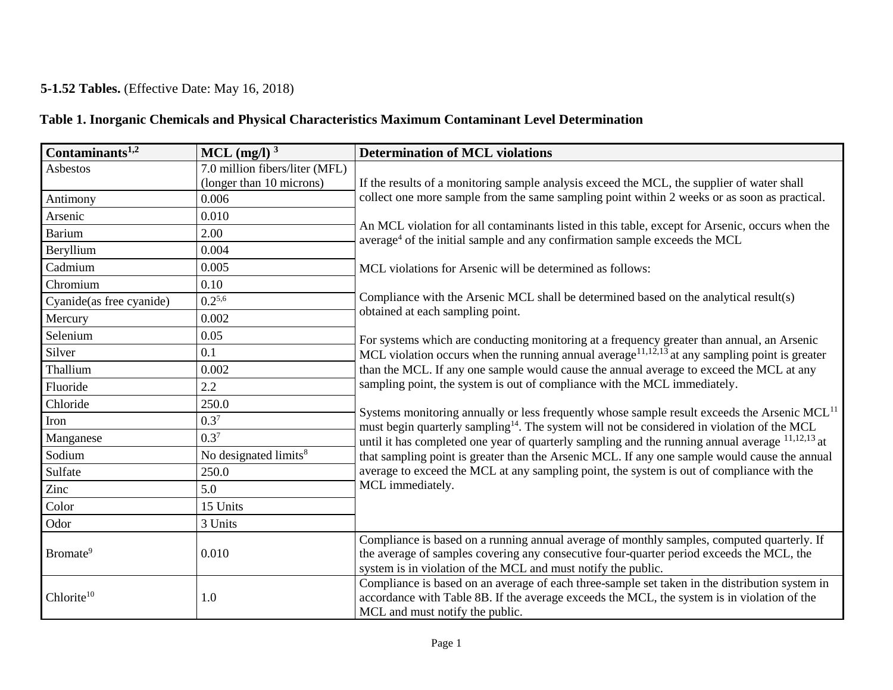**5-1.52 Tables.** (Effective Date: May 16, 2018)

**Table 1. Inorganic Chemicals and Physical Characteristics Maximum Contaminant Level Determination**

| Contaminants[1,2] | MCL (mg/l) [3] | Determination of MCL violations |
|---|---|---|
| Asbestos | 7.0 million fibers/liter (MFL) (longer than 10 microns) | If the results of a monitoring sample analysis exceed the MCL, the supplier of water shall collect one more sample from the same sampling point within 2 weeks or as soon as practical.<br><br>An MCL violation for all contaminants listed in this table, except for Arsenic, occurs when the average[4] of the initial sample and any confirmation sample exceeds the MCL<br><br>MCL violations for Arsenic will be determined as follows:<br><br>Compliance with the Arsenic MCL shall be determined based on the analytical result(s) obtained at each sampling point.<br><br>For systems which are conducting monitoring at a frequency greater than annual, an Arsenic MCL violation occurs when the running annual average[11,12,13] at any sampling point is greater than the MCL. If any one sample would cause the annual average to exceed the MCL at any sampling point, the system is out of compliance with the MCL immediately.<br><br>Systems monitoring annually or less frequently whose sample result exceeds the Arsenic MCL[11] must begin quarterly sampling[14]. The system will not be considered in violation of the MCL until it has completed one year of quarterly sampling and the running annual average [11,12,13] at that sampling point is greater than the Arsenic MCL. If any one sample would cause the annual average to exceed the MCL at any sampling point, the system is out of compliance with the MCL immediately. |
| Antimony | 0.006 | |
| Arsenic | 0.010 | |
| Barium | 2.00 | |
| Beryllium | 0.004 | |
| Cadmium | 0.005 | |
| Chromium | 0.10 | |
| Cyanide(as free cyanide) | 0.2[5,6] | |
| Mercury | 0.002 | |
| Selenium | 0.05 | |
| Silver | 0.1 | |
| Thallium | 0.002 | |
| Fluoride | 2.2 | |
| Chloride | 250.0 | |
| Iron | 0.3[7] | |
| Manganese | 0.3[7] | |
| Sodium | No designated limits[8] | |
| Sulfate | 250.0 | |
| Zinc | 5.0 | |
| Color | 15 Units | |
| Odor | 3 Units | |
| Bromate[9] | 0.010 | Compliance is based on a running annual average of monthly samples, computed quarterly. If the average of samples covering any consecutive four-quarter period exceeds the MCL, the system is in violation of the MCL and must notify the public. |
| Chlorite[10] | 1.0 | Compliance is based on an average of each three-sample set taken in the distribution system in accordance with Table 8B. If the average exceeds the MCL, the system is in violation of the MCL and must notify the public. |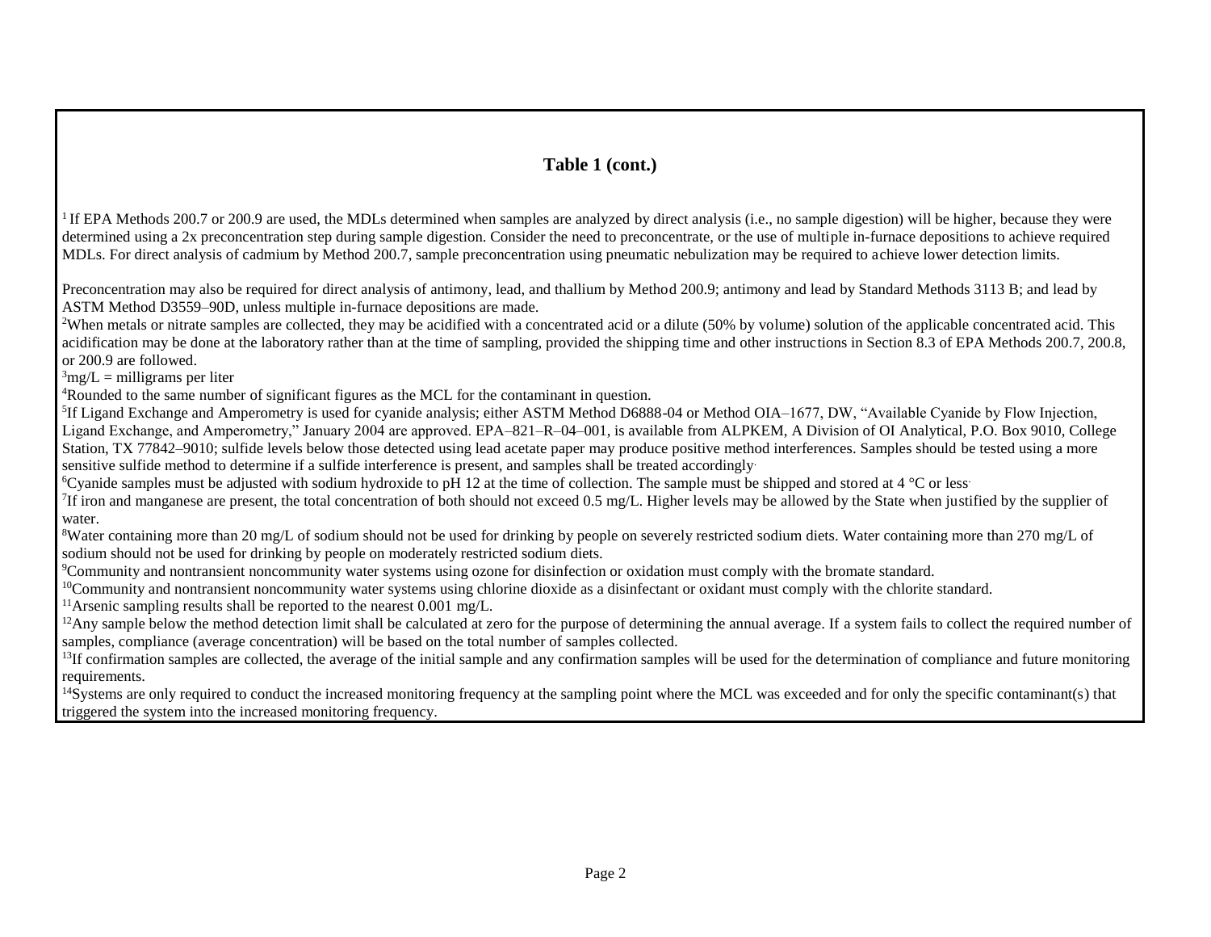## Table 1 (cont.)

[1] If EPA Methods 200.7 or 200.9 are used, the MDLs determined when samples are analyzed by direct analysis (i.e., no sample digestion) will be higher, because they were determined using a 2x preconcentration step during sample digestion. Consider the need to preconcentrate, or the use of multiple in-furnace depositions to achieve required MDLs. For direct analysis of cadmium by Method 200.7, sample preconcentration using pneumatic nebulization may be required to achieve lower detection limits.

Preconcentration may also be required for direct analysis of antimony, lead, and thallium by Method 200.9; antimony and lead by Standard Methods 3113 B; and lead by ASTM Method D3559–90D, unless multiple in-furnace depositions are made.

[2]When metals or nitrate samples are collected, they may be acidified with a concentrated acid or a dilute (50% by volume) solution of the applicable concentrated acid. This acidification may be done at the laboratory rather than at the time of sampling, provided the shipping time and other instructions in Section 8.3 of EPA Methods 200.7, 200.8, or 200.9 are followed.

[3]mg/L = milligrams per liter

[4]Rounded to the same number of significant figures as the MCL for the contaminant in question.

[5]If Ligand Exchange and Amperometry is used for cyanide analysis; either ASTM Method D6888-04 or Method OIA–1677, DW, "Available Cyanide by Flow Injection, Ligand Exchange, and Amperometry," January 2004 are approved. EPA–821–R–04–001, is available from ALPKEM, A Division of OI Analytical, P.O. Box 9010, College Station, TX 77842–9010; sulfide levels below those detected using lead acetate paper may produce positive method interferences. Samples should be tested using a more sensitive sulfide method to determine if a sulfide interference is present, and samples shall be treated accordingly.

[6]Cyanide samples must be adjusted with sodium hydroxide to pH 12 at the time of collection. The sample must be shipped and stored at 4 °C or less.

[7]If iron and manganese are present, the total concentration of both should not exceed 0.5 mg/L. Higher levels may be allowed by the State when justified by the supplier of water.

[8]Water containing more than 20 mg/L of sodium should not be used for drinking by people on severely restricted sodium diets. Water containing more than 270 mg/L of sodium should not be used for drinking by people on moderately restricted sodium diets.

[9]Community and nontransient noncommunity water systems using ozone for disinfection or oxidation must comply with the bromate standard.

[10]Community and nontransient noncommunity water systems using chlorine dioxide as a disinfectant or oxidant must comply with the chlorite standard.

[11]Arsenic sampling results shall be reported to the nearest 0.001 mg/L.

[12]Any sample below the method detection limit shall be calculated at zero for the purpose of determining the annual average. If a system fails to collect the required number of samples, compliance (average concentration) will be based on the total number of samples collected.

[13]If confirmation samples are collected, the average of the initial sample and any confirmation samples will be used for the determination of compliance and future monitoring requirements.

[14]Systems are only required to conduct the increased monitoring frequency at the sampling point where the MCL was exceeded and for only the specific contaminant(s) that triggered the system into the increased monitoring frequency.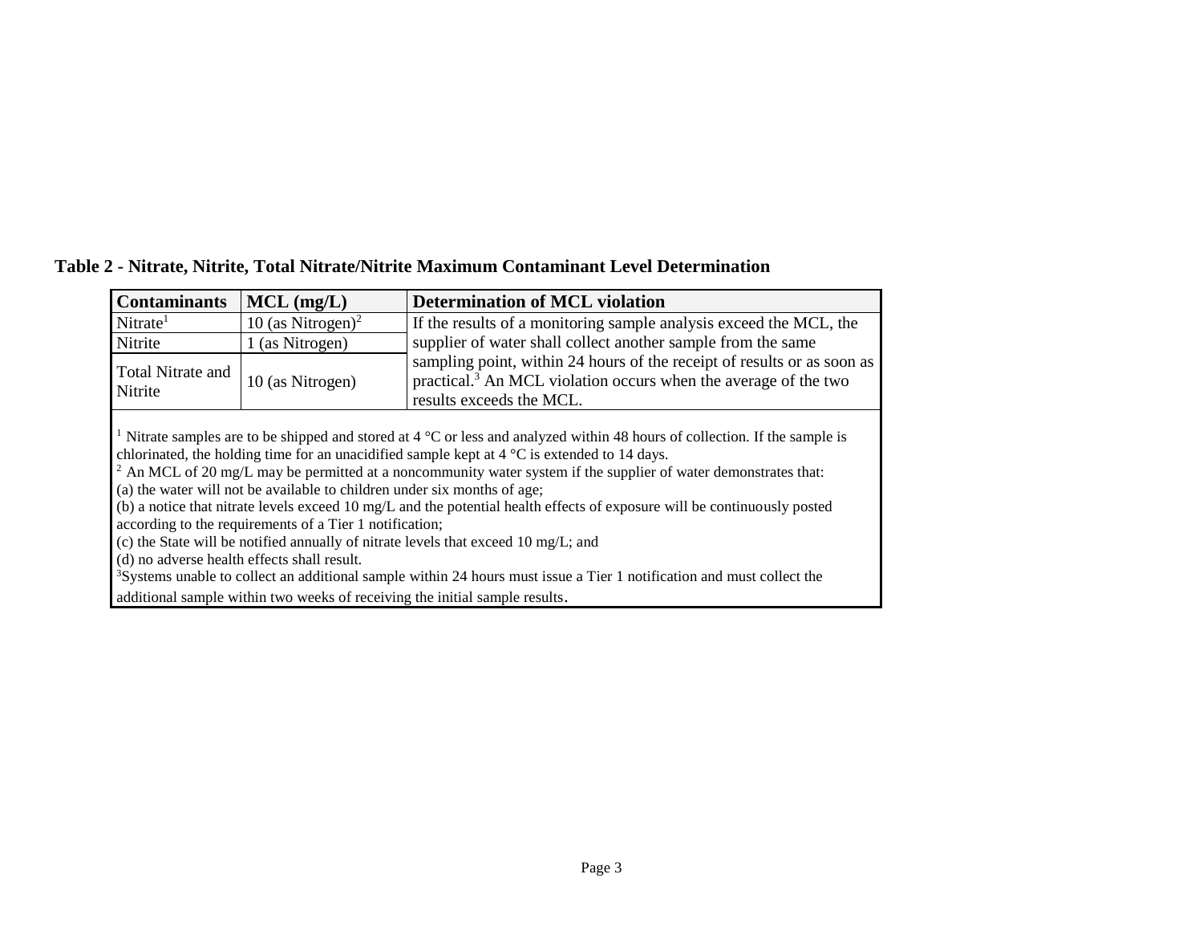**Table 2 - Nitrate, Nitrite, Total Nitrate/Nitrite Maximum Contaminant Level Determination**

| Contaminants | MCL (mg/L) | Determination of MCL violation |
| --- | --- | --- |
| Nitrate[1] | 10 (as Nitrogen)[2] | If the results of a monitoring sample analysis exceed the MCL, the supplier of water shall collect another sample from the same sampling point, within 24 hours of the receipt of results or as soon as practical.[3] An MCL violation occurs when the average of the two results exceeds the MCL. |
| Nitrite | 1 (as Nitrogen) | |
| Total Nitrate and Nitrite | 10 (as Nitrogen) | |

[1] Nitrate samples are to be shipped and stored at 4 °C or less and analyzed within 48 hours of collection. If the sample is chlorinated, the holding time for an unacidified sample kept at 4 °C is extended to 14 days.

[2] An MCL of 20 mg/L may be permitted at a noncommunity water system if the supplier of water demonstrates that:
(a) the water will not be available to children under six months of age;
(b) a notice that nitrate levels exceed 10 mg/L and the potential health effects of exposure will be continuously posted according to the requirements of a Tier 1 notification;
(c) the State will be notified annually of nitrate levels that exceed 10 mg/L; and
(d) no adverse health effects shall result.

[3] Systems unable to collect an additional sample within 24 hours must issue a Tier 1 notification and must collect the additional sample within two weeks of receiving the initial sample results.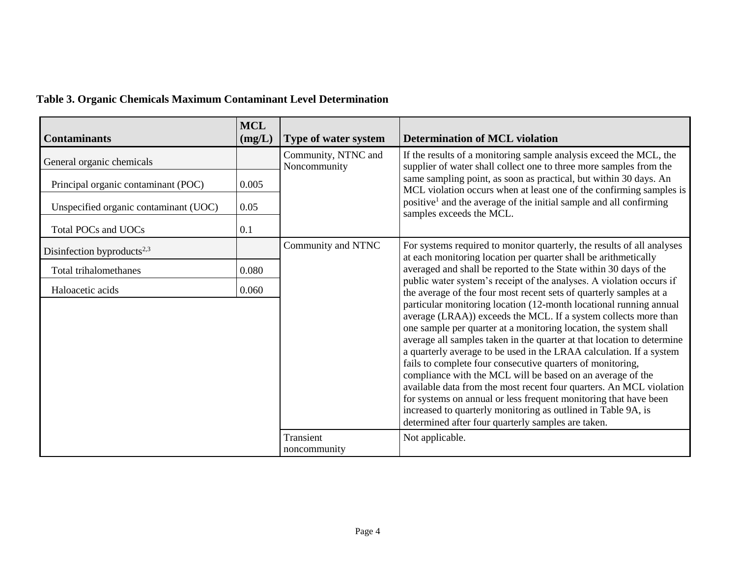**Table 3. Organic Chemicals Maximum Contaminant Level Determination**

| Contaminants | MCL (mg/L) | Type of water system | Determination of MCL violation |
|---|---|---|---|
| General organic chemicals | | Community, NTNC and Noncommunity | If the results of a monitoring sample analysis exceed the MCL, the supplier of water shall collect one to three more samples from the same sampling point, as soon as practical, but within 30 days. An MCL violation occurs when at least one of the confirming samples is positive[1] and the average of the initial sample and all confirming samples exceeds the MCL. |
| Principal organic contaminant (POC) | 0.005 | | |
| Unspecified organic contaminant (UOC) | 0.05 | | |
| Total POCs and UOCs | 0.1 | | |
| Disinfection byproducts[2,3] | | Community and NTNC | For systems required to monitor quarterly, the results of all analyses at each monitoring location per quarter shall be arithmetically averaged and shall be reported to the State within 30 days of the public water system's receipt of the analyses. A violation occurs if the average of the four most recent sets of quarterly samples at a particular monitoring location (12-month locational running annual average (LRAA)) exceeds the MCL. If a system collects more than one sample per quarter at a monitoring location, the system shall average all samples taken in the quarter at that location to determine a quarterly average to be used in the LRAA calculation. If a system fails to complete four consecutive quarters of monitoring, compliance with the MCL will be based on an average of the available data from the most recent four quarters. An MCL violation for systems on annual or less frequent monitoring that have been increased to quarterly monitoring as outlined in Table 9A, is determined after four quarterly samples are taken. |
| Total trihalomethanes | 0.080 | | |
| Haloacetic acids | 0.060 | | |
| | | Transient noncommunity | Not applicable. |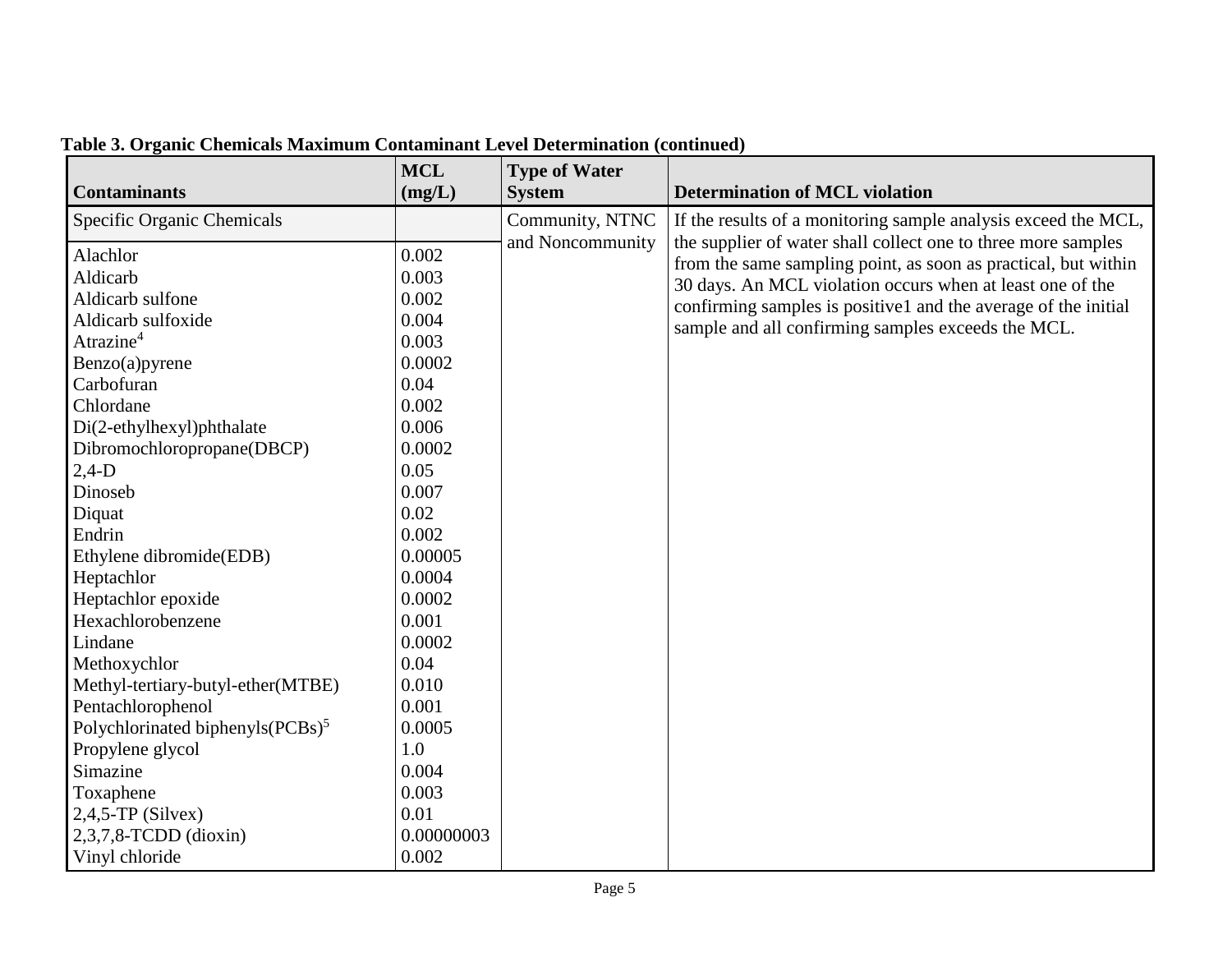**Table 3. Organic Chemicals Maximum Contaminant Level Determination (continued)**

| Contaminants | MCL (mg/L) | Type of Water System | Determination of MCL violation |
|---|---|---|---|
| Specific Organic Chemicals | | Community, NTNC and Noncommunity | If the results of a monitoring sample analysis exceed the MCL, the supplier of water shall collect one to three more samples from the same sampling point, as soon as practical, but within 30 days. An MCL violation occurs when at least one of the confirming samples is positive1 and the average of the initial sample and all confirming samples exceeds the MCL. |
| Alachlor | 0.002 | | |
| Aldicarb | 0.003 | | |
| Aldicarb sulfone | 0.002 | | |
| Aldicarb sulfoxide | 0.004 | | |
| Atrazine[4] | 0.003 | | |
| Benzo(a)pyrene | 0.0002 | | |
| Carbofuran | 0.04 | | |
| Chlordane | 0.002 | | |
| Di(2-ethylhexyl)phthalate | 0.006 | | |
| Dibromochloropropane(DBCP) | 0.0002 | | |
| 2,4-D | 0.05 | | |
| Dinoseb | 0.007 | | |
| Diquat | 0.02 | | |
| Endrin | 0.002 | | |
| Ethylene dibromide(EDB) | 0.00005 | | |
| Heptachlor | 0.0004 | | |
| Heptachlor epoxide | 0.0002 | | |
| Hexachlorobenzene | 0.001 | | |
| Lindane | 0.0002 | | |
| Methoxychlor | 0.04 | | |
| Methyl-tertiary-butyl-ether(MTBE) | 0.010 | | |
| Pentachlorophenol | 0.001 | | |
| Polychlorinated biphenyls(PCBs)[5] | 0.0005 | | |
| Propylene glycol | 1.0 | | |
| Simazine | 0.004 | | |
| Toxaphene | 0.003 | | |
| 2,4,5-TP (Silvex) | 0.01 | | |
| 2,3,7,8-TCDD (dioxin) | 0.00000003 | | |
| Vinyl chloride | 0.002 | | |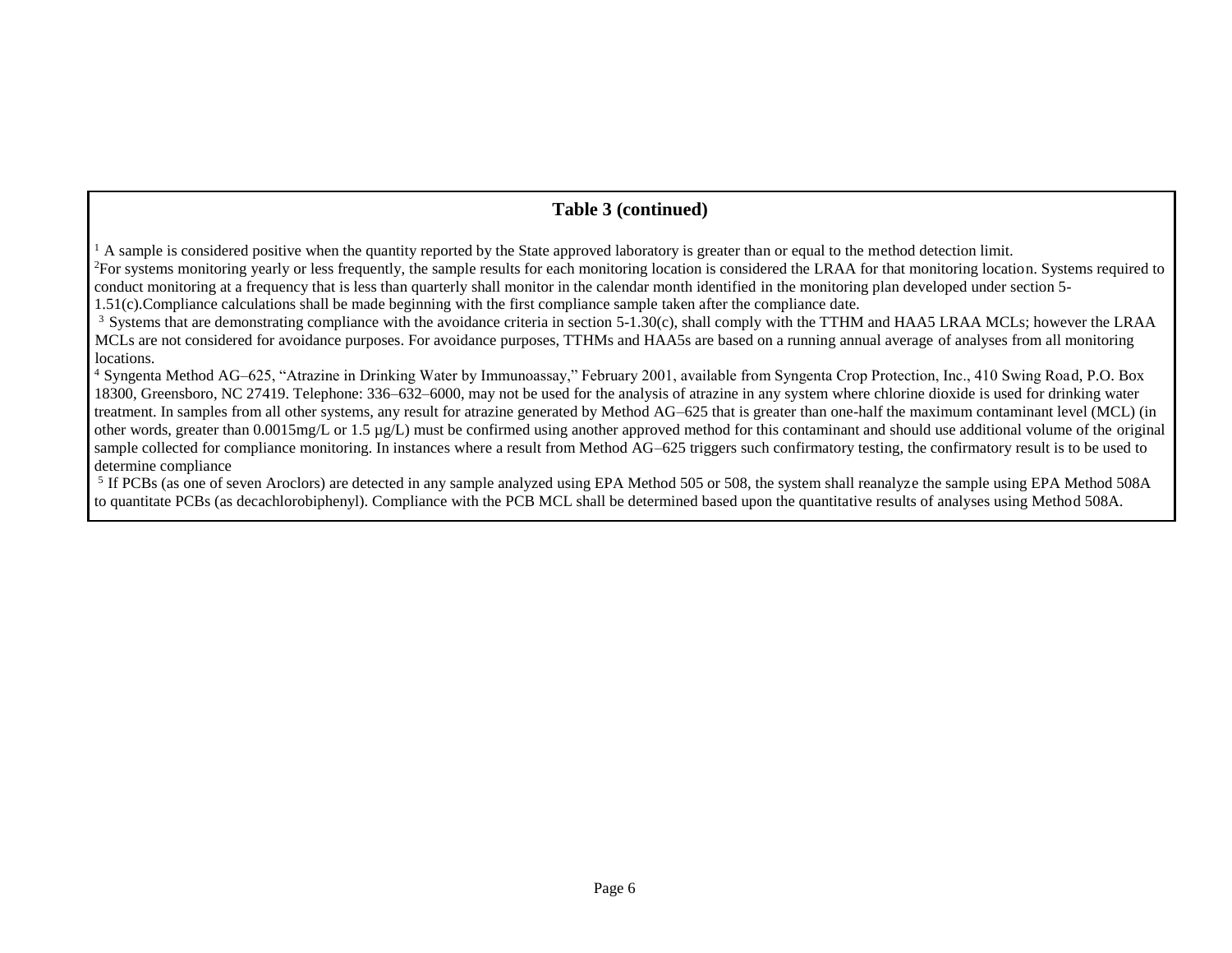**Table 3 (continued)**

[1] A sample is considered positive when the quantity reported by the State approved laboratory is greater than or equal to the method detection limit.
[2]For systems monitoring yearly or less frequently, the sample results for each monitoring location is considered the LRAA for that monitoring location. Systems required to conduct monitoring at a frequency that is less than quarterly shall monitor in the calendar month identified in the monitoring plan developed under section 5-1.51(c).Compliance calculations shall be made beginning with the first compliance sample taken after the compliance date.
[3] Systems that are demonstrating compliance with the avoidance criteria in section 5-1.30(c), shall comply with the TTHM and HAA5 LRAA MCLs; however the LRAA MCLs are not considered for avoidance purposes. For avoidance purposes, TTHMs and HAA5s are based on a running annual average of analyses from all monitoring locations.
[4] Syngenta Method AG–625, "Atrazine in Drinking Water by Immunoassay," February 2001, available from Syngenta Crop Protection, Inc., 410 Swing Road, P.O. Box 18300, Greensboro, NC 27419. Telephone: 336–632–6000, may not be used for the analysis of atrazine in any system where chlorine dioxide is used for drinking water treatment. In samples from all other systems, any result for atrazine generated by Method AG–625 that is greater than one-half the maximum contaminant level (MCL) (in other words, greater than 0.0015mg/L or 1.5 µg/L) must be confirmed using another approved method for this contaminant and should use additional volume of the original sample collected for compliance monitoring. In instances where a result from Method AG–625 triggers such confirmatory testing, the confirmatory result is to be used to determine compliance
[5] If PCBs (as one of seven Aroclors) are detected in any sample analyzed using EPA Method 505 or 508, the system shall reanalyze the sample using EPA Method 508A to quantitate PCBs (as decachlorobiphenyl). Compliance with the PCB MCL shall be determined based upon the quantitative results of analyses using Method 508A.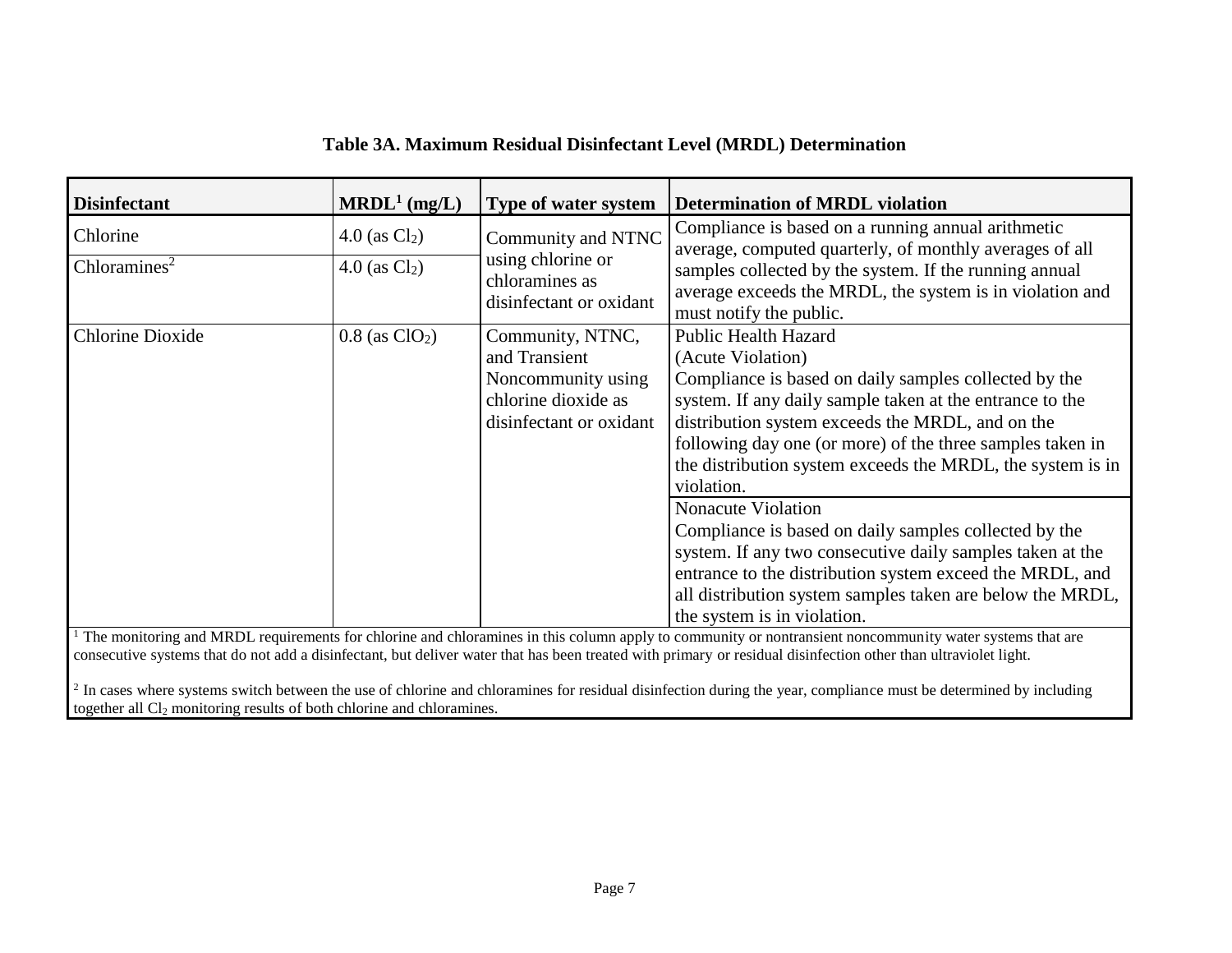**Table 3A. Maximum Residual Disinfectant Level (MRDL) Determination**

| Disinfectant | MRDL[1] (mg/L) | Type of water system | Determination of MRDL violation |
|---|---|---|---|
| Chlorine | 4.0 (as $Cl_2$) | Community and NTNC using chlorine or chloramines as disinfectant or oxidant | Compliance is based on a running annual arithmetic average, computed quarterly, of monthly averages of all samples collected by the system. If the running annual average exceeds the MRDL, the system is in violation and must notify the public. |
| Chloramines[2] | 4.0 (as $Cl_2$) | | |
| Chlorine Dioxide | 0.8 (as $ClO_2$) | Community, NTNC, and Transient Noncommunity using chlorine dioxide as disinfectant or oxidant | Public Health Hazard (Acute Violation) Compliance is based on daily samples collected by the system. If any daily sample taken at the entrance to the distribution system exceeds the MRDL, and on the following day one (or more) of the three samples taken in the distribution system exceeds the MRDL, the system is in violation. |
| | | | Nonacute Violation Compliance is based on daily samples collected by the system. If any two consecutive daily samples taken at the entrance to the distribution system exceed the MRDL, and all distribution system samples taken are below the MRDL, the system is in violation. |

[1] The monitoring and MRDL requirements for chlorine and chloramines in this column apply to community or nontransient noncommunity water systems that are consecutive systems that do not add a disinfectant, but deliver water that has been treated with primary or residual disinfection other than ultraviolet light.

[2] In cases where systems switch between the use of chlorine and chloramines for residual disinfection during the year, compliance must be determined by including together all $Cl_2$ monitoring results of both chlorine and chloramines.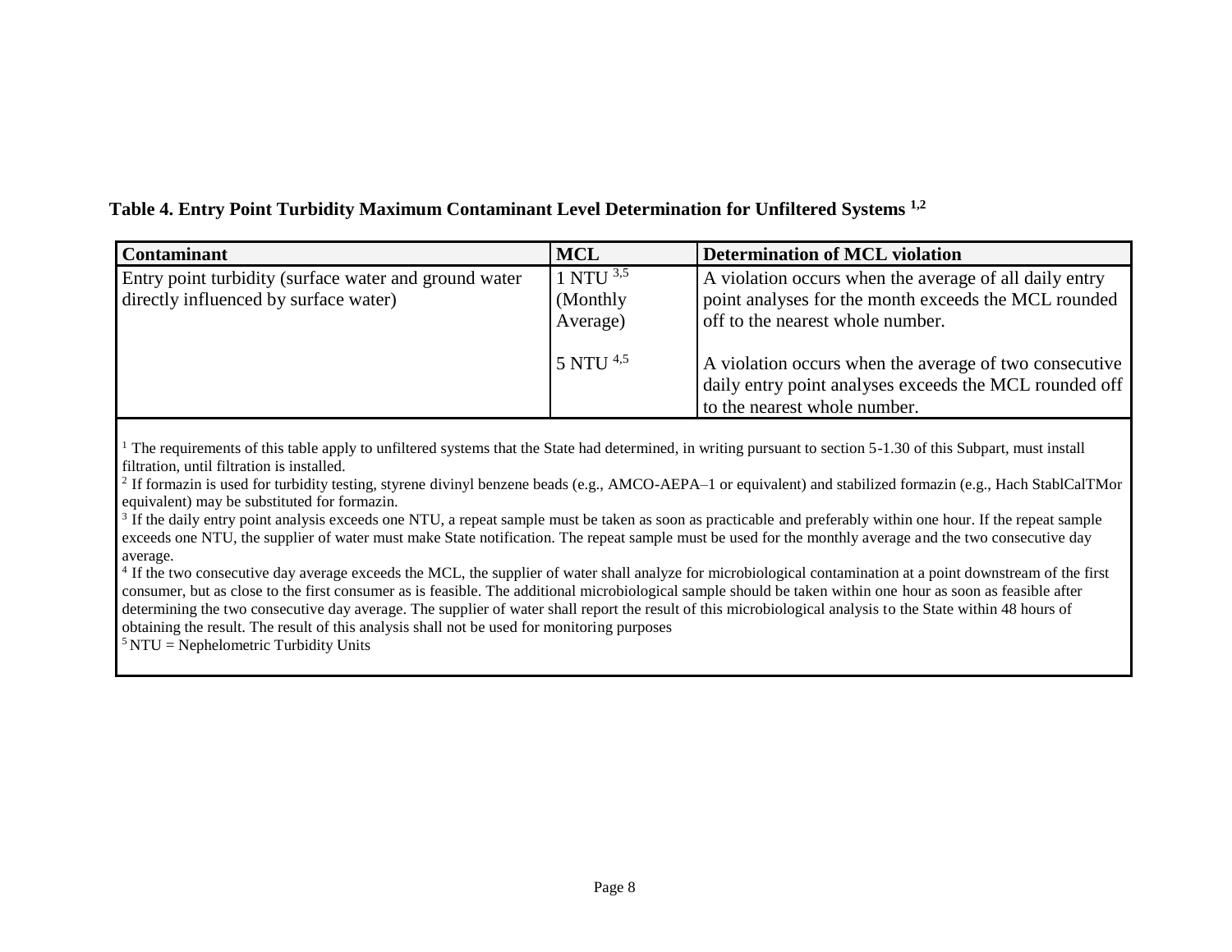**Table 4. Entry Point Turbidity Maximum Contaminant Level Determination for Unfiltered Systems [1,2]**

| Contaminant | MCL | Determination of MCL violation |
|---|---|---|
| Entry point turbidity (surface water and ground water directly influenced by surface water) | 1 NTU [3,5] (Monthly Average) | A violation occurs when the average of all daily entry point analyses for the month exceeds the MCL rounded off to the nearest whole number. |
| | 5 NTU [4,5] | A violation occurs when the average of two consecutive daily entry point analyses exceeds the MCL rounded off to the nearest whole number. |

[1] The requirements of this table apply to unfiltered systems that the State had determined, in writing pursuant to section 5-1.30 of this Subpart, must install filtration, until filtration is installed.
[2] If formazin is used for turbidity testing, styrene divinyl benzene beads (e.g., AMCO-AEPA–1 or equivalent) and stabilized formazin (e.g., Hach StablCalTMor equivalent) may be substituted for formazin.
[3] If the daily entry point analysis exceeds one NTU, a repeat sample must be taken as soon as practicable and preferably within one hour. If the repeat sample exceeds one NTU, the supplier of water must make State notification. The repeat sample must be used for the monthly average and the two consecutive day average.
[4] If the two consecutive day average exceeds the MCL, the supplier of water shall analyze for microbiological contamination at a point downstream of the first consumer, but as close to the first consumer as is feasible. The additional microbiological sample should be taken within one hour as soon as feasible after determining the two consecutive day average. The supplier of water shall report the result of this microbiological analysis to the State within 48 hours of obtaining the result. The result of this analysis shall not be used for monitoring purposes
[5] NTU = Nephelometric Turbidity Units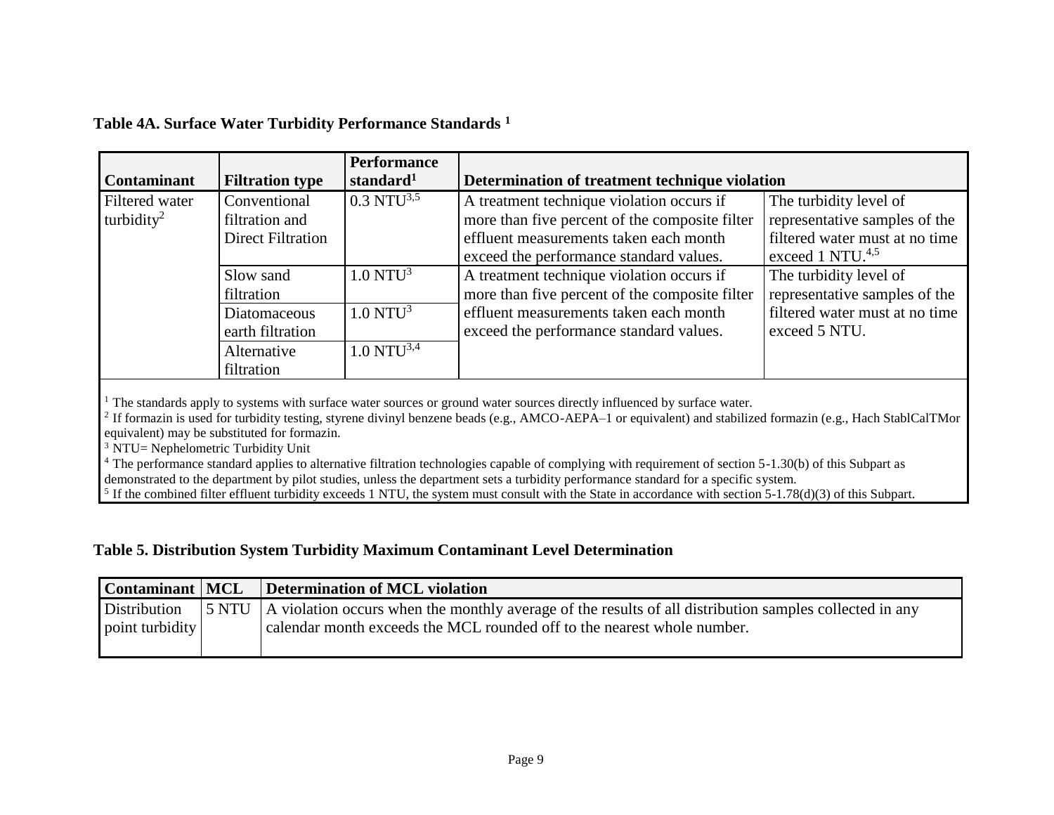**Table 4A. Surface Water Turbidity Performance Standards [1]**

| Contaminant | Filtration type | Performance standard[1] | Determination of treatment technique violation | |
|---|---|---|---|---|
| Filtered water turbidity[2] | Conventional filtration and Direct Filtration | 0.3 NTU[3,5] | A treatment technique violation occurs if more than five percent of the composite filter effluent measurements taken each month exceed the performance standard values. | The turbidity level of representative samples of the filtered water must at no time exceed 1 NTU.[4,5] |
| | Slow sand filtration | 1.0 NTU[3] | A treatment technique violation occurs if more than five percent of the composite filter effluent measurements taken each month exceed the performance standard values. | The turbidity level of representative samples of the filtered water must at no time exceed 5 NTU. |
| | Diatomaceous earth filtration | 1.0 NTU[3] | | |
| | Alternative filtration | 1.0 NTU[3,4] | | |

[1] The standards apply to systems with surface water sources or ground water sources directly influenced by surface water.
[2] If formazin is used for turbidity testing, styrene divinyl benzene beads (e.g., AMCO-AEPA–1 or equivalent) and stabilized formazin (e.g., Hach StablCalTMor equivalent) may be substituted for formazin.
[3] NTU= Nephelometric Turbidity Unit
[4] The performance standard applies to alternative filtration technologies capable of complying with requirement of section 5-1.30(b) of this Subpart as demonstrated to the department by pilot studies, unless the department sets a turbidity performance standard for a specific system.
[5] If the combined filter effluent turbidity exceeds 1 NTU, the system must consult with the State in accordance with section 5-1.78(d)(3) of this Subpart.

**Table 5. Distribution System Turbidity Maximum Contaminant Level Determination**

| Contaminant | MCL | Determination of MCL violation |
|---|---|---|
| Distribution point turbidity | 5 NTU | A violation occurs when the monthly average of the results of all distribution samples collected in any calendar month exceeds the MCL rounded off to the nearest whole number. |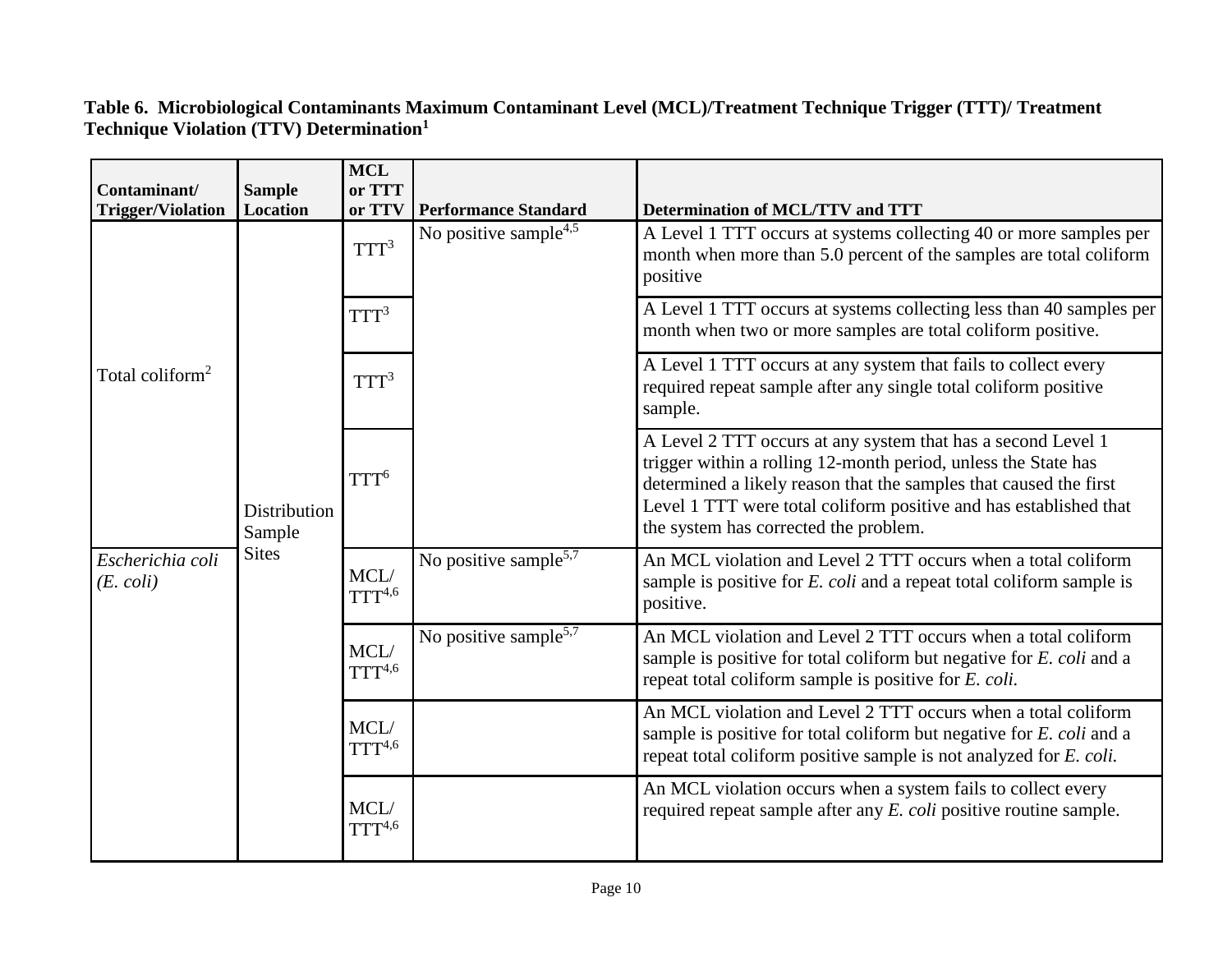**Table 6. Microbiological Contaminants Maximum Contaminant Level (MCL)/Treatment Technique Trigger (TTT)/ Treatment Technique Violation (TTV) Determination[1]**

| Contaminant/ Trigger/Violation | Sample Location | MCL or TTT or TTV | Performance Standard | Determination of MCL/TTV and TTT |
|---|---|---|---|---|
| Total coliform[2] | Distribution Sample Sites | TTT[3] | No positive sample[4,5] | A Level 1 TTT occurs at systems collecting 40 or more samples per month when more than 5.0 percent of the samples are total coliform positive |
| | | TTT[3] | | A Level 1 TTT occurs at systems collecting less than 40 samples per month when two or more samples are total coliform positive. |
| | | TTT[3] | | A Level 1 TTT occurs at any system that fails to collect every required repeat sample after any single total coliform positive sample. |
| | | TTT[6] | | A Level 2 TTT occurs at any system that has a second Level 1 trigger within a rolling 12-month period, unless the State has determined a likely reason that the samples that caused the first Level 1 TTT were total coliform positive and has established that the system has corrected the problem. |
| *Escherichia coli (E. coli)* | | MCL/ TTT[4,6] | No positive sample[5,7] | An MCL violation and Level 2 TTT occurs when a total coliform sample is positive for *E. coli* and a repeat total coliform sample is positive. |
| | | MCL/ TTT[4,6] | No positive sample[5,7] | An MCL violation and Level 2 TTT occurs when a total coliform sample is positive for total coliform but negative for *E. coli* and a repeat total coliform sample is positive for *E. coli.* |
| | | MCL/ TTT[4,6] | | An MCL violation and Level 2 TTT occurs when a total coliform sample is positive for total coliform but negative for *E. coli* and a repeat total coliform positive sample is not analyzed for *E. coli.* |
| | | MCL/ TTT[4,6] | | An MCL violation occurs when a system fails to collect every required repeat sample after any *E. coli* positive routine sample. |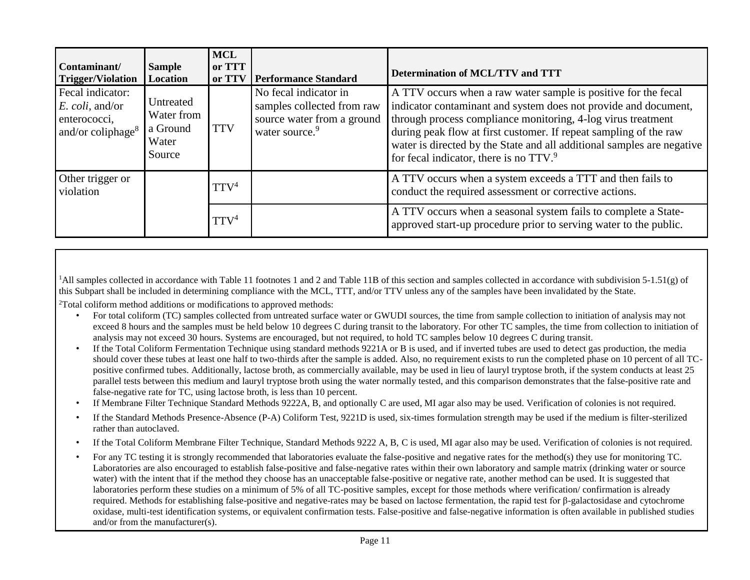| Contaminant/ Trigger/Violation | Sample Location | MCL or TTT or TTV | Performance Standard | Determination of MCL/TTV and TTT |
|---|---|---|---|---|
| Fecal indicator: *E. coli*, and/or enterococci, and/or coliphage[8] | Untreated Water from a Ground Water Source | TTV | No fecal indicator in samples collected from raw source water from a ground water source.[9] | A TTV occurs when a raw water sample is positive for the fecal indicator contaminant and system does not provide and document, through process compliance monitoring, 4-log virus treatment during peak flow at first customer. If repeat sampling of the raw water is directed by the State and all additional samples are negative for fecal indicator, there is no TTV.[9] |
| Other trigger or violation | | TTV[4] | | A TTV occurs when a system exceeds a TTT and then fails to conduct the required assessment or corrective actions. |
| | | TTV[4] | | A TTV occurs when a seasonal system fails to complete a State-approved start-up procedure prior to serving water to the public. |

[1]All samples collected in accordance with Table 11 footnotes 1 and 2 and Table 11B of this section and samples collected in accordance with subdivision 5-1.51(g) of this Subpart shall be included in determining compliance with the MCL, TTT, and/or TTV unless any of the samples have been invalidated by the State.

[2]Total coliform method additions or modifications to approved methods:

- For total coliform (TC) samples collected from untreated surface water or GWUDI sources, the time from sample collection to initiation of analysis may not exceed 8 hours and the samples must be held below 10 degrees C during transit to the laboratory. For other TC samples, the time from collection to initiation of analysis may not exceed 30 hours. Systems are encouraged, but not required, to hold TC samples below 10 degrees C during transit.
- If the Total Coliform Fermentation Technique using standard methods 9221A or B is used, and if inverted tubes are used to detect gas production, the media should cover these tubes at least one half to two-thirds after the sample is added. Also, no requirement exists to run the completed phase on 10 percent of all TC-positive confirmed tubes. Additionally, lactose broth, as commercially available, may be used in lieu of lauryl tryptose broth, if the system conducts at least 25 parallel tests between this medium and lauryl tryptose broth using the water normally tested, and this comparison demonstrates that the false-positive rate and false-negative rate for TC, using lactose broth, is less than 10 percent.
- If Membrane Filter Technique Standard Methods 9222A, B, and optionally C are used, MI agar also may be used. Verification of colonies is not required.
- If the Standard Methods Presence-Absence (P-A) Coliform Test, 9221D is used, six-times formulation strength may be used if the medium is filter-sterilized rather than autoclaved.
- If the Total Coliform Membrane Filter Technique, Standard Methods 9222 A, B, C is used, MI agar also may be used. Verification of colonies is not required.
- For any TC testing it is strongly recommended that laboratories evaluate the false-positive and negative rates for the method(s) they use for monitoring TC. Laboratories are also encouraged to establish false-positive and false-negative rates within their own laboratory and sample matrix (drinking water or source water) with the intent that if the method they choose has an unacceptable false-positive or negative rate, another method can be used. It is suggested that laboratories perform these studies on a minimum of 5% of all TC-positive samples, except for those methods where verification/ confirmation is already required. Methods for establishing false-positive and negative-rates may be based on lactose fermentation, the rapid test for β-galactosidase and cytochrome oxidase, multi-test identification systems, or equivalent confirmation tests. False-positive and false-negative information is often available in published studies and/or from the manufacturer(s).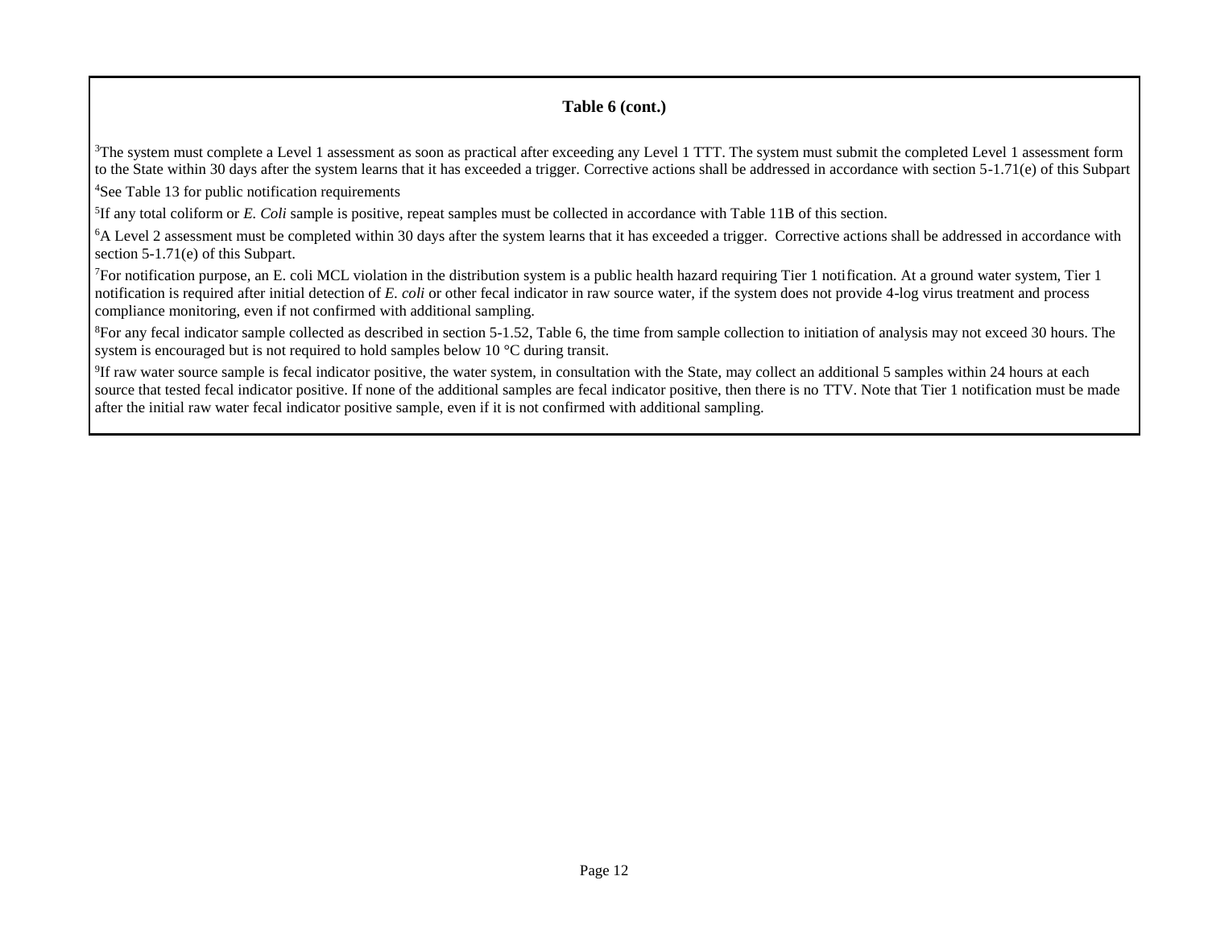**Table 6 (cont.)**

[3]The system must complete a Level 1 assessment as soon as practical after exceeding any Level 1 TTT. The system must submit the completed Level 1 assessment form to the State within 30 days after the system learns that it has exceeded a trigger. Corrective actions shall be addressed in accordance with section 5-1.71(e) of this Subpart

[4]See Table 13 for public notification requirements

[5]If any total coliform or *E. Coli* sample is positive, repeat samples must be collected in accordance with Table 11B of this section.

[6]A Level 2 assessment must be completed within 30 days after the system learns that it has exceeded a trigger. Corrective actions shall be addressed in accordance with section 5-1.71(e) of this Subpart.

[7]For notification purpose, an E. coli MCL violation in the distribution system is a public health hazard requiring Tier 1 notification. At a ground water system, Tier 1 notification is required after initial detection of *E. coli* or other fecal indicator in raw source water, if the system does not provide 4-log virus treatment and process compliance monitoring, even if not confirmed with additional sampling.

[8]For any fecal indicator sample collected as described in section 5-1.52, Table 6, the time from sample collection to initiation of analysis may not exceed 30 hours. The system is encouraged but is not required to hold samples below 10 °C during transit.

[9]If raw water source sample is fecal indicator positive, the water system, in consultation with the State, may collect an additional 5 samples within 24 hours at each source that tested fecal indicator positive. If none of the additional samples are fecal indicator positive, then there is no TTV. Note that Tier 1 notification must be made after the initial raw water fecal indicator positive sample, even if it is not confirmed with additional sampling.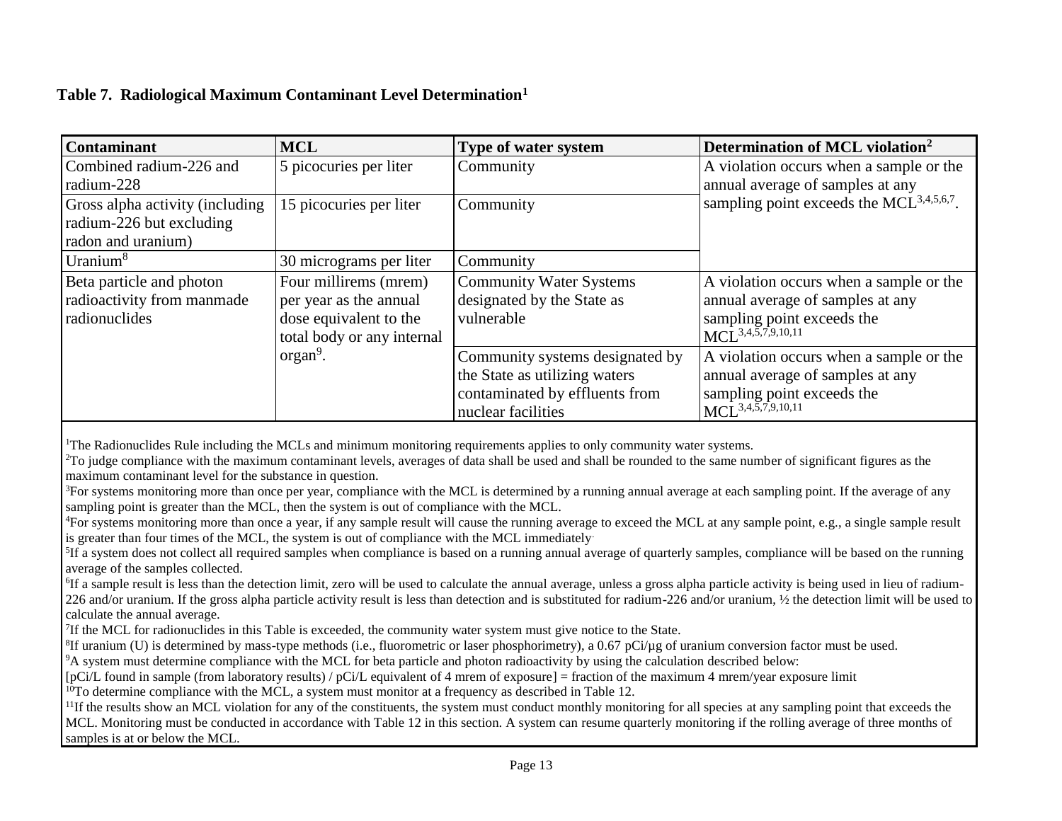### Table 7. Radiological Maximum Contaminant Level Determination[1]

| Contaminant | MCL | Type of water system | Determination of MCL violation[2] |
|---|---|---|---|
| Combined radium-226 and radium-228 | 5 picocuries per liter | Community | A violation occurs when a sample or the annual average of samples at any sampling point exceeds the MCL[3,4,5,6,7]. |
| Gross alpha activity (including radium-226 but excluding radon and uranium) | 15 picocuries per liter | Community | |
| Uranium[8] | 30 micrograms per liter | Community | |
| Beta particle and photon radioactivity from manmade radionuclides | Four millirems (mrem) per year as the annual dose equivalent to the total body or any internal organ[9]. | Community Water Systems designated by the State as vulnerable | A violation occurs when a sample or the annual average of samples at any sampling point exceeds the MCL[3,4,5,7,9,10,11] |
| | | Community systems designated by the State as utilizing waters contaminated by effluents from nuclear facilities | A violation occurs when a sample or the annual average of samples at any sampling point exceeds the MCL[3,4,5,7,9,10,11] |

[1]The Radionuclides Rule including the MCLs and minimum monitoring requirements applies to only community water systems.

[2]To judge compliance with the maximum contaminant levels, averages of data shall be used and shall be rounded to the same number of significant figures as the maximum contaminant level for the substance in question.

[3]For systems monitoring more than once per year, compliance with the MCL is determined by a running annual average at each sampling point. If the average of any sampling point is greater than the MCL, then the system is out of compliance with the MCL.

[4]For systems monitoring more than once a year, if any sample result will cause the running average to exceed the MCL at any sample point, e.g., a single sample result is greater than four times of the MCL, the system is out of compliance with the MCL immediately.

[5]If a system does not collect all required samples when compliance is based on a running annual average of quarterly samples, compliance will be based on the running average of the samples collected.

[6]If a sample result is less than the detection limit, zero will be used to calculate the annual average, unless a gross alpha particle activity is being used in lieu of radium-226 and/or uranium. If the gross alpha particle activity result is less than detection and is substituted for radium-226 and/or uranium, ½ the detection limit will be used to calculate the annual average.

[7]If the MCL for radionuclides in this Table is exceeded, the community water system must give notice to the State.

[8]If uranium (U) is determined by mass-type methods (i.e., fluorometric or laser phosphorimetry), a 0.67 pCi/µg of uranium conversion factor must be used.

[9]A system must determine compliance with the MCL for beta particle and photon radioactivity by using the calculation described below:

[pCi/L found in sample (from laboratory results) / pCi/L equivalent of 4 mrem of exposure] = fraction of the maximum 4 mrem/year exposure limit

[10]To determine compliance with the MCL, a system must monitor at a frequency as described in Table 12.

[11]If the results show an MCL violation for any of the constituents, the system must conduct monthly monitoring for all species at any sampling point that exceeds the MCL. Monitoring must be conducted in accordance with Table 12 in this section. A system can resume quarterly monitoring if the rolling average of three months of samples is at or below the MCL.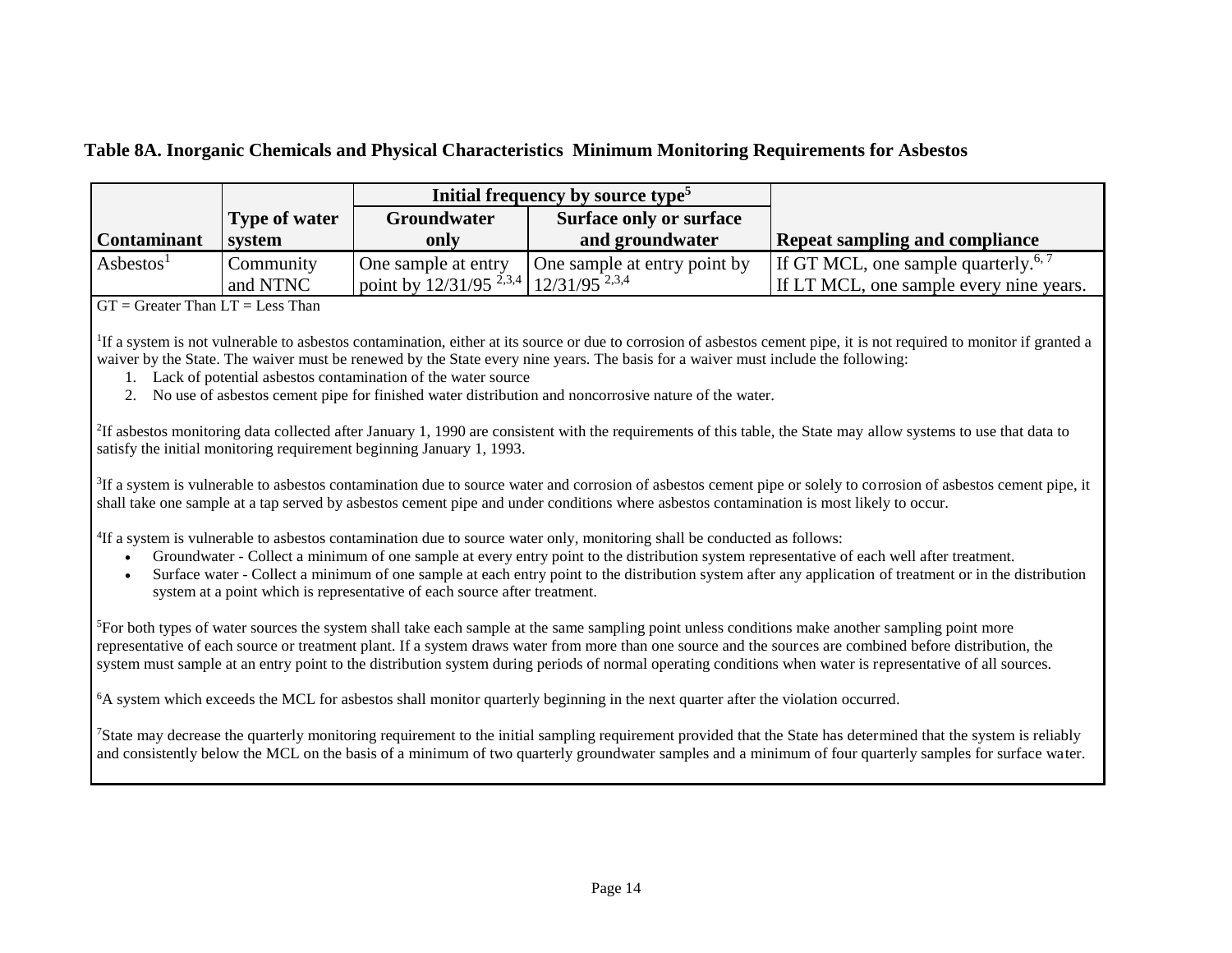**Table 8A. Inorganic Chemicals and Physical Characteristics Minimum Monitoring Requirements for Asbestos**

| Contaminant | Type of water system | Initial frequency by source type[5] | | Repeat sampling and compliance |
|---|---|---|---|---|
| | | Groundwater only | Surface only or surface and groundwater | |
| Asbestos[1] | Community and NTNC | One sample at entry point by 12/31/95 [2,3,4] | One sample at entry point by 12/31/95 [2,3,4] | If GT MCL, one sample quarterly.[6, 7] If LT MCL, one sample every nine years. |

GT = Greater Than LT = Less Than

[1]If a system is not vulnerable to asbestos contamination, either at its source or due to corrosion of asbestos cement pipe, it is not required to monitor if granted a waiver by the State. The waiver must be renewed by the State every nine years. The basis for a waiver must include the following:

1. Lack of potential asbestos contamination of the water source
2. No use of asbestos cement pipe for finished water distribution and noncorrosive nature of the water.

[2]If asbestos monitoring data collected after January 1, 1990 are consistent with the requirements of this table, the State may allow systems to use that data to satisfy the initial monitoring requirement beginning January 1, 1993.

[3]If a system is vulnerable to asbestos contamination due to source water and corrosion of asbestos cement pipe or solely to corrosion of asbestos cement pipe, it shall take one sample at a tap served by asbestos cement pipe and under conditions where asbestos contamination is most likely to occur.

[4]If a system is vulnerable to asbestos contamination due to source water only, monitoring shall be conducted as follows:

- Groundwater - Collect a minimum of one sample at every entry point to the distribution system representative of each well after treatment.
- Surface water - Collect a minimum of one sample at each entry point to the distribution system after any application of treatment or in the distribution system at a point which is representative of each source after treatment.

[5]For both types of water sources the system shall take each sample at the same sampling point unless conditions make another sampling point more representative of each source or treatment plant. If a system draws water from more than one source and the sources are combined before distribution, the system must sample at an entry point to the distribution system during periods of normal operating conditions when water is representative of all sources.

[6]A system which exceeds the MCL for asbestos shall monitor quarterly beginning in the next quarter after the violation occurred.

[7]State may decrease the quarterly monitoring requirement to the initial sampling requirement provided that the State has determined that the system is reliably and consistently below the MCL on the basis of a minimum of two quarterly groundwater samples and a minimum of four quarterly samples for surface water.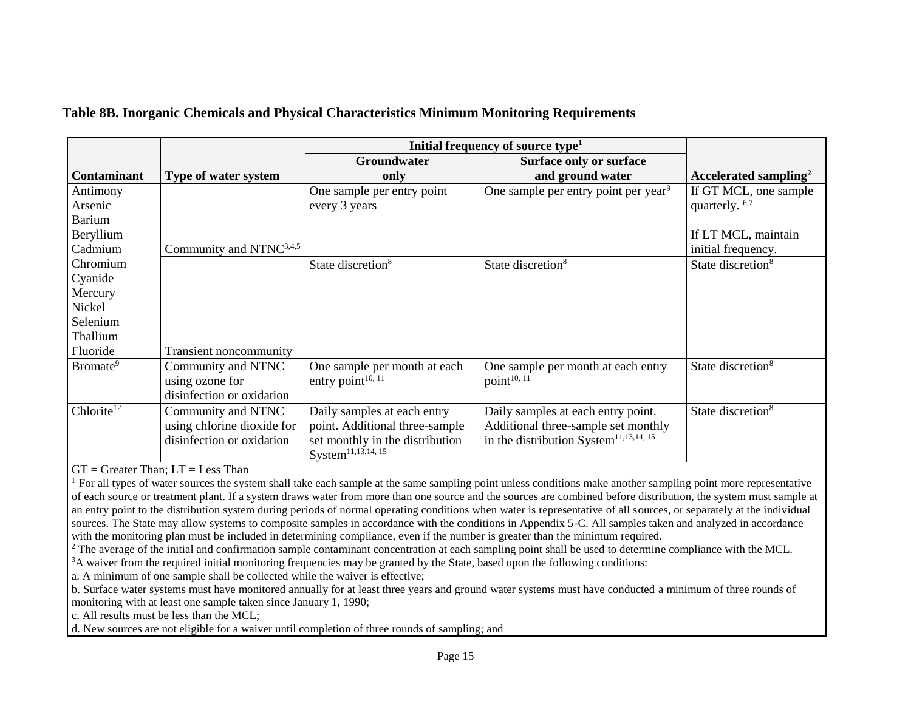**Table 8B. Inorganic Chemicals and Physical Characteristics Minimum Monitoring Requirements**

| Contaminant | Type of water system | Initial frequency of source type[1] | | Accelerated sampling[2] |
|---|---|---|---|---|
| | | Groundwater only | Surface only or surface and ground water | |
| Antimony<br>Arsenic<br>Barium<br>Beryllium<br>Cadmium<br>Chromium<br>Cyanide<br>Mercury<br>Nickel<br>Selenium<br>Thallium<br>Fluoride | Community and NTNC[3,4,5] | One sample per entry point every 3 years | One sample per entry point per year[9] | If GT MCL, one sample quarterly. [6,7]<br><br>If LT MCL, maintain initial frequency. |
| | Transient noncommunity | State discretion[8] | State discretion[8] | State discretion[8] |
| Bromate[9] | Community and NTNC using ozone for disinfection or oxidation | One sample per month at each entry point[10, 11] | One sample per month at each entry point[10, 11] | State discretion[8] |
| Chlorite[12] | Community and NTNC using chlorine dioxide for disinfection or oxidation | Daily samples at each entry point. Additional three-sample set monthly in the distribution System[11,13,14, 15] | Daily samples at each entry point. Additional three-sample set monthly in the distribution System[11,13,14, 15] | State discretion[8] |

GT = Greater Than; LT = Less Than

[1] For all types of water sources the system shall take each sample at the same sampling point unless conditions make another sampling point more representative of each source or treatment plant. If a system draws water from more than one source and the sources are combined before distribution, the system must sample at an entry point to the distribution system during periods of normal operating conditions when water is representative of all sources, or separately at the individual sources. The State may allow systems to composite samples in accordance with the conditions in Appendix 5-C. All samples taken and analyzed in accordance with the monitoring plan must be included in determining compliance, even if the number is greater than the minimum required.

[2] The average of the initial and confirmation sample contaminant concentration at each sampling point shall be used to determine compliance with the MCL.

[3] A waiver from the required initial monitoring frequencies may be granted by the State, based upon the following conditions:

a. A minimum of one sample shall be collected while the waiver is effective;

b. Surface water systems must have monitored annually for at least three years and ground water systems must have conducted a minimum of three rounds of monitoring with at least one sample taken since January 1, 1990;

c. All results must be less than the MCL;

d. New sources are not eligible for a waiver until completion of three rounds of sampling; and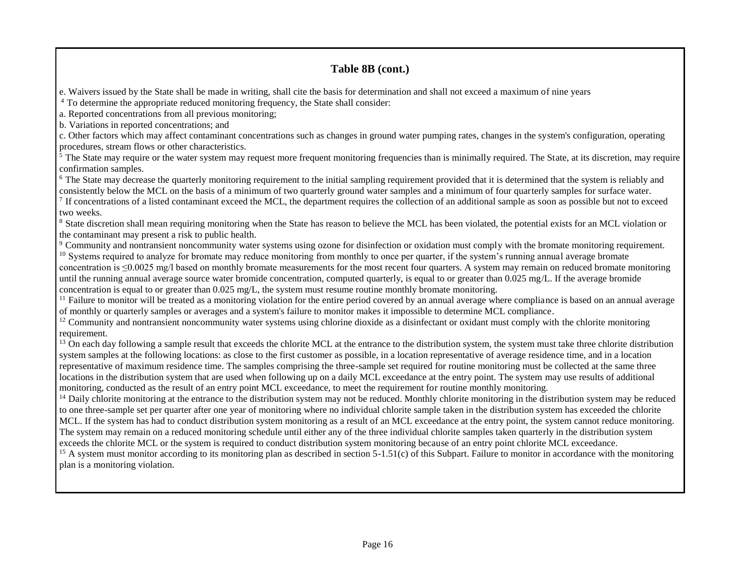## Table 8B (cont.)

e. Waivers issued by the State shall be made in writing, shall cite the basis for determination and shall not exceed a maximum of nine years

[4] To determine the appropriate reduced monitoring frequency, the State shall consider:

a. Reported concentrations from all previous monitoring;

b. Variations in reported concentrations; and

c. Other factors which may affect contaminant concentrations such as changes in ground water pumping rates, changes in the system's configuration, operating procedures, stream flows or other characteristics.

[5] The State may require or the water system may request more frequent monitoring frequencies than is minimally required. The State, at its discretion, may require confirmation samples.

[6] The State may decrease the quarterly monitoring requirement to the initial sampling requirement provided that it is determined that the system is reliably and consistently below the MCL on the basis of a minimum of two quarterly ground water samples and a minimum of four quarterly samples for surface water.

[7] If concentrations of a listed contaminant exceed the MCL, the department requires the collection of an additional sample as soon as possible but not to exceed two weeks.

[8] State discretion shall mean requiring monitoring when the State has reason to believe the MCL has been violated, the potential exists for an MCL violation or the contaminant may present a risk to public health.

[9] Community and nontransient noncommunity water systems using ozone for disinfection or oxidation must comply with the bromate monitoring requirement.

[10] Systems required to analyze for bromate may reduce monitoring from monthly to once per quarter, if the system's running annual average bromate concentration is ≤0.0025 mg/l based on monthly bromate measurements for the most recent four quarters. A system may remain on reduced bromate monitoring until the running annual average source water bromide concentration, computed quarterly, is equal to or greater than 0.025 mg/L. If the average bromide concentration is equal to or greater than 0.025 mg/L, the system must resume routine monthly bromate monitoring.

[11] Failure to monitor will be treated as a monitoring violation for the entire period covered by an annual average where compliance is based on an annual average of monthly or quarterly samples or averages and a system's failure to monitor makes it impossible to determine MCL compliance.

[12] Community and nontransient noncommunity water systems using chlorine dioxide as a disinfectant or oxidant must comply with the chlorite monitoring requirement.

[13] On each day following a sample result that exceeds the chlorite MCL at the entrance to the distribution system, the system must take three chlorite distribution system samples at the following locations: as close to the first customer as possible, in a location representative of average residence time, and in a location representative of maximum residence time. The samples comprising the three-sample set required for routine monitoring must be collected at the same three locations in the distribution system that are used when following up on a daily MCL exceedance at the entry point. The system may use results of additional monitoring, conducted as the result of an entry point MCL exceedance, to meet the requirement for routine monthly monitoring.

[14] Daily chlorite monitoring at the entrance to the distribution system may not be reduced. Monthly chlorite monitoring in the distribution system may be reduced to one three-sample set per quarter after one year of monitoring where no individual chlorite sample taken in the distribution system has exceeded the chlorite MCL. If the system has had to conduct distribution system monitoring as a result of an MCL exceedance at the entry point, the system cannot reduce monitoring. The system may remain on a reduced monitoring schedule until either any of the three individual chlorite samples taken quarterly in the distribution system exceeds the chlorite MCL or the system is required to conduct distribution system monitoring because of an entry point chlorite MCL exceedance.

[15] A system must monitor according to its monitoring plan as described in section 5-1.51(c) of this Subpart. Failure to monitor in accordance with the monitoring plan is a monitoring violation.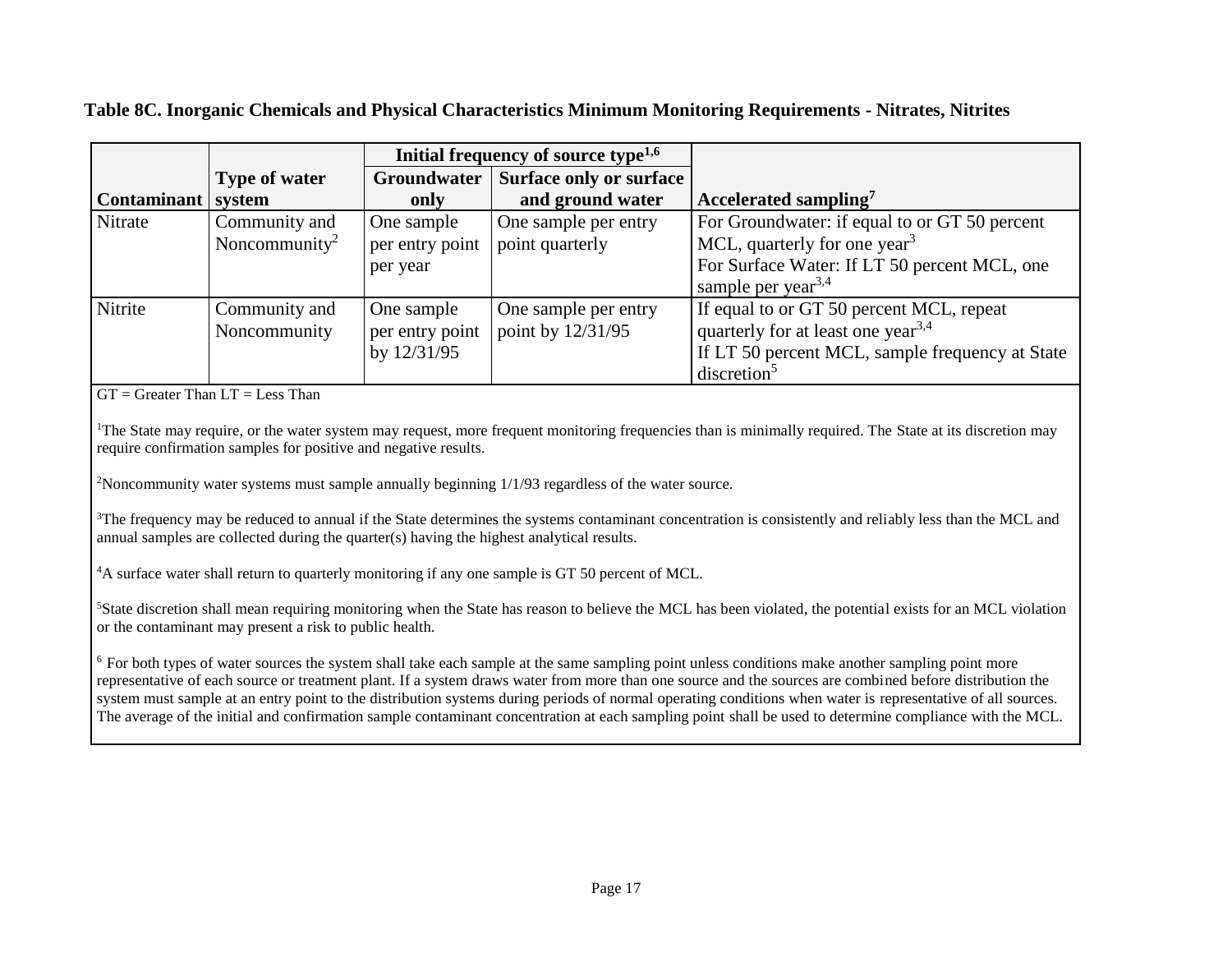**Table 8C. Inorganic Chemicals and Physical Characteristics Minimum Monitoring Requirements - Nitrates, Nitrites**

| Contaminant | Type of water system | Initial frequency of source type[1,6] | | Accelerated sampling[7] |
|---|---|---|---|---|
| | | Groundwater only | Surface only or surface and ground water | |
| Nitrate | Community and Noncommunity[2] | One sample per entry point per year | One sample per entry point quarterly | For Groundwater: if equal to or GT 50 percent MCL, quarterly for one year[3]<br>For Surface Water: If LT 50 percent MCL, one sample per year[3,4] |
| Nitrite | Community and Noncommunity | One sample per entry point by 12/31/95 | One sample per entry point by 12/31/95 | If equal to or GT 50 percent MCL, repeat quarterly for at least one year[3,4]<br>If LT 50 percent MCL, sample frequency at State discretion[5] |

GT = Greater Than LT = Less Than

[1]The State may require, or the water system may request, more frequent monitoring frequencies than is minimally required. The State at its discretion may require confirmation samples for positive and negative results.

[2]Noncommunity water systems must sample annually beginning 1/1/93 regardless of the water source.

[3]The frequency may be reduced to annual if the State determines the systems contaminant concentration is consistently and reliably less than the MCL and annual samples are collected during the quarter(s) having the highest analytical results.

[4]A surface water shall return to quarterly monitoring if any one sample is GT 50 percent of MCL.

[5]State discretion shall mean requiring monitoring when the State has reason to believe the MCL has been violated, the potential exists for an MCL violation or the contaminant may present a risk to public health.

[6] For both types of water sources the system shall take each sample at the same sampling point unless conditions make another sampling point more representative of each source or treatment plant. If a system draws water from more than one source and the sources are combined before distribution the system must sample at an entry point to the distribution systems during periods of normal operating conditions when water is representative of all sources. The average of the initial and confirmation sample contaminant concentration at each sampling point shall be used to determine compliance with the MCL.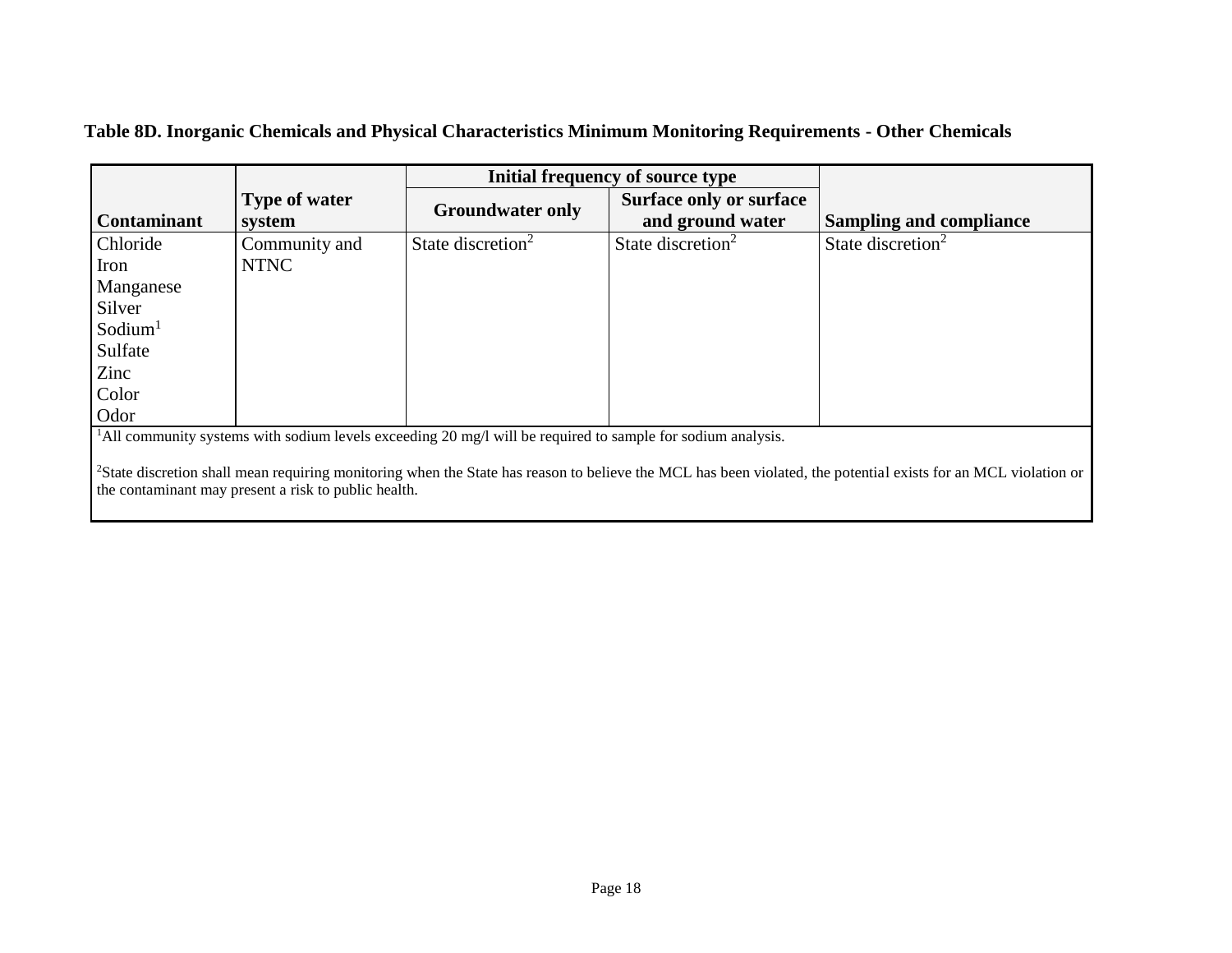**Table 8D. Inorganic Chemicals and Physical Characteristics Minimum Monitoring Requirements - Other Chemicals**

| Contaminant | Type of water system | Initial frequency of source type | | Sampling and compliance |
|---|---|---|---|---|
| | | Groundwater only | Surface only or surface and ground water | |
| Chloride<br>Iron<br>Manganese<br>Silver<br>Sodium[1]<br>Sulfate<br>Zinc<br>Color<br>Odor | Community and NTNC | State discretion[2] | State discretion[2] | State discretion[2] |

[1]All community systems with sodium levels exceeding 20 mg/l will be required to sample for sodium analysis.

[2]State discretion shall mean requiring monitoring when the State has reason to believe the MCL has been violated, the potential exists for an MCL violation or the contaminant may present a risk to public health.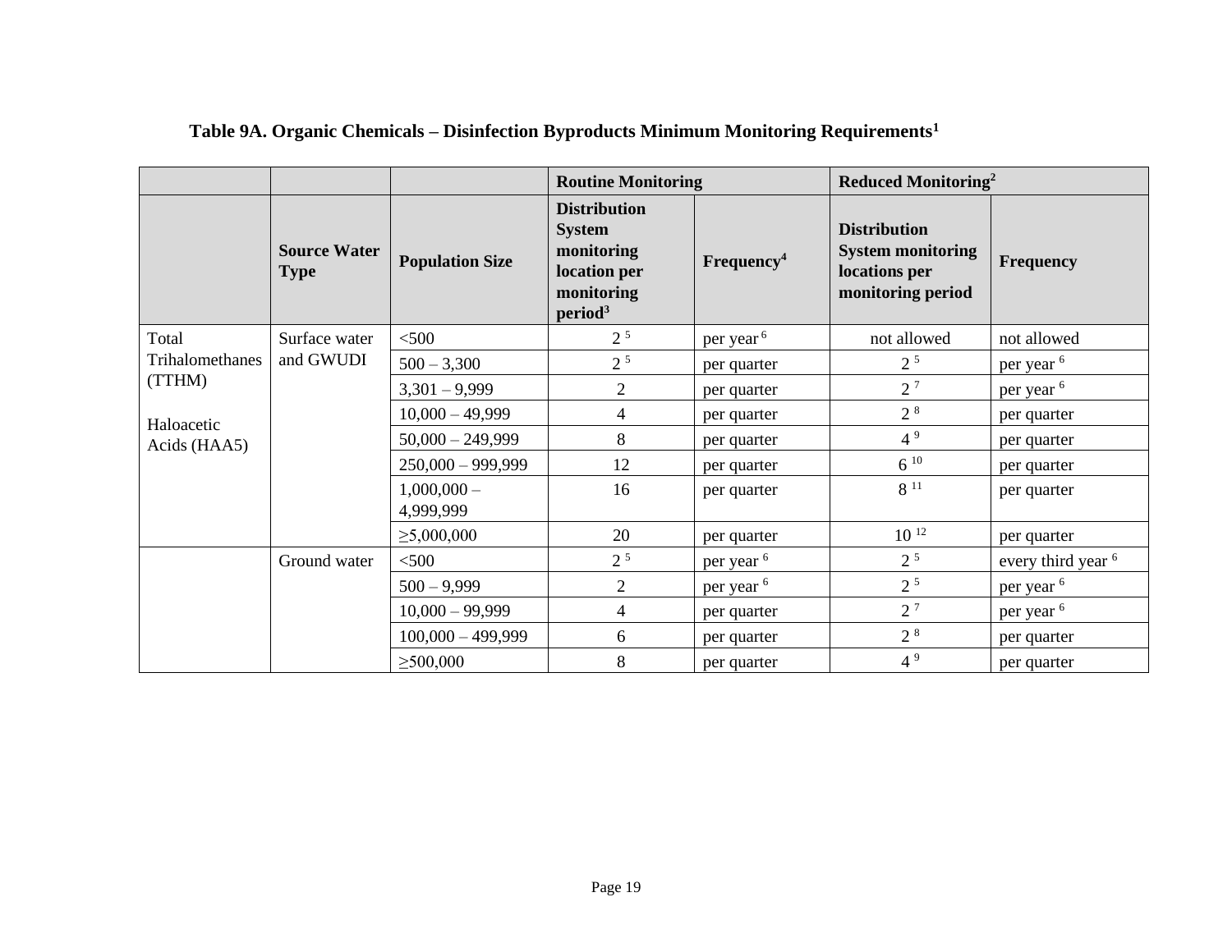**Table 9A. Organic Chemicals – Disinfection Byproducts Minimum Monitoring Requirements[1]**

| | | | Routine Monitoring | | Reduced Monitoring[2] | |
|---|---|---|---|---|---|---|
| | **Source Water Type** | **Population Size** | **Distribution System monitoring location per monitoring period[3]** | **Frequency[4]** | **Distribution System monitoring locations per monitoring period** | **Frequency** |
| Total Trihalomethanes (TTHM)<br><br>Haloacetic Acids (HAA5) | Surface water and GWUDI | <500 | 2 [5] | per year [6] | not allowed | not allowed |
| | | 500 – 3,300 | 2 [5] | per quarter | 2 [5] | per year [6] |
| | | 3,301 – 9,999 | 2 | per quarter | 2 [7] | per year [6] |
| | | 10,000 – 49,999 | 4 | per quarter | 2 [8] | per quarter |
| | | 50,000 – 249,999 | 8 | per quarter | 4 [9] | per quarter |
| | | 250,000 – 999,999 | 12 | per quarter | 6 [10] | per quarter |
| | | 1,000,000 – 4,999,999 | 16 | per quarter | 8 [11] | per quarter |
| | | ≥5,000,000 | 20 | per quarter | 10 [12] | per quarter |
| | Ground water | <500 | 2 [5] | per year [6] | 2 [5] | every third year [6] |
| | | 500 – 9,999 | 2 | per year [6] | 2 [5] | per year [6] |
| | | 10,000 – 99,999 | 4 | per quarter | 2 [7] | per year [6] |
| | | 100,000 – 499,999 | 6 | per quarter | 2 [8] | per quarter |
| | | ≥500,000 | 8 | per quarter | 4 [9] | per quarter |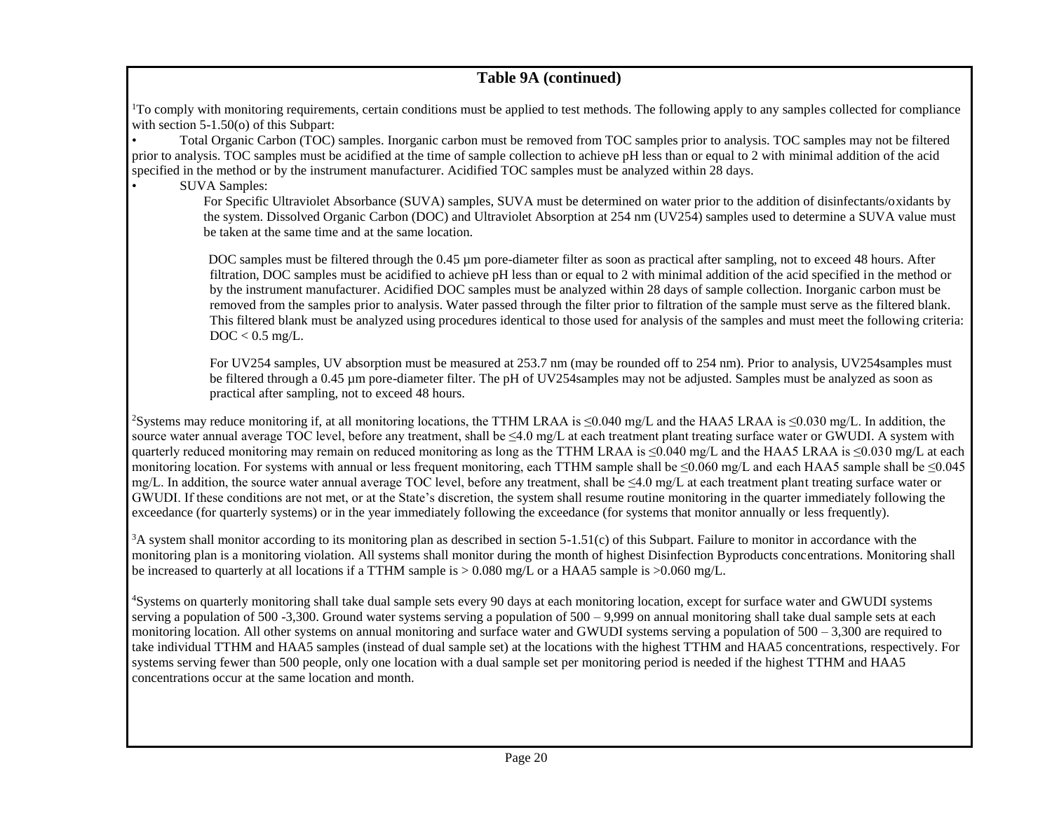## Table 9A (continued)

[1]To comply with monitoring requirements, certain conditions must be applied to test methods. The following apply to any samples collected for compliance with section 5-1.50(o) of this Subpart:

- Total Organic Carbon (TOC) samples. Inorganic carbon must be removed from TOC samples prior to analysis. TOC samples may not be filtered prior to analysis. TOC samples must be acidified at the time of sample collection to achieve pH less than or equal to 2 with minimal addition of the acid specified in the method or by the instrument manufacturer. Acidified TOC samples must be analyzed within 28 days.
- SUVA Samples:

  For Specific Ultraviolet Absorbance (SUVA) samples, SUVA must be determined on water prior to the addition of disinfectants/oxidants by the system. Dissolved Organic Carbon (DOC) and Ultraviolet Absorption at 254 nm (UV254) samples used to determine a SUVA value must be taken at the same time and at the same location.

  DOC samples must be filtered through the 0.45 µm pore-diameter filter as soon as practical after sampling, not to exceed 48 hours. After filtration, DOC samples must be acidified to achieve pH less than or equal to 2 with minimal addition of the acid specified in the method or by the instrument manufacturer. Acidified DOC samples must be analyzed within 28 days of sample collection. Inorganic carbon must be removed from the samples prior to analysis. Water passed through the filter prior to filtration of the sample must serve as the filtered blank. This filtered blank must be analyzed using procedures identical to those used for analysis of the samples and must meet the following criteria: DOC < 0.5 mg/L.

  For UV254 samples, UV absorption must be measured at 253.7 nm (may be rounded off to 254 nm). Prior to analysis, UV254samples must be filtered through a 0.45 µm pore-diameter filter. The pH of UV254samples may not be adjusted. Samples must be analyzed as soon as practical after sampling, not to exceed 48 hours.

[2]Systems may reduce monitoring if, at all monitoring locations, the TTHM LRAA is ≤0.040 mg/L and the HAA5 LRAA is ≤0.030 mg/L. In addition, the source water annual average TOC level, before any treatment, shall be ≤4.0 mg/L at each treatment plant treating surface water or GWUDI. A system with quarterly reduced monitoring may remain on reduced monitoring as long as the TTHM LRAA is ≤0.040 mg/L and the HAA5 LRAA is ≤0.030 mg/L at each monitoring location. For systems with annual or less frequent monitoring, each TTHM sample shall be ≤0.060 mg/L and each HAA5 sample shall be ≤0.045 mg/L. In addition, the source water annual average TOC level, before any treatment, shall be ≤4.0 mg/L at each treatment plant treating surface water or GWUDI. If these conditions are not met, or at the State's discretion, the system shall resume routine monitoring in the quarter immediately following the exceedance (for quarterly systems) or in the year immediately following the exceedance (for systems that monitor annually or less frequently).

[3]A system shall monitor according to its monitoring plan as described in section 5-1.51(c) of this Subpart. Failure to monitor in accordance with the monitoring plan is a monitoring violation. All systems shall monitor during the month of highest Disinfection Byproducts concentrations. Monitoring shall be increased to quarterly at all locations if a TTHM sample is > 0.080 mg/L or a HAA5 sample is >0.060 mg/L.

[4]Systems on quarterly monitoring shall take dual sample sets every 90 days at each monitoring location, except for surface water and GWUDI systems serving a population of 500 -3,300. Ground water systems serving a population of 500 – 9,999 on annual monitoring shall take dual sample sets at each monitoring location. All other systems on annual monitoring and surface water and GWUDI systems serving a population of 500 – 3,300 are required to take individual TTHM and HAA5 samples (instead of dual sample set) at the locations with the highest TTHM and HAA5 concentrations, respectively. For systems serving fewer than 500 people, only one location with a dual sample set per monitoring period is needed if the highest TTHM and HAA5 concentrations occur at the same location and month.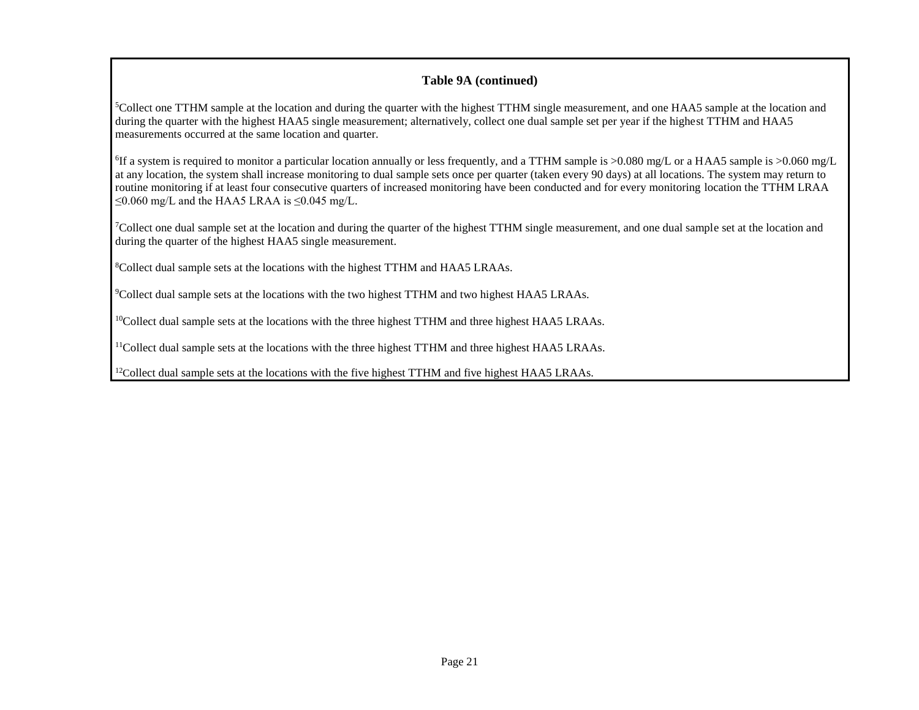### Table 9A (continued)

[5]Collect one TTHM sample at the location and during the quarter with the highest TTHM single measurement, and one HAA5 sample at the location and during the quarter with the highest HAA5 single measurement; alternatively, collect one dual sample set per year if the highest TTHM and HAA5 measurements occurred at the same location and quarter.

[6]If a system is required to monitor a particular location annually or less frequently, and a TTHM sample is >0.080 mg/L or a HAA5 sample is >0.060 mg/L at any location, the system shall increase monitoring to dual sample sets once per quarter (taken every 90 days) at all locations. The system may return to routine monitoring if at least four consecutive quarters of increased monitoring have been conducted and for every monitoring location the TTHM LRAA ≤0.060 mg/L and the HAA5 LRAA is ≤0.045 mg/L.

[7]Collect one dual sample set at the location and during the quarter of the highest TTHM single measurement, and one dual sample set at the location and during the quarter of the highest HAA5 single measurement.

[8]Collect dual sample sets at the locations with the highest TTHM and HAA5 LRAAs.

[9]Collect dual sample sets at the locations with the two highest TTHM and two highest HAA5 LRAAs.

[10]Collect dual sample sets at the locations with the three highest TTHM and three highest HAA5 LRAAs.

[11]Collect dual sample sets at the locations with the three highest TTHM and three highest HAA5 LRAAs.

[12]Collect dual sample sets at the locations with the five highest TTHM and five highest HAA5 LRAAs.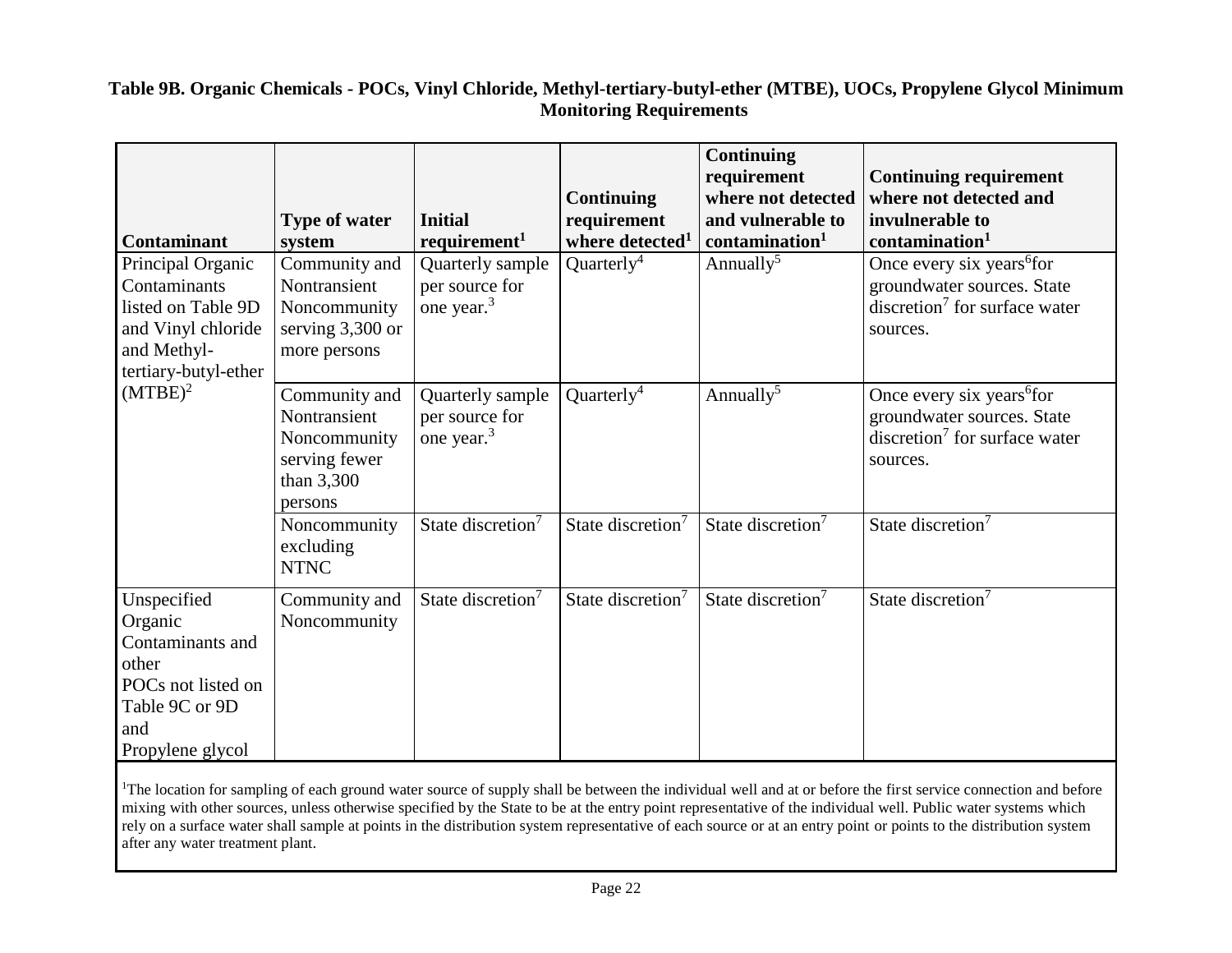**Table 9B. Organic Chemicals - POCs, Vinyl Chloride, Methyl-tertiary-butyl-ether (MTBE), UOCs, Propylene Glycol Minimum Monitoring Requirements**

| Contaminant | Type of water system | Initial requirement[1] | Continuing requirement where detected[1] | Continuing requirement where not detected and vulnerable to contamination[1] | Continuing requirement where not detected and invulnerable to contamination[1] |
|---|---|---|---|---|---|
| Principal Organic Contaminants listed on Table 9D and Vinyl chloride and Methyl-tertiary-butyl-ether (MTBE)[2] | Community and Nontransient Noncommunity serving 3,300 or more persons | Quarterly sample per source for one year.[3] | Quarterly[4] | Annually[5] | Once every six years[6] for groundwater sources. State discretion[7] for surface water sources. |
| | Community and Nontransient Noncommunity serving fewer than 3,300 persons | Quarterly sample per source for one year.[3] | Quarterly[4] | Annually[5] | Once every six years[6] for groundwater sources. State discretion[7] for surface water sources. |
| | Noncommunity excluding NTNC | State discretion[7] | State discretion[7] | State discretion[7] | State discretion[7] |
| Unspecified Organic Contaminants and other POCs not listed on Table 9C or 9D and Propylene glycol | Community and Noncommunity | State discretion[7] | State discretion[7] | State discretion[7] | State discretion[7] |

[1]The location for sampling of each ground water source of supply shall be between the individual well and at or before the first service connection and before mixing with other sources, unless otherwise specified by the State to be at the entry point representative of the individual well. Public water systems which rely on a surface water shall sample at points in the distribution system representative of each source or at an entry point or points to the distribution system after any water treatment plant.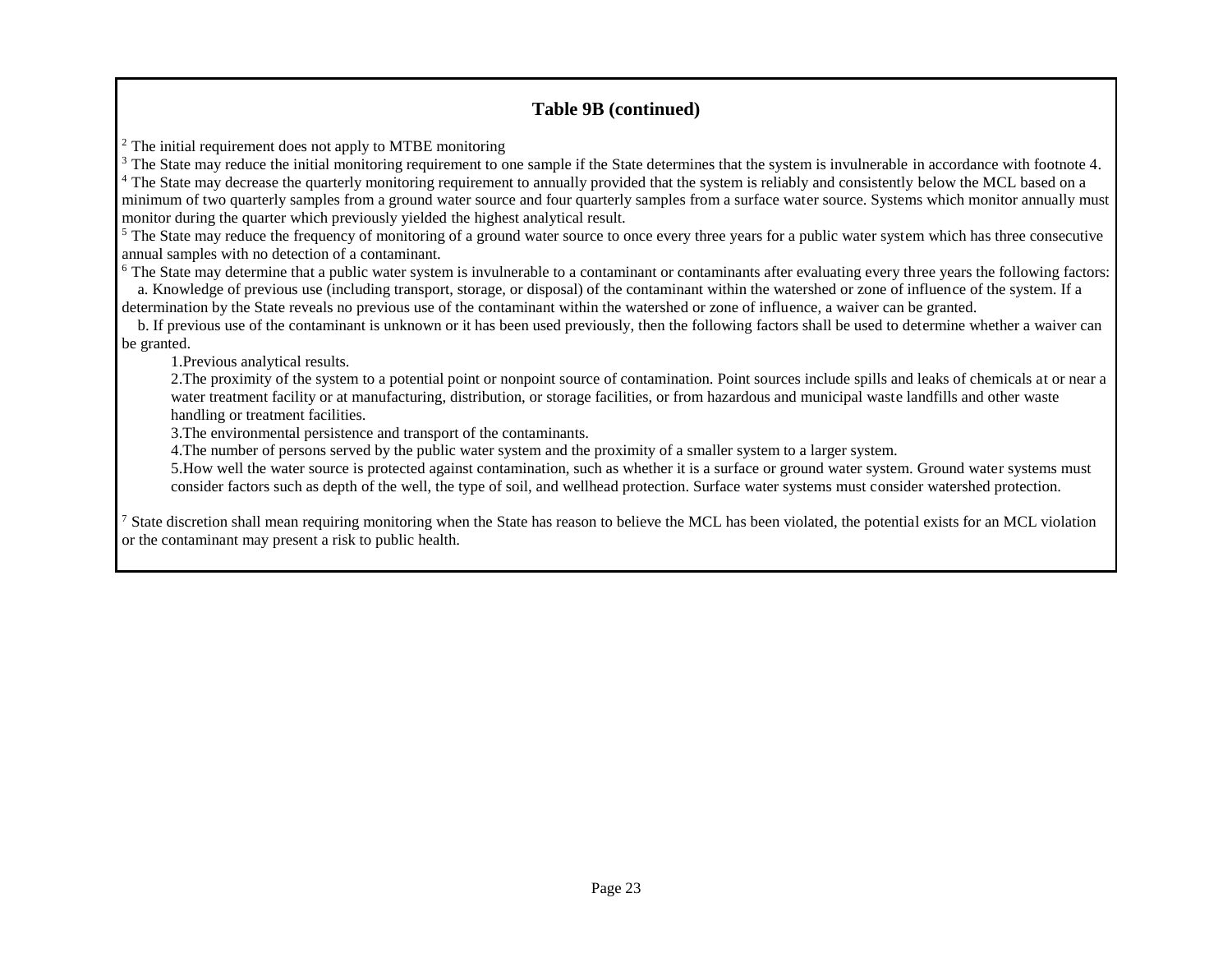### Table 9B (continued)

[2] The initial requirement does not apply to MTBE monitoring

[3] The State may reduce the initial monitoring requirement to one sample if the State determines that the system is invulnerable in accordance with footnote 4.

[4] The State may decrease the quarterly monitoring requirement to annually provided that the system is reliably and consistently below the MCL based on a minimum of two quarterly samples from a ground water source and four quarterly samples from a surface water source. Systems which monitor annually must monitor during the quarter which previously yielded the highest analytical result.

[5] The State may reduce the frequency of monitoring of a ground water source to once every three years for a public water system which has three consecutive annual samples with no detection of a contaminant.

[6] The State may determine that a public water system is invulnerable to a contaminant or contaminants after evaluating every three years the following factors:

a. Knowledge of previous use (including transport, storage, or disposal) of the contaminant within the watershed or zone of influence of the system. If a determination by the State reveals no previous use of the contaminant within the watershed or zone of influence, a waiver can be granted.

b. If previous use of the contaminant is unknown or it has been used previously, then the following factors shall be used to determine whether a waiver can be granted.

1. Previous analytical results.
2. The proximity of the system to a potential point or nonpoint source of contamination. Point sources include spills and leaks of chemicals at or near a water treatment facility or at manufacturing, distribution, or storage facilities, or from hazardous and municipal waste landfills and other waste handling or treatment facilities.
3. The environmental persistence and transport of the contaminants.
4. The number of persons served by the public water system and the proximity of a smaller system to a larger system.
5. How well the water source is protected against contamination, such as whether it is a surface or ground water system. Ground water systems must consider factors such as depth of the well, the type of soil, and wellhead protection. Surface water systems must consider watershed protection.

[7] State discretion shall mean requiring monitoring when the State has reason to believe the MCL has been violated, the potential exists for an MCL violation or the contaminant may present a risk to public health.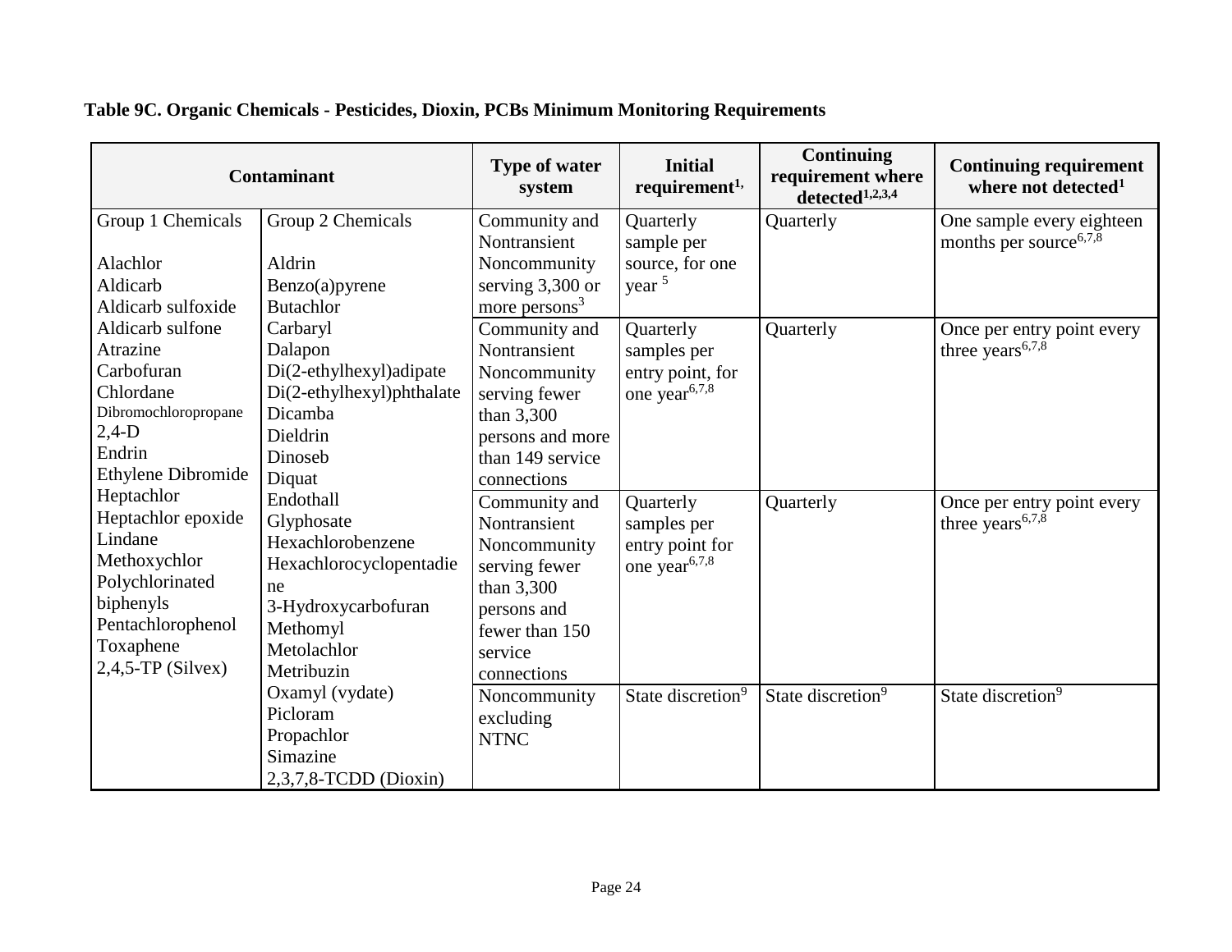**Table 9C. Organic Chemicals - Pesticides, Dioxin, PCBs Minimum Monitoring Requirements**

| Contaminant | | Type of water system | Initial requirement[1,] | Continuing requirement where detected[1,2,3,4] | Continuing requirement where not detected[1] |
|---|---|---|---|---|---|
| Group 1 Chemicals<br><br>Alachlor<br>Aldicarb<br>Aldicarb sulfoxide<br>Aldicarb sulfone<br>Atrazine<br>Carbofuran<br>Chlordane<br>Dibromochloropropane<br>2,4-D<br>Endrin<br>Ethylene Dibromide<br>Heptachlor<br>Heptachlor epoxide<br>Lindane<br>Methoxychlor<br>Polychlorinated biphenyls<br>Pentachlorophenol<br>Toxaphene<br>2,4,5-TP (Silvex) | Group 2 Chemicals<br><br>Aldrin<br>Benzo(a)pyrene<br>Butachlor<br>Carbaryl<br>Dalapon<br>Di(2-ethylhexyl)adipate<br>Di(2-ethylhexyl)phthalate<br>Dicamba<br>Dieldrin<br>Dinoseb<br>Diquat<br>Endothall<br>Glyphosate<br>Hexachlorobenzene<br>Hexachlorocyclopentadiene<br>3-Hydroxycarbofuran<br>Methomyl<br>Metolachlor<br>Metribuzin<br>Oxamyl (vydate)<br>Picloram<br>Propachlor<br>Simazine<br>2,3,7,8-TCDD (Dioxin) | Community and Nontransient Noncommunity serving 3,300 or more persons[3] | Quarterly sample per source, for one year [5] | Quarterly | One sample every eighteen months per source[6,7,8] |
| | | Community and Nontransient Noncommunity serving fewer than 3,300 persons and more than 149 service connections | Quarterly samples per entry point, for one year[6,7,8] | Quarterly | Once per entry point every three years[6,7,8] |
| | | Community and Nontransient Noncommunity serving fewer than 3,300 persons and fewer than 150 service connections | Quarterly samples per entry point for one year[6,7,8] | Quarterly | Once per entry point every three years[6,7,8] |
| | | Noncommunity excluding NTNC | State discretion[9] | State discretion[9] | State discretion[9] |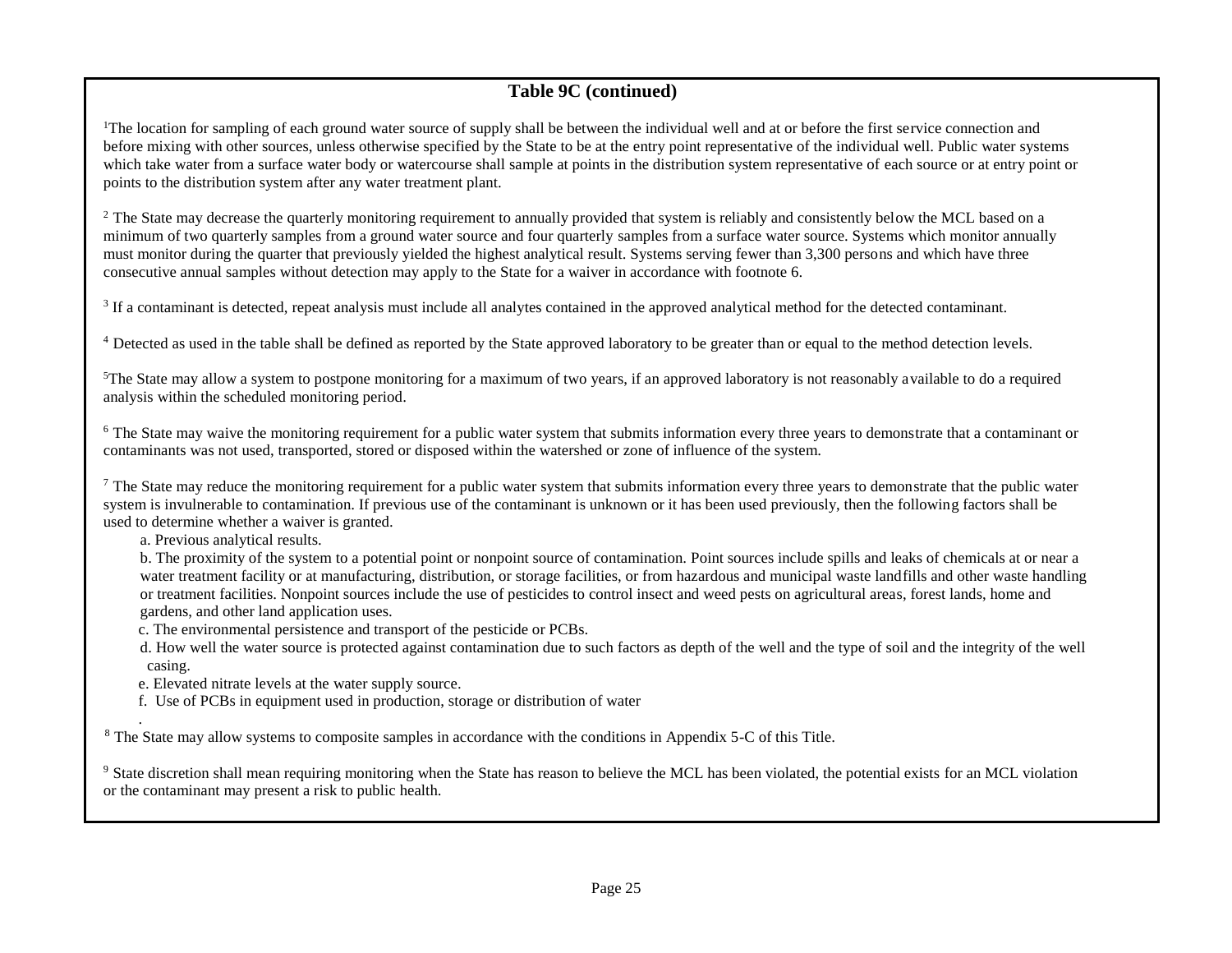## Table 9C (continued)

[1]The location for sampling of each ground water source of supply shall be between the individual well and at or before the first service connection and before mixing with other sources, unless otherwise specified by the State to be at the entry point representative of the individual well. Public water systems which take water from a surface water body or watercourse shall sample at points in the distribution system representative of each source or at entry point or points to the distribution system after any water treatment plant.

[2] The State may decrease the quarterly monitoring requirement to annually provided that system is reliably and consistently below the MCL based on a minimum of two quarterly samples from a ground water source and four quarterly samples from a surface water source. Systems which monitor annually must monitor during the quarter that previously yielded the highest analytical result. Systems serving fewer than 3,300 persons and which have three consecutive annual samples without detection may apply to the State for a waiver in accordance with footnote 6.

[3] If a contaminant is detected, repeat analysis must include all analytes contained in the approved analytical method for the detected contaminant.

[4] Detected as used in the table shall be defined as reported by the State approved laboratory to be greater than or equal to the method detection levels.

[5]The State may allow a system to postpone monitoring for a maximum of two years, if an approved laboratory is not reasonably available to do a required analysis within the scheduled monitoring period.

[6] The State may waive the monitoring requirement for a public water system that submits information every three years to demonstrate that a contaminant or contaminants was not used, transported, stored or disposed within the watershed or zone of influence of the system.

[7] The State may reduce the monitoring requirement for a public water system that submits information every three years to demonstrate that the public water system is invulnerable to contamination. If previous use of the contaminant is unknown or it has been used previously, then the following factors shall be used to determine whether a waiver is granted.

a. Previous analytical results.

b. The proximity of the system to a potential point or nonpoint source of contamination. Point sources include spills and leaks of chemicals at or near a water treatment facility or at manufacturing, distribution, or storage facilities, or from hazardous and municipal waste landfills and other waste handling or treatment facilities. Nonpoint sources include the use of pesticides to control insect and weed pests on agricultural areas, forest lands, home and gardens, and other land application uses.

c. The environmental persistence and transport of the pesticide or PCBs.

d. How well the water source is protected against contamination due to such factors as depth of the well and the type of soil and the integrity of the well casing.

e. Elevated nitrate levels at the water supply source.

f. Use of PCBs in equipment used in production, storage or distribution of water

[8] The State may allow systems to composite samples in accordance with the conditions in Appendix 5-C of this Title.

[9] State discretion shall mean requiring monitoring when the State has reason to believe the MCL has been violated, the potential exists for an MCL violation or the contaminant may present a risk to public health.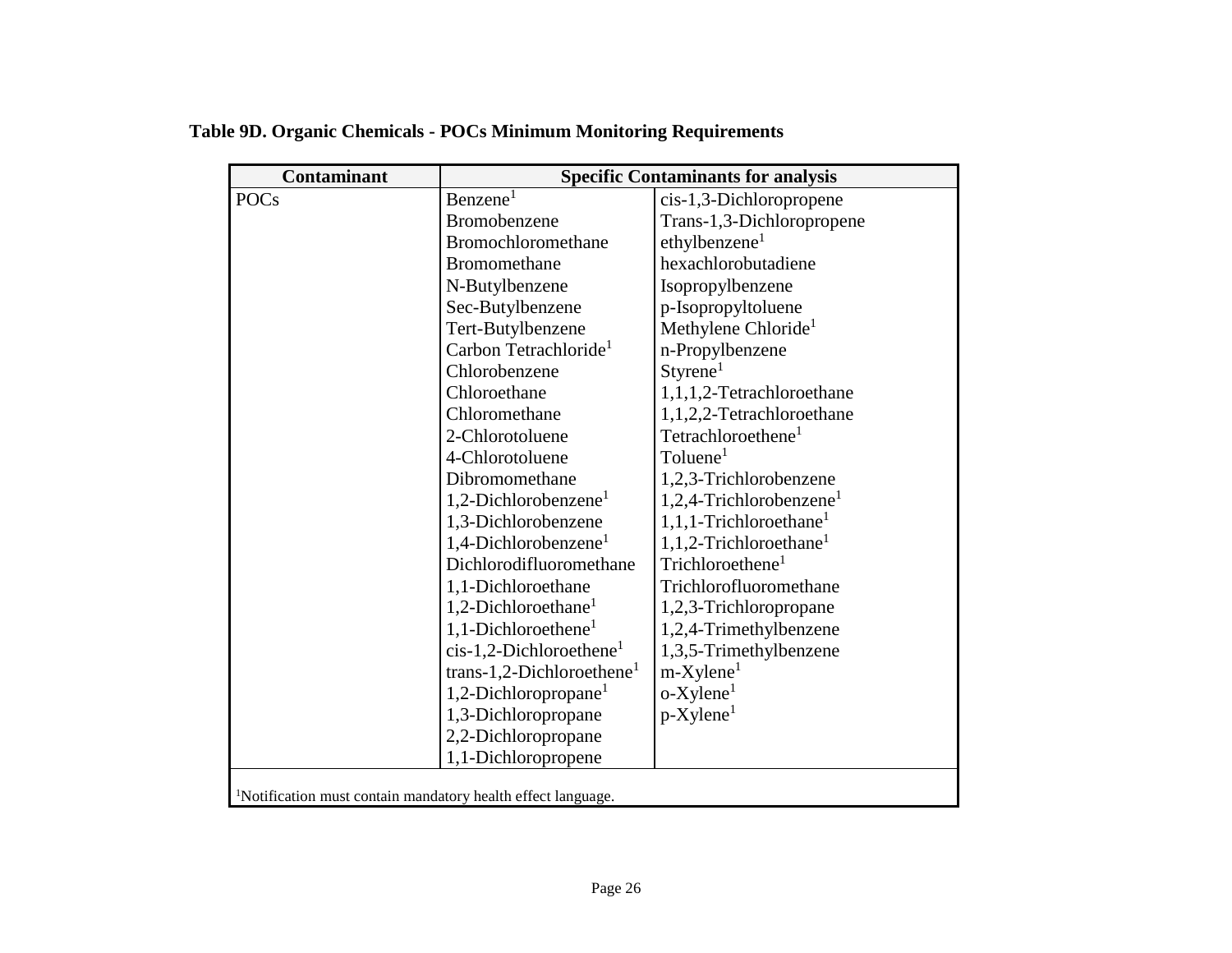**Table 9D. Organic Chemicals - POCs Minimum Monitoring Requirements**

| Contaminant | Specific Contaminants for analysis | |
|---|---|---|
| POCs | Benzene[1] | cis-1,3-Dichloropropene |
| | Bromobenzene | Trans-1,3-Dichloropropene |
| | Bromochloromethane | ethylbenzene[1] |
| | Bromomethane | hexachlorobutadiene |
| | N-Butylbenzene | Isopropylbenzene |
| | Sec-Butylbenzene | p-Isopropyltoluene |
| | Tert-Butylbenzene | Methylene Chloride[1] |
| | Carbon Tetrachloride[1] | n-Propylbenzene |
| | Chlorobenzene | Styrene[1] |
| | Chloroethane | 1,1,1,2-Tetrachloroethane |
| | Chloromethane | 1,1,2,2-Tetrachloroethane |
| | 2-Chlorotoluene | Tetrachloroethene[1] |
| | 4-Chlorotoluene | Toluene[1] |
| | Dibromomethane | 1,2,3-Trichlorobenzene |
| | 1,2-Dichlorobenzene[1] | 1,2,4-Trichlorobenzene[1] |
| | 1,3-Dichlorobenzene | 1,1,1-Trichloroethane[1] |
| | 1,4-Dichlorobenzene[1] | 1,1,2-Trichloroethane[1] |
| | Dichlorodifluoromethane | Trichloroethene[1] |
| | 1,1-Dichloroethane | Trichlorofluoromethane |
| | 1,2-Dichloroethane[1] | 1,2,3-Trichloropropane |
| | 1,1-Dichloroethene[1] | 1,2,4-Trimethylbenzene |
| | cis-1,2-Dichloroethene[1] | 1,3,5-Trimethylbenzene |
| | trans-1,2-Dichloroethene[1] | m-Xylene[1] |
| | 1,2-Dichloropropane[1] | o-Xylene[1] |
| | 1,3-Dichloropropane | p-Xylene[1] |
| | 2,2-Dichloropropane | |
| | 1,1-Dichloropropene | |

[1]Notification must contain mandatory health effect language.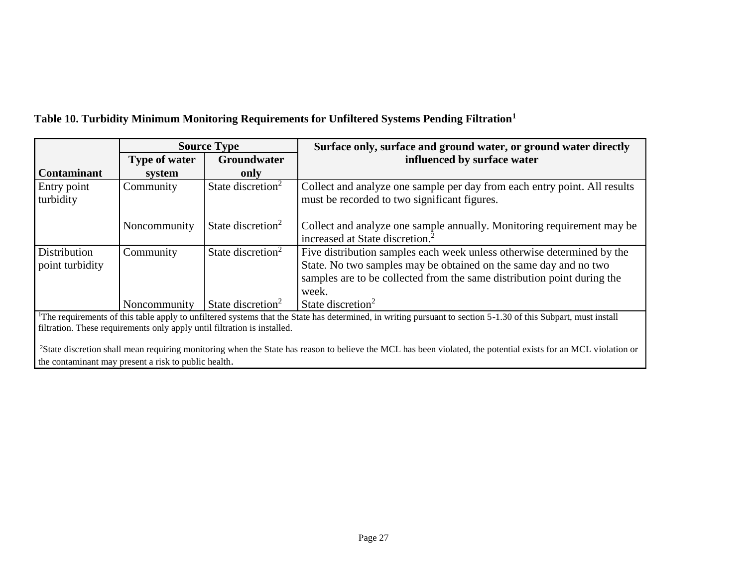**Table 10. Turbidity Minimum Monitoring Requirements for Unfiltered Systems Pending Filtration[1]**

| Contaminant | Source Type | | Surface only, surface and ground water, or ground water directly influenced by surface water |
|---|---|---|---|
| | Type of water system | Groundwater only | |
| Entry point turbidity | Community | State discretion[2] | Collect and analyze one sample per day from each entry point. All results must be recorded to two significant figures. |
| | Noncommunity | State discretion[2] | Collect and analyze one sample annually. Monitoring requirement may be increased at State discretion.[2] |
| Distribution point turbidity | Community | State discretion[2] | Five distribution samples each week unless otherwise determined by the State. No two samples may be obtained on the same day and no two samples are to be collected from the same distribution point during the week. |
| | Noncommunity | State discretion[2] | State discretion[2] |

[1]The requirements of this table apply to unfiltered systems that the State has determined, in writing pursuant to section 5-1.30 of this Subpart, must install filtration. These requirements only apply until filtration is installed.

[2]State discretion shall mean requiring monitoring when the State has reason to believe the MCL has been violated, the potential exists for an MCL violation or the contaminant may present a risk to public health.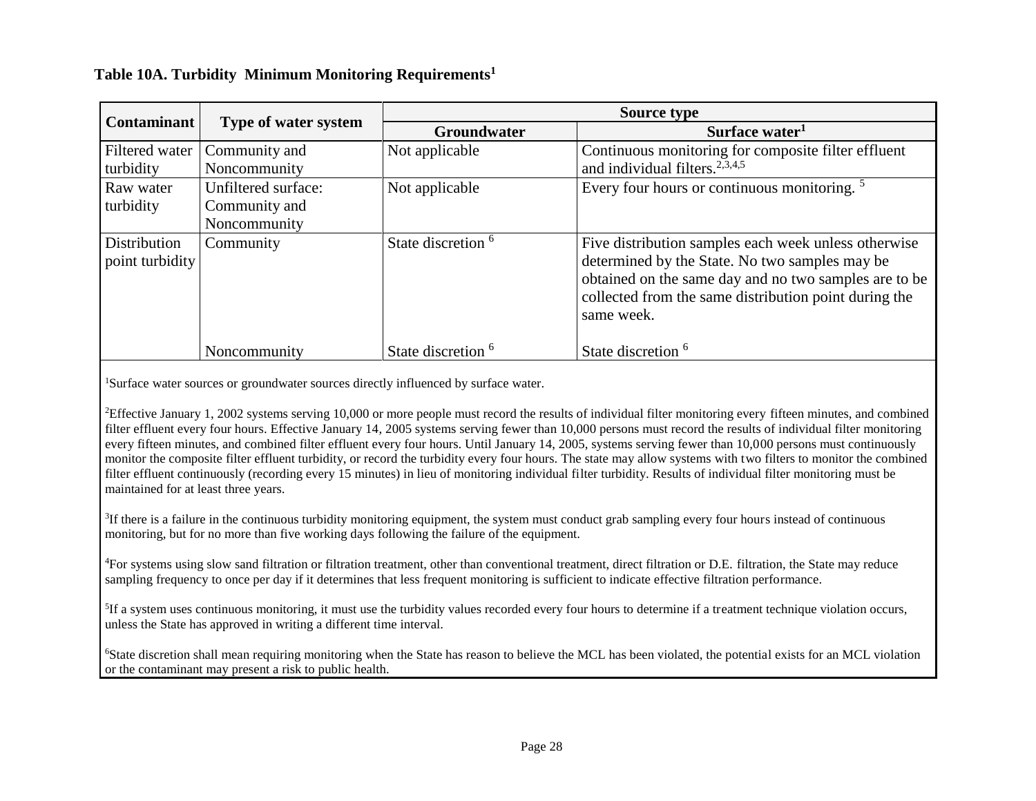**Table 10A. Turbidity Minimum Monitoring Requirements[1]**

| Contaminant | Type of water system | Source type | |
|---|---|---|---|
| | | Groundwater | Surface water[1] |
| Filtered water turbidity | Community and Noncommunity | Not applicable | Continuous monitoring for composite filter effluent and individual filters.[2,3,4,5] |
| Raw water turbidity | Unfiltered surface: Community and Noncommunity | Not applicable | Every four hours or continuous monitoring. [5] |
| Distribution point turbidity | Community | State discretion [6] | Five distribution samples each week unless otherwise determined by the State. No two samples may be obtained on the same day and no two samples are to be collected from the same distribution point during the same week. |
| | Noncommunity | State discretion [6] | State discretion [6] |

[1]Surface water sources or groundwater sources directly influenced by surface water.

[2]Effective January 1, 2002 systems serving 10,000 or more people must record the results of individual filter monitoring every fifteen minutes, and combined filter effluent every four hours. Effective January 14, 2005 systems serving fewer than 10,000 persons must record the results of individual filter monitoring every fifteen minutes, and combined filter effluent every four hours. Until January 14, 2005, systems serving fewer than 10,000 persons must continuously monitor the composite filter effluent turbidity, or record the turbidity every four hours. The state may allow systems with two filters to monitor the combined filter effluent continuously (recording every 15 minutes) in lieu of monitoring individual filter turbidity. Results of individual filter monitoring must be maintained for at least three years.

[3]If there is a failure in the continuous turbidity monitoring equipment, the system must conduct grab sampling every four hours instead of continuous monitoring, but for no more than five working days following the failure of the equipment.

[4]For systems using slow sand filtration or filtration treatment, other than conventional treatment, direct filtration or D.E. filtration, the State may reduce sampling frequency to once per day if it determines that less frequent monitoring is sufficient to indicate effective filtration performance.

[5]If a system uses continuous monitoring, it must use the turbidity values recorded every four hours to determine if a treatment technique violation occurs, unless the State has approved in writing a different time interval.

[6]State discretion shall mean requiring monitoring when the State has reason to believe the MCL has been violated, the potential exists for an MCL violation or the contaminant may present a risk to public health.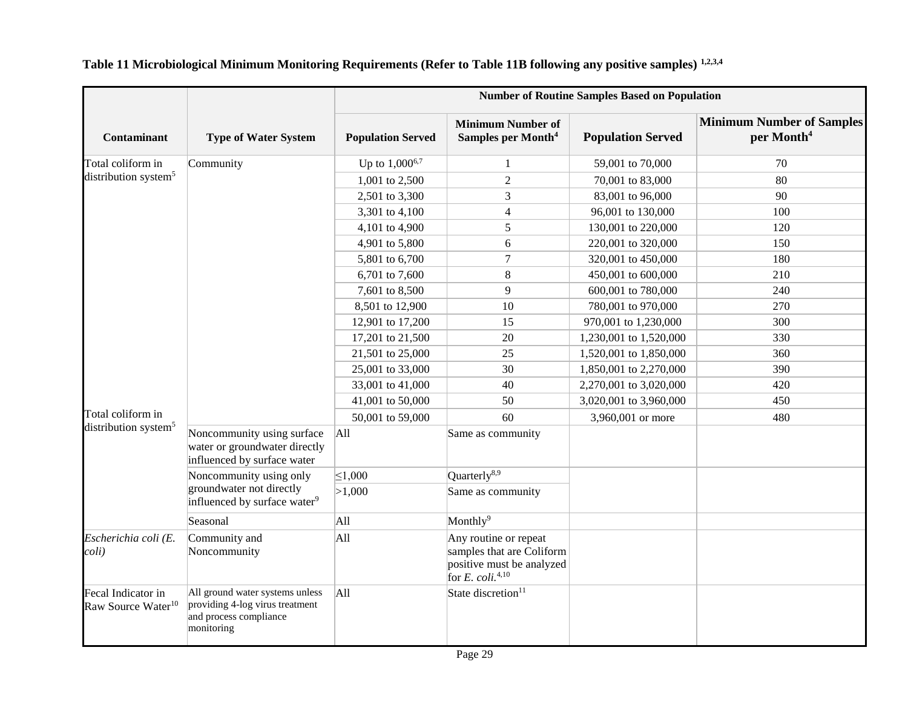**Table 11 Microbiological Minimum Monitoring Requirements (Refer to Table 11B following any positive samples) [1,2,3,4]**

| Contaminant | Type of Water System | Number of Routine Samples Based on Population | | | |
|---|---|---|---|---|---|
| | | Population Served | Minimum Number of Samples per Month[4] | Population Served | Minimum Number of Samples per Month[4] |
| Total coliform in distribution system[5] | Community | Up to 1,000[6,7] | 1 | 59,001 to 70,000 | 70 |
| | | 1,001 to 2,500 | 2 | 70,001 to 83,000 | 80 |
| | | 2,501 to 3,300 | 3 | 83,001 to 96,000 | 90 |
| | | 3,301 to 4,100 | 4 | 96,001 to 130,000 | 100 |
| | | 4,101 to 4,900 | 5 | 130,001 to 220,000 | 120 |
| | | 4,901 to 5,800 | 6 | 220,001 to 320,000 | 150 |
| | | 5,801 to 6,700 | 7 | 320,001 to 450,000 | 180 |
| | | 6,701 to 7,600 | 8 | 450,001 to 600,000 | 210 |
| | | 7,601 to 8,500 | 9 | 600,001 to 780,000 | 240 |
| | | 8,501 to 12,900 | 10 | 780,001 to 970,000 | 270 |
| | | 12,901 to 17,200 | 15 | 970,001 to 1,230,000 | 300 |
| | | 17,201 to 21,500 | 20 | 1,230,001 to 1,520,000 | 330 |
| | | 21,501 to 25,000 | 25 | 1,520,001 to 1,850,000 | 360 |
| | | 25,001 to 33,000 | 30 | 1,850,001 to 2,270,000 | 390 |
| | | 33,001 to 41,000 | 40 | 2,270,001 to 3,020,000 | 420 |
| | | 41,001 to 50,000 | 50 | 3,020,001 to 3,960,000 | 450 |
| Total coliform in distribution system[5] | | 50,001 to 59,000 | 60 | 3,960,001 or more | 480 |
| | Noncommunity using surface water or groundwater directly influenced by surface water | All | Same as community | | |
| | Noncommunity using only groundwater not directly influenced by surface water[9] | ≤1,000 | Quarterly[8,9] | | |
| | | >1,000 | Same as community | | |
| | Seasonal | All | Monthly[9] | | |
| *Escherichia coli (E. coli)* | Community and Noncommunity | All | Any routine or repeat samples that are Coliform positive must be analyzed for *E. coli*.[4,10] | | |
| Fecal Indicator in Raw Source Water[10] | All ground water systems unless providing 4-log virus treatment and process compliance monitoring | All | State discretion[11] | | |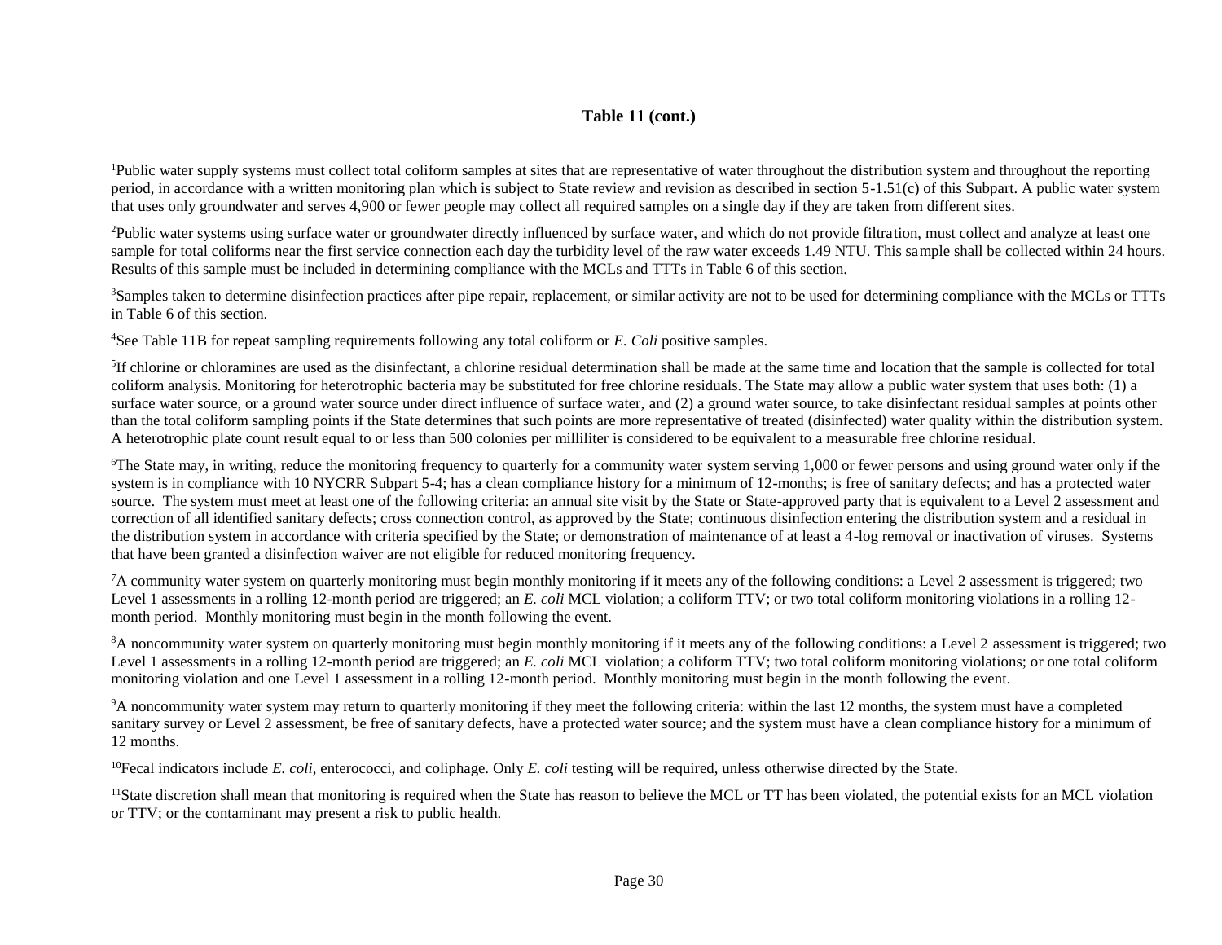**Table 11 (cont.)**

[1]Public water supply systems must collect total coliform samples at sites that are representative of water throughout the distribution system and throughout the reporting period, in accordance with a written monitoring plan which is subject to State review and revision as described in section 5-1.51(c) of this Subpart. A public water system that uses only groundwater and serves 4,900 or fewer people may collect all required samples on a single day if they are taken from different sites.

[2]Public water systems using surface water or groundwater directly influenced by surface water, and which do not provide filtration, must collect and analyze at least one sample for total coliforms near the first service connection each day the turbidity level of the raw water exceeds 1.49 NTU. This sample shall be collected within 24 hours. Results of this sample must be included in determining compliance with the MCLs and TTTs in Table 6 of this section.

[3]Samples taken to determine disinfection practices after pipe repair, replacement, or similar activity are not to be used for determining compliance with the MCLs or TTTs in Table 6 of this section.

[4]See Table 11B for repeat sampling requirements following any total coliform or *E. Coli* positive samples.

[5]If chlorine or chloramines are used as the disinfectant, a chlorine residual determination shall be made at the same time and location that the sample is collected for total coliform analysis. Monitoring for heterotrophic bacteria may be substituted for free chlorine residuals. The State may allow a public water system that uses both: (1) a surface water source, or a ground water source under direct influence of surface water, and (2) a ground water source, to take disinfectant residual samples at points other than the total coliform sampling points if the State determines that such points are more representative of treated (disinfected) water quality within the distribution system. A heterotrophic plate count result equal to or less than 500 colonies per milliliter is considered to be equivalent to a measurable free chlorine residual.

[6]The State may, in writing, reduce the monitoring frequency to quarterly for a community water system serving 1,000 or fewer persons and using ground water only if the system is in compliance with 10 NYCRR Subpart 5-4; has a clean compliance history for a minimum of 12-months; is free of sanitary defects; and has a protected water source. The system must meet at least one of the following criteria: an annual site visit by the State or State-approved party that is equivalent to a Level 2 assessment and correction of all identified sanitary defects; cross connection control, as approved by the State; continuous disinfection entering the distribution system and a residual in the distribution system in accordance with criteria specified by the State; or demonstration of maintenance of at least a 4-log removal or inactivation of viruses. Systems that have been granted a disinfection waiver are not eligible for reduced monitoring frequency.

[7]A community water system on quarterly monitoring must begin monthly monitoring if it meets any of the following conditions: a Level 2 assessment is triggered; two Level 1 assessments in a rolling 12-month period are triggered; an *E. coli* MCL violation; a coliform TTV; or two total coliform monitoring violations in a rolling 12-month period. Monthly monitoring must begin in the month following the event.

[8]A noncommunity water system on quarterly monitoring must begin monthly monitoring if it meets any of the following conditions: a Level 2 assessment is triggered; two Level 1 assessments in a rolling 12-month period are triggered; an *E. coli* MCL violation; a coliform TTV; two total coliform monitoring violations; or one total coliform monitoring violation and one Level 1 assessment in a rolling 12-month period. Monthly monitoring must begin in the month following the event.

[9]A noncommunity water system may return to quarterly monitoring if they meet the following criteria: within the last 12 months, the system must have a completed sanitary survey or Level 2 assessment, be free of sanitary defects, have a protected water source; and the system must have a clean compliance history for a minimum of 12 months.

[10]Fecal indicators include *E. coli*, enterococci, and coliphage. Only *E. coli* testing will be required, unless otherwise directed by the State.

[11]State discretion shall mean that monitoring is required when the State has reason to believe the MCL or TT has been violated, the potential exists for an MCL violation or TTV; or the contaminant may present a risk to public health.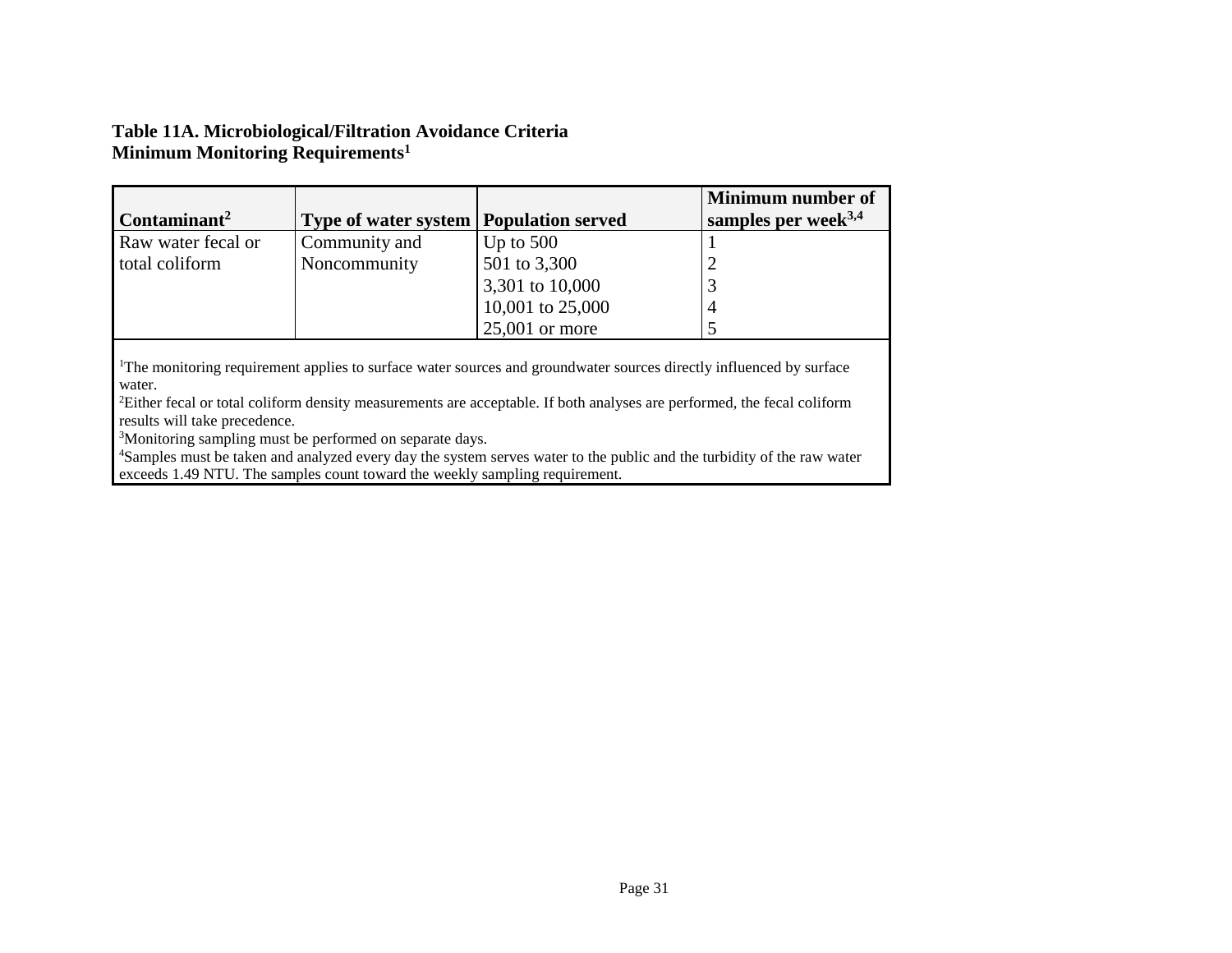**Table 11A. Microbiological/Filtration Avoidance Criteria**
**Minimum Monitoring Requirements[1]**

| Contaminant[2] | Type of water system | Population served | Minimum number of samples per week[3,4] |
|---|---|---|---|
| Raw water fecal or total coliform | Community and Noncommunity | Up to 500 | 1 |
| | | 501 to 3,300 | 2 |
| | | 3,301 to 10,000 | 3 |
| | | 10,001 to 25,000 | 4 |
| | | 25,001 or more | 5 |

[1]The monitoring requirement applies to surface water sources and groundwater sources directly influenced by surface water.
[2]Either fecal or total coliform density measurements are acceptable. If both analyses are performed, the fecal coliform results will take precedence.
[3]Monitoring sampling must be performed on separate days.
[4]Samples must be taken and analyzed every day the system serves water to the public and the turbidity of the raw water exceeds 1.49 NTU. The samples count toward the weekly sampling requirement.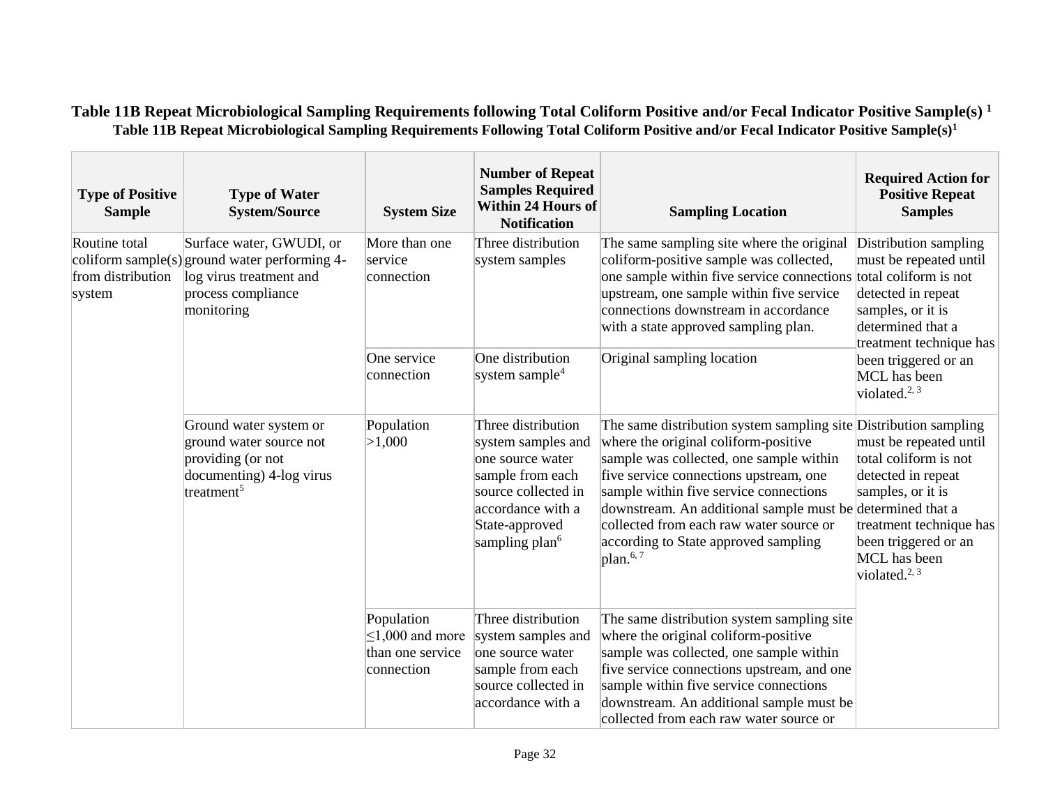**Table 11B Repeat Microbiological Sampling Requirements following Total Coliform Positive and/or Fecal Indicator Positive Sample(s) [1]**

**Table 11B Repeat Microbiological Sampling Requirements Following Total Coliform Positive and/or Fecal Indicator Positive Sample(s)[1]**

| Type of Positive Sample | Type of Water System/Source | System Size | Number of Repeat Samples Required Within 24 Hours of Notification | Sampling Location | Required Action for Positive Repeat Samples |
|---|---|---|---|---|---|
| Routine total coliform sample(s) from distribution system | Surface water, GWUDI, or ground water performing 4-log virus treatment and process compliance monitoring | More than one service connection | Three distribution system samples | The same sampling site where the original coliform-positive sample was collected, one sample within five service connections upstream, one sample within five service connections downstream in accordance with a state approved sampling plan. | Distribution sampling must be repeated until total coliform is not detected in repeat samples, or it is determined that a treatment technique has been triggered or an MCL has been violated.[2, 3] |
| | | One service connection | One distribution system sample[4] | Original sampling location | |
| | Ground water system or ground water source not providing (or not documenting) 4-log virus treatment[5] | Population >1,000 | Three distribution system samples and one source water sample from each source collected in accordance with a State-approved sampling plan[6] | The same distribution system sampling site where the original coliform-positive sample was collected, one sample within five service connections upstream, one sample within five service connections downstream. An additional sample must be collected from each raw water source or according to State approved sampling plan.[6, 7] | Distribution sampling must be repeated until total coliform is not detected in repeat samples, or it is determined that a treatment technique has been triggered or an MCL has been violated.[2, 3] |
| | | Population ≤1,000 and more than one service connection | Three distribution system samples and one source water sample from each source collected in accordance with a | The same distribution system sampling site where the original coliform-positive sample was collected, one sample within five service connections upstream, and one sample within five service connections downstream. An additional sample must be collected from each raw water source or | |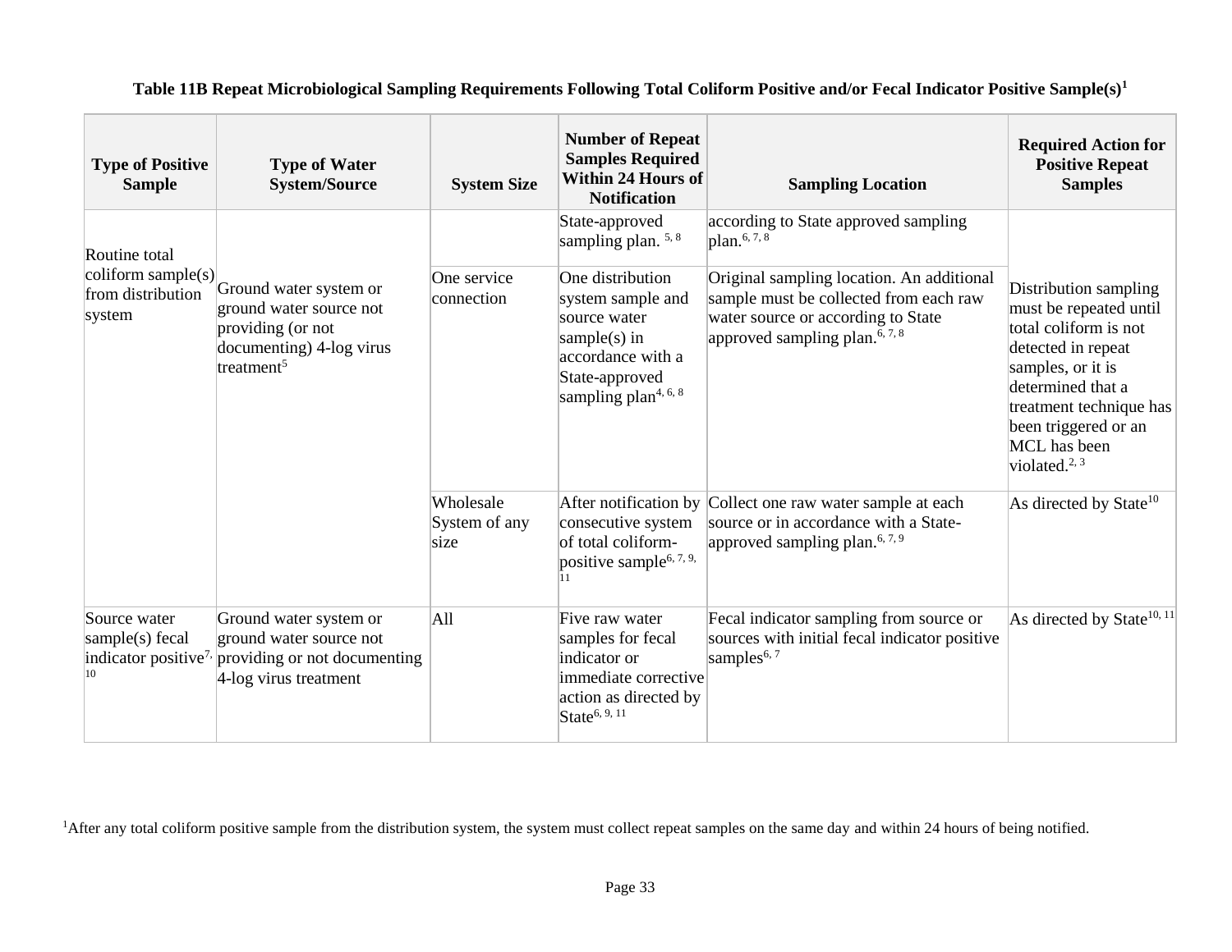**Table 11B Repeat Microbiological Sampling Requirements Following Total Coliform Positive and/or Fecal Indicator Positive Sample(s)[1]**

| Type of Positive Sample | Type of Water System/Source | System Size | Number of Repeat Samples Required Within 24 Hours of Notification | Sampling Location | Required Action for Positive Repeat Samples |
|---|---|---|---|---|---|
| Routine total coliform sample(s) from distribution system | Ground water system or ground water source not providing (or not documenting) 4-log virus treatment[5] | | State-approved sampling plan. [5, 8] | according to State approved sampling plan.[6, 7, 8] | Distribution sampling must be repeated until total coliform is not detected in repeat samples, or it is determined that a treatment technique has been triggered or an MCL has been violated.[2, 3] |
| | | One service connection | One distribution system sample and source water sample(s) in accordance with a State-approved sampling plan[4, 6, 8] | Original sampling location. An additional sample must be collected from each raw water source or according to State approved sampling plan.[6, 7, 8] | |
| | | Wholesale System of any size | After notification by consecutive system of total coliform-positive sample[6, 7, 9, 11] | Collect one raw water sample at each source or in accordance with a State-approved sampling plan.[6, 7, 9] | As directed by State[10] |
| Source water sample(s) fecal indicator positive[7, 10] | Ground water system or ground water source not providing or not documenting 4-log virus treatment | All | Five raw water samples for fecal indicator or immediate corrective action as directed by State[6, 9, 11] | Fecal indicator sampling from source or sources with initial fecal indicator positive samples[6, 7] | As directed by State[10, 11] |

[1]After any total coliform positive sample from the distribution system, the system must collect repeat samples on the same day and within 24 hours of being notified.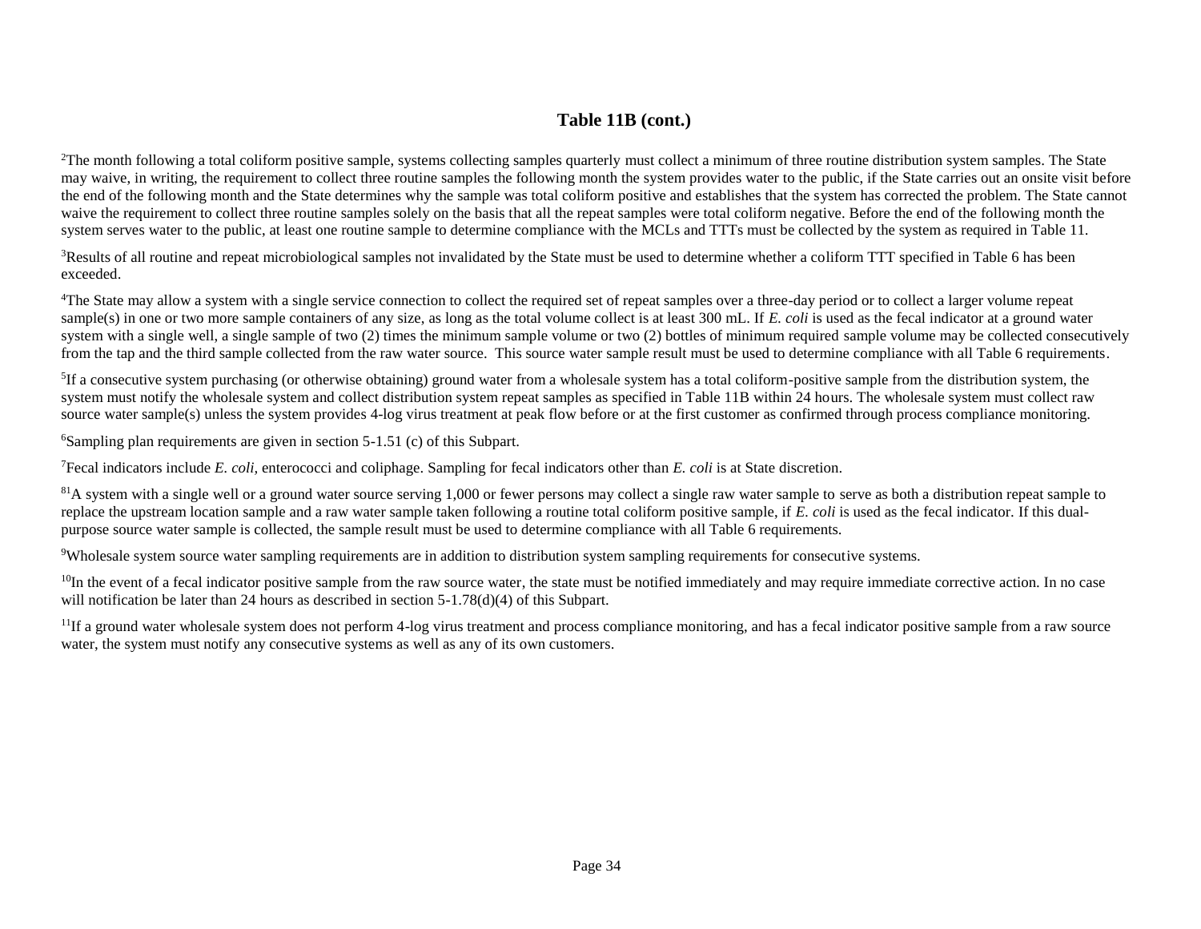## Table 11B (cont.)

[2]The month following a total coliform positive sample, systems collecting samples quarterly must collect a minimum of three routine distribution system samples. The State may waive, in writing, the requirement to collect three routine samples the following month the system provides water to the public, if the State carries out an onsite visit before the end of the following month and the State determines why the sample was total coliform positive and establishes that the system has corrected the problem. The State cannot waive the requirement to collect three routine samples solely on the basis that all the repeat samples were total coliform negative. Before the end of the following month the system serves water to the public, at least one routine sample to determine compliance with the MCLs and TTTs must be collected by the system as required in Table 11.

[3]Results of all routine and repeat microbiological samples not invalidated by the State must be used to determine whether a coliform TTT specified in Table 6 has been exceeded.

[4]The State may allow a system with a single service connection to collect the required set of repeat samples over a three-day period or to collect a larger volume repeat sample(s) in one or two more sample containers of any size, as long as the total volume collect is at least 300 mL. If *E. coli* is used as the fecal indicator at a ground water system with a single well, a single sample of two (2) times the minimum sample volume or two (2) bottles of minimum required sample volume may be collected consecutively from the tap and the third sample collected from the raw water source. This source water sample result must be used to determine compliance with all Table 6 requirements.

[5]If a consecutive system purchasing (or otherwise obtaining) ground water from a wholesale system has a total coliform-positive sample from the distribution system, the system must notify the wholesale system and collect distribution system repeat samples as specified in Table 11B within 24 hours. The wholesale system must collect raw source water sample(s) unless the system provides 4-log virus treatment at peak flow before or at the first customer as confirmed through process compliance monitoring.

[6]Sampling plan requirements are given in section 5-1.51 (c) of this Subpart.

[7]Fecal indicators include *E. coli*, enterococci and coliphage. Sampling for fecal indicators other than *E. coli* is at State discretion.

[81]A system with a single well or a ground water source serving 1,000 or fewer persons may collect a single raw water sample to serve as both a distribution repeat sample to replace the upstream location sample and a raw water sample taken following a routine total coliform positive sample, if *E. coli* is used as the fecal indicator. If this dual-purpose source water sample is collected, the sample result must be used to determine compliance with all Table 6 requirements.

[9]Wholesale system source water sampling requirements are in addition to distribution system sampling requirements for consecutive systems.

[10]In the event of a fecal indicator positive sample from the raw source water, the state must be notified immediately and may require immediate corrective action. In no case will notification be later than 24 hours as described in section 5-1.78(d)(4) of this Subpart.

[11]If a ground water wholesale system does not perform 4-log virus treatment and process compliance monitoring, and has a fecal indicator positive sample from a raw source water, the system must notify any consecutive systems as well as any of its own customers.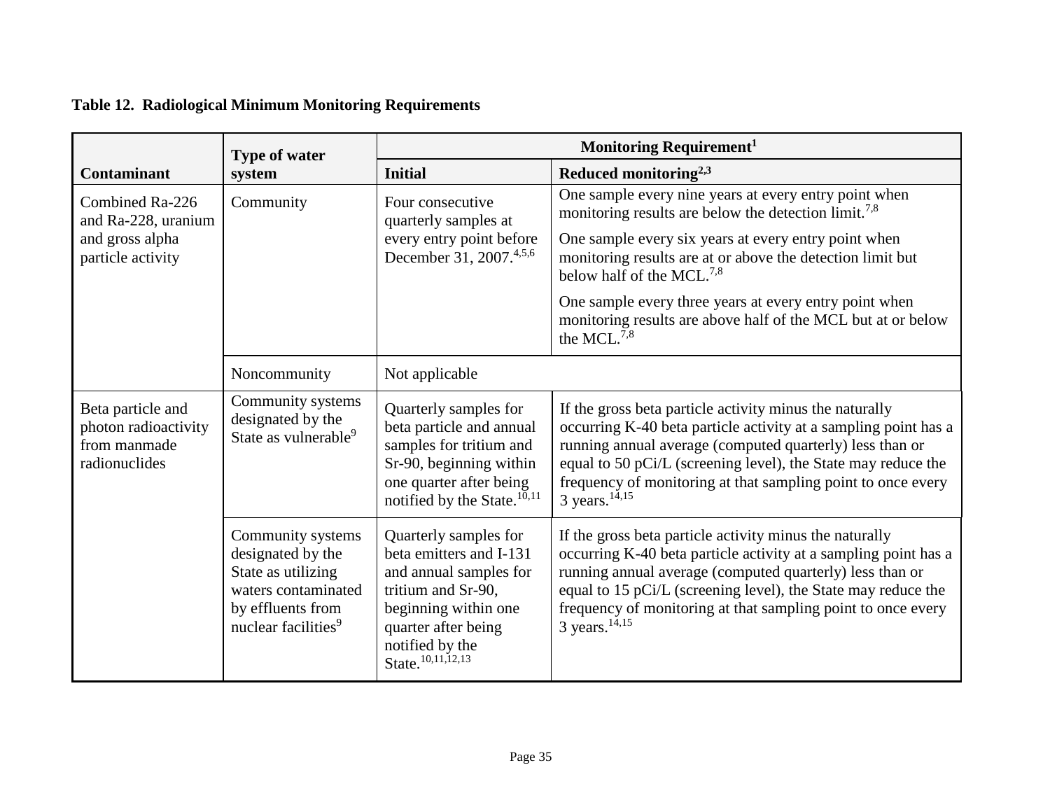**Table 12. Radiological Minimum Monitoring Requirements**

| Contaminant | Type of water system | Monitoring Requirement[1] | |
|---|---|---|---|
| | | Initial | Reduced monitoring[2,3] |
| Combined Ra-226 and Ra-228, uranium and gross alpha particle activity | Community | Four consecutive quarterly samples at every entry point before December 31, 2007.[4,5,6] | One sample every nine years at every entry point when monitoring results are below the detection limit.[7,8] |
| | | | One sample every six years at every entry point when monitoring results are at or above the detection limit but below half of the MCL.[7,8] |
| | | | One sample every three years at every entry point when monitoring results are above half of the MCL but at or below the MCL.[7,8] |
| | Noncommunity | Not applicable | |
| Beta particle and photon radioactivity from manmade radionuclides | Community systems designated by the State as vulnerable[9] | Quarterly samples for beta particle and annual samples for tritium and Sr-90, beginning within one quarter after being notified by the State.[10,11] | If the gross beta particle activity minus the naturally occurring K-40 beta particle activity at a sampling point has a running annual average (computed quarterly) less than or equal to 50 pCi/L (screening level), the State may reduce the frequency of monitoring at that sampling point to once every 3 years.[14,15] |
| | Community systems designated by the State as utilizing waters contaminated by effluents from nuclear facilities[9] | Quarterly samples for beta emitters and I-131 and annual samples for tritium and Sr-90, beginning within one quarter after being notified by the State.[10,11,12,13] | If the gross beta particle activity minus the naturally occurring K-40 beta particle activity at a sampling point has a running annual average (computed quarterly) less than or equal to 15 pCi/L (screening level), the State may reduce the frequency of monitoring at that sampling point to once every 3 years.[14,15] |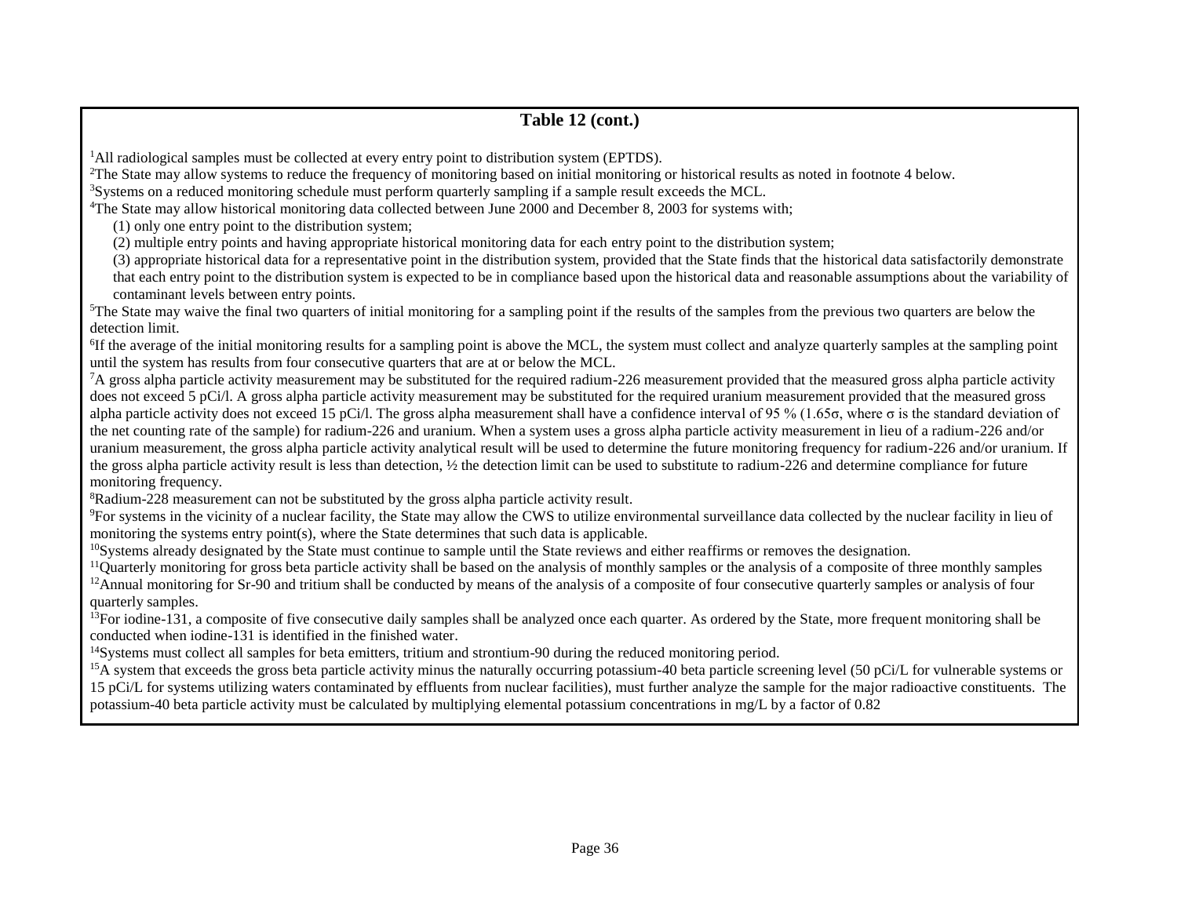## Table 12 (cont.)

[1]All radiological samples must be collected at every entry point to distribution system (EPTDS).

[2]The State may allow systems to reduce the frequency of monitoring based on initial monitoring or historical results as noted in footnote 4 below.

[3]Systems on a reduced monitoring schedule must perform quarterly sampling if a sample result exceeds the MCL.

[4]The State may allow historical monitoring data collected between June 2000 and December 8, 2003 for systems with;

(1) only one entry point to the distribution system;

(2) multiple entry points and having appropriate historical monitoring data for each entry point to the distribution system;

(3) appropriate historical data for a representative point in the distribution system, provided that the State finds that the historical data satisfactorily demonstrate that each entry point to the distribution system is expected to be in compliance based upon the historical data and reasonable assumptions about the variability of contaminant levels between entry points.

[5]The State may waive the final two quarters of initial monitoring for a sampling point if the results of the samples from the previous two quarters are below the detection limit.

[6]If the average of the initial monitoring results for a sampling point is above the MCL, the system must collect and analyze quarterly samples at the sampling point until the system has results from four consecutive quarters that are at or below the MCL.

[7]A gross alpha particle activity measurement may be substituted for the required radium-226 measurement provided that the measured gross alpha particle activity does not exceed 5 pCi/l. A gross alpha particle activity measurement may be substituted for the required uranium measurement provided that the measured gross alpha particle activity does not exceed 15 pCi/l. The gross alpha measurement shall have a confidence interval of 95 % ($1.65\sigma$, where $\sigma$ is the standard deviation of the net counting rate of the sample) for radium-226 and uranium. When a system uses a gross alpha particle activity measurement in lieu of a radium-226 and/or uranium measurement, the gross alpha particle activity analytical result will be used to determine the future monitoring frequency for radium-226 and/or uranium. If the gross alpha particle activity result is less than detection, ½ the detection limit can be used to substitute to radium-226 and determine compliance for future monitoring frequency.

[8]Radium-228 measurement can not be substituted by the gross alpha particle activity result.

[9]For systems in the vicinity of a nuclear facility, the State may allow the CWS to utilize environmental surveillance data collected by the nuclear facility in lieu of monitoring the systems entry point(s), where the State determines that such data is applicable.

[10]Systems already designated by the State must continue to sample until the State reviews and either reaffirms or removes the designation.

[11]Quarterly monitoring for gross beta particle activity shall be based on the analysis of monthly samples or the analysis of a composite of three monthly samples

[12]Annual monitoring for Sr-90 and tritium shall be conducted by means of the analysis of a composite of four consecutive quarterly samples or analysis of four quarterly samples.

[13]For iodine-131, a composite of five consecutive daily samples shall be analyzed once each quarter. As ordered by the State, more frequent monitoring shall be conducted when iodine-131 is identified in the finished water.

[14]Systems must collect all samples for beta emitters, tritium and strontium-90 during the reduced monitoring period.

[15]A system that exceeds the gross beta particle activity minus the naturally occurring potassium-40 beta particle screening level (50 pCi/L for vulnerable systems or 15 pCi/L for systems utilizing waters contaminated by effluents from nuclear facilities), must further analyze the sample for the major radioactive constituents. The potassium-40 beta particle activity must be calculated by multiplying elemental potassium concentrations in mg/L by a factor of 0.82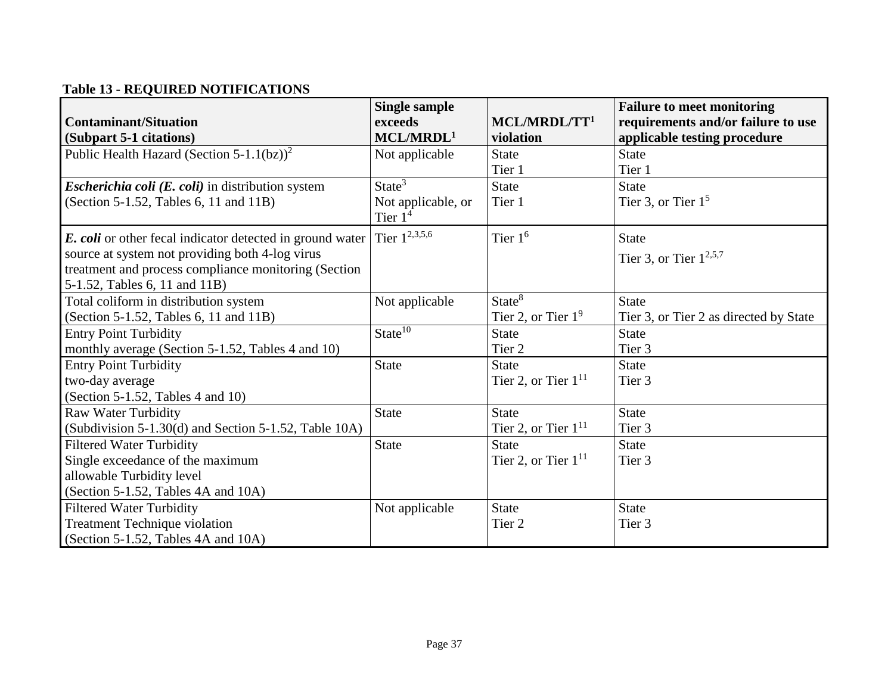**Table 13 - REQUIRED NOTIFICATIONS**

| Contaminant/Situation (Subpart 5-1 citations) | Single sample exceeds MCL/MRDL[1] | MCL/MRDL/TT[1] violation | Failure to meet monitoring requirements and/or failure to use applicable testing procedure |
|---|---|---|---|
| Public Health Hazard (Section 5-1.1(bz))[2] | Not applicable | State Tier 1 | State Tier 1 |
| ***Escherichia coli (E. coli)*** in distribution system (Section 5-1.52, Tables 6, 11 and 11B) | State[3] Not applicable, or Tier 1[4] | State Tier 1 | State Tier 3, or Tier 1[5] |
| ***E. coli*** or other fecal indicator detected in ground water source at system not providing both 4-log virus treatment and process compliance monitoring (Section 5-1.52, Tables 6, 11 and 11B) | Tier 1[2,3,5,6] | Tier 1[6] | State Tier 3, or Tier 1[2,5,7] |
| Total coliform in distribution system (Section 5-1.52, Tables 6, 11 and 11B) | Not applicable | State[8] Tier 2, or Tier 1[9] | State Tier 3, or Tier 2 as directed by State |
| Entry Point Turbidity monthly average (Section 5-1.52, Tables 4 and 10) | State[10] | State Tier 2 | State Tier 3 |
| Entry Point Turbidity two-day average (Section 5-1.52, Tables 4 and 10) | State | State Tier 2, or Tier 1[11] | State Tier 3 |
| Raw Water Turbidity (Subdivision 5-1.30(d) and Section 5-1.52, Table 10A) | State | State Tier 2, or Tier 1[11] | State Tier 3 |
| Filtered Water Turbidity Single exceedance of the maximum allowable Turbidity level (Section 5-1.52, Tables 4A and 10A) | State | State Tier 2, or Tier 1[11] | State Tier 3 |
| Filtered Water Turbidity Treatment Technique violation (Section 5-1.52, Tables 4A and 10A) | Not applicable | State Tier 2 | State Tier 3 |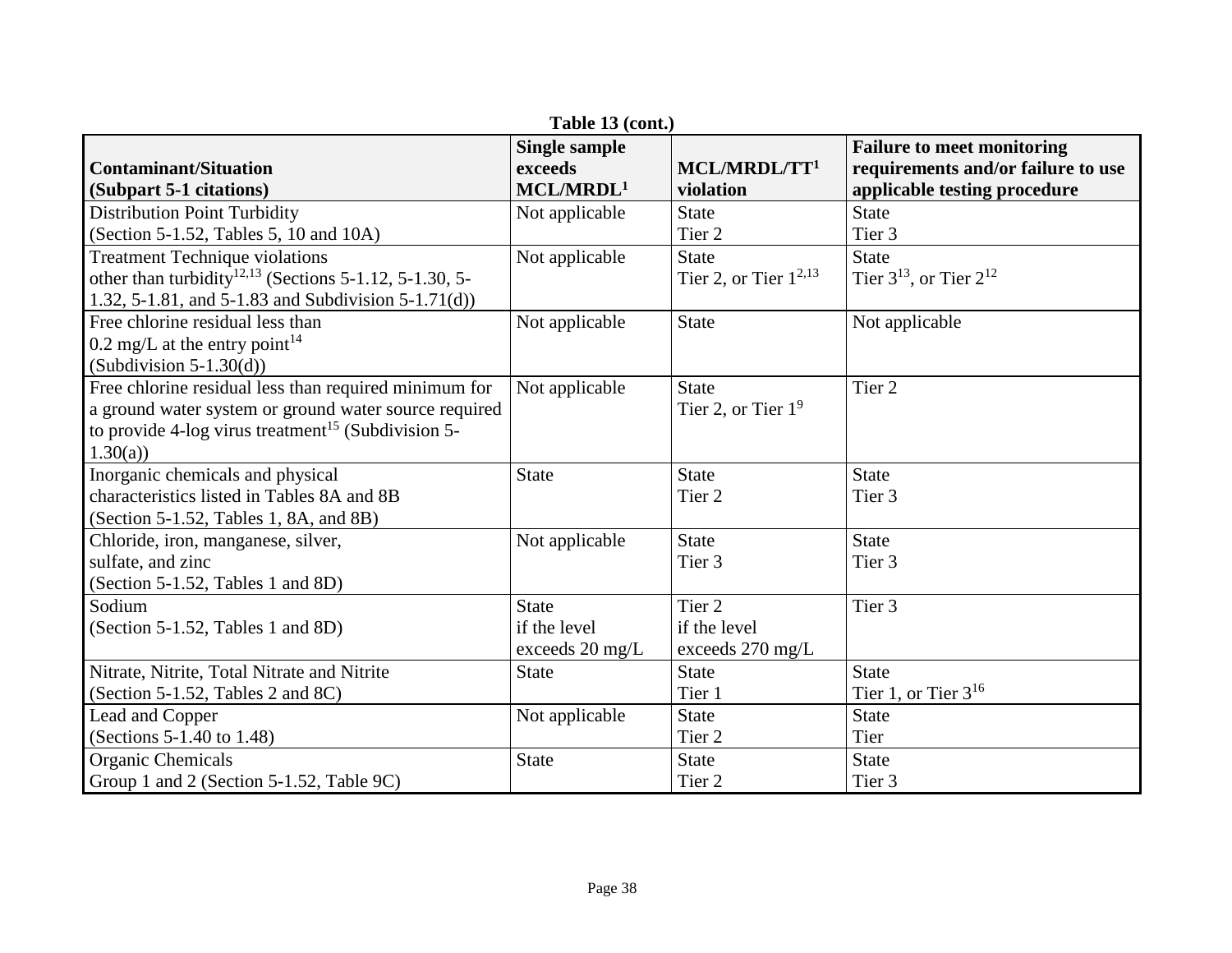**Table 13 (cont.)**

| Contaminant/Situation (Subpart 5-1 citations) | Single sample exceeds MCL/MRDL[1] | MCL/MRDL/TT[1] violation | Failure to meet monitoring requirements and/or failure to use applicable testing procedure |
|---|---|---|---|
| Distribution Point Turbidity (Section 5-1.52, Tables 5, 10 and 10A) | Not applicable | State Tier 2 | State Tier 3 |
| Treatment Technique violations other than turbidity[12,13] (Sections 5-1.12, 5-1.30, 5-1.32, 5-1.81, and 5-1.83 and Subdivision 5-1.71(d)) | Not applicable | State Tier 2, or Tier 1[2,13] | State Tier 3[13], or Tier 2[12] |
| Free chlorine residual less than 0.2 mg/L at the entry point[14] (Subdivision 5-1.30(d)) | Not applicable | State | Not applicable |
| Free chlorine residual less than required minimum for a ground water system or ground water source required to provide 4-log virus treatment[15] (Subdivision 5-1.30(a)) | Not applicable | State Tier 2, or Tier 1[9] | Tier 2 |
| Inorganic chemicals and physical characteristics listed in Tables 8A and 8B (Section 5-1.52, Tables 1, 8A, and 8B) | State | State Tier 2 | State Tier 3 |
| Chloride, iron, manganese, silver, sulfate, and zinc (Section 5-1.52, Tables 1 and 8D) | Not applicable | State Tier 3 | State Tier 3 |
| Sodium (Section 5-1.52, Tables 1 and 8D) | State if the level exceeds 20 mg/L | Tier 2 if the level exceeds 270 mg/L | Tier 3 |
| Nitrate, Nitrite, Total Nitrate and Nitrite (Section 5-1.52, Tables 2 and 8C) | State | State Tier 1 | State Tier 1, or Tier 3[16] |
| Lead and Copper (Sections 5-1.40 to 1.48) | Not applicable | State Tier 2 | State Tier |
| Organic Chemicals Group 1 and 2 (Section 5-1.52, Table 9C) | State | State Tier 2 | State Tier 3 |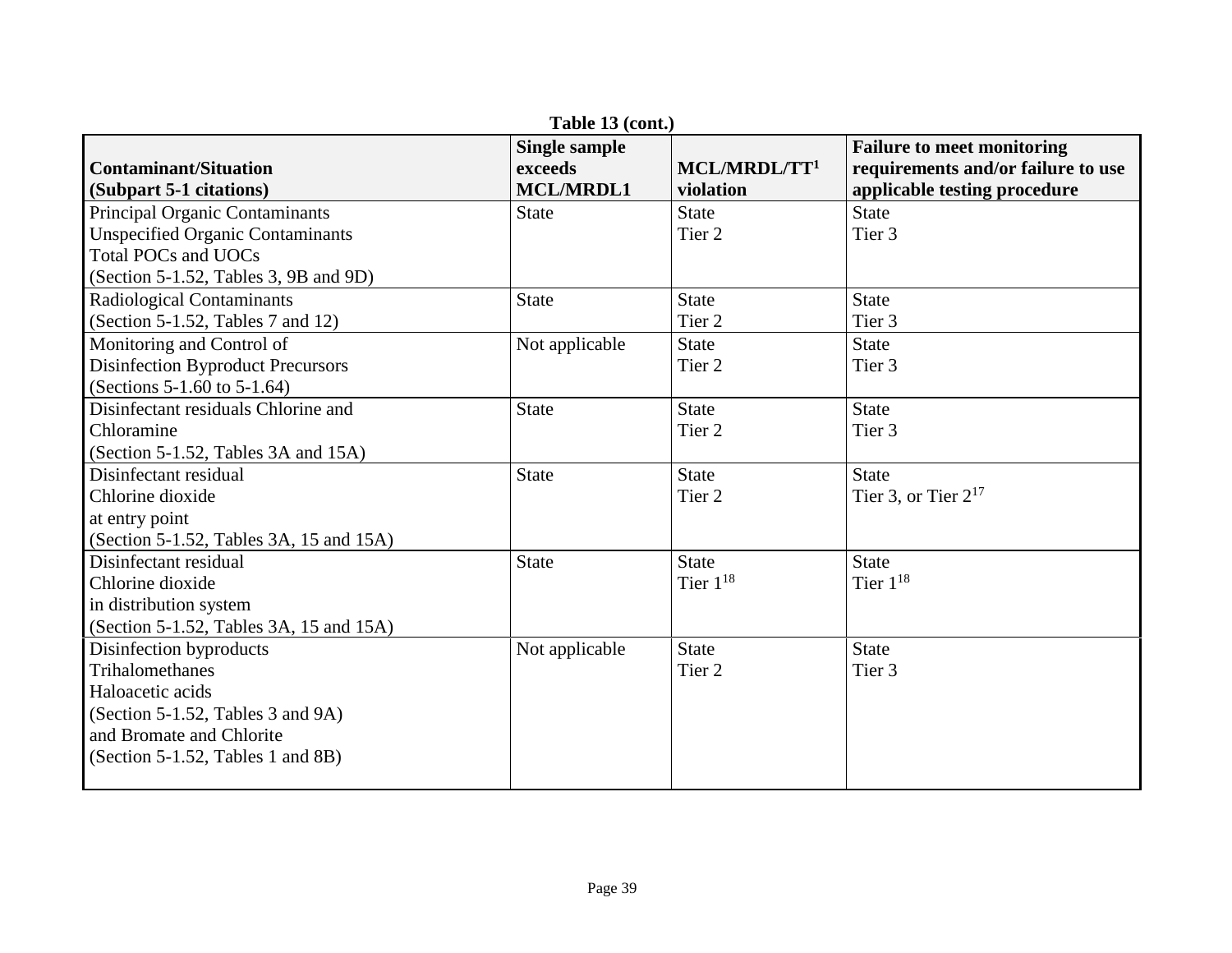**Table 13 (cont.)**

| Contaminant/Situation (Subpart 5-1 citations) | Single sample exceeds MCL/MRDL1 | MCL/MRDL/TT[1] violation | Failure to meet monitoring requirements and/or failure to use applicable testing procedure |
|---|---|---|---|
| Principal Organic Contaminants<br>Unspecified Organic Contaminants<br>Total POCs and UOCs<br>(Section 5-1.52, Tables 3, 9B and 9D) | State | State<br>Tier 2 | State<br>Tier 3 |
| Radiological Contaminants<br>(Section 5-1.52, Tables 7 and 12) | State | State<br>Tier 2 | State<br>Tier 3 |
| Monitoring and Control of<br>Disinfection Byproduct Precursors<br>(Sections 5-1.60 to 5-1.64) | Not applicable | State<br>Tier 2 | State<br>Tier 3 |
| Disinfectant residuals Chlorine and<br>Chloramine<br>(Section 5-1.52, Tables 3A and 15A) | State | State<br>Tier 2 | State<br>Tier 3 |
| Disinfectant residual<br>Chlorine dioxide<br>at entry point<br>(Section 5-1.52, Tables 3A, 15 and 15A) | State | State<br>Tier 2 | State<br>Tier 3, or Tier 2[17] |
| Disinfectant residual<br>Chlorine dioxide<br>in distribution system<br>(Section 5-1.52, Tables 3A, 15 and 15A) | State | State<br>Tier 1[18] | State<br>Tier 1[18] |
| Disinfection byproducts<br>Trihalomethanes<br>Haloacetic acids<br>(Section 5-1.52, Tables 3 and 9A)<br>and Bromate and Chlorite<br>(Section 5-1.52, Tables 1 and 8B) | Not applicable | State<br>Tier 2 | State<br>Tier 3 |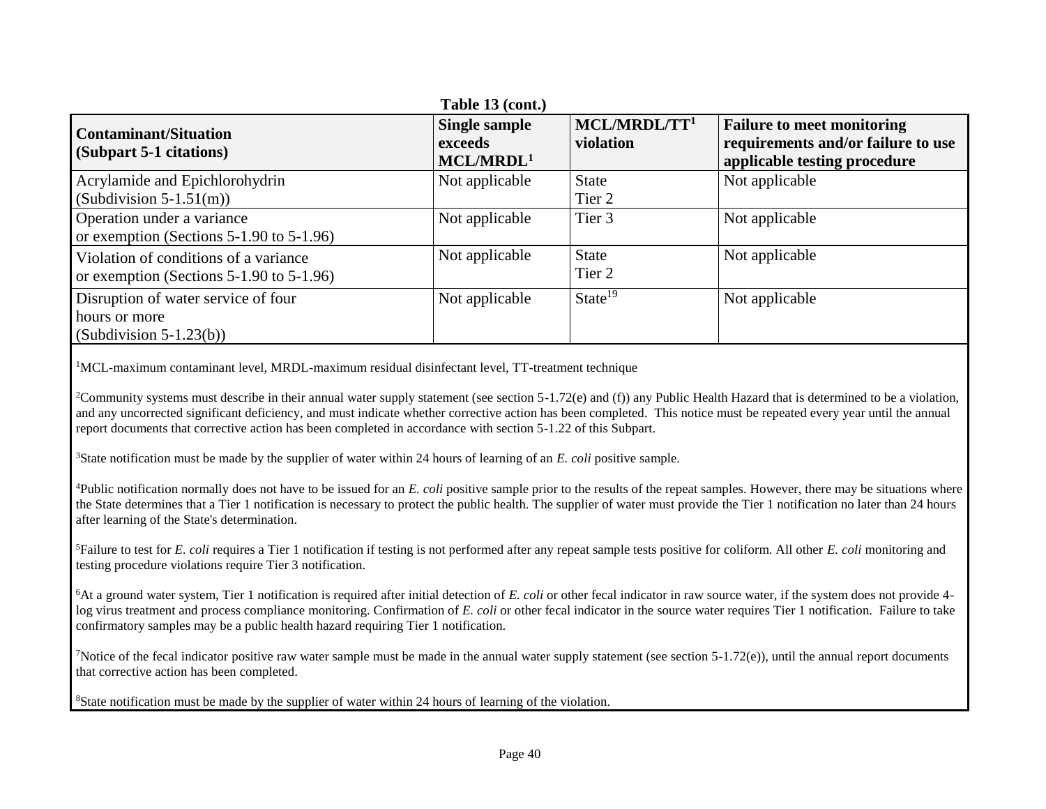**Table 13 (cont.)**

| Contaminant/Situation (Subpart 5-1 citations) | Single sample exceeds MCL/MRDL[1] | MCL/MRDL/TT[1] violation | Failure to meet monitoring requirements and/or failure to use applicable testing procedure |
|---|---|---|---|
| Acrylamide and Epichlorohydrin (Subdivision 5-1.51(m)) | Not applicable | State Tier 2 | Not applicable |
| Operation under a variance or exemption (Sections 5-1.90 to 5-1.96) | Not applicable | Tier 3 | Not applicable |
| Violation of conditions of a variance or exemption (Sections 5-1.90 to 5-1.96) | Not applicable | State Tier 2 | Not applicable |
| Disruption of water service of four hours or more (Subdivision 5-1.23(b)) | Not applicable | State[19] | Not applicable |

[1]MCL-maximum contaminant level, MRDL-maximum residual disinfectant level, TT-treatment technique

[2]Community systems must describe in their annual water supply statement (see section 5-1.72(e) and (f)) any Public Health Hazard that is determined to be a violation, and any uncorrected significant deficiency, and must indicate whether corrective action has been completed. This notice must be repeated every year until the annual report documents that corrective action has been completed in accordance with section 5-1.22 of this Subpart.

[3]State notification must be made by the supplier of water within 24 hours of learning of an *E. coli* positive sample.

[4]Public notification normally does not have to be issued for an *E. coli* positive sample prior to the results of the repeat samples. However, there may be situations where the State determines that a Tier 1 notification is necessary to protect the public health. The supplier of water must provide the Tier 1 notification no later than 24 hours after learning of the State's determination.

[5]Failure to test for *E. coli* requires a Tier 1 notification if testing is not performed after any repeat sample tests positive for coliform. All other *E. coli* monitoring and testing procedure violations require Tier 3 notification.

[6]At a ground water system, Tier 1 notification is required after initial detection of *E. coli* or other fecal indicator in raw source water, if the system does not provide 4-log virus treatment and process compliance monitoring. Confirmation of *E. coli* or other fecal indicator in the source water requires Tier 1 notification. Failure to take confirmatory samples may be a public health hazard requiring Tier 1 notification.

[7]Notice of the fecal indicator positive raw water sample must be made in the annual water supply statement (see section 5-1.72(e)), until the annual report documents that corrective action has been completed.

[8]State notification must be made by the supplier of water within 24 hours of learning of the violation.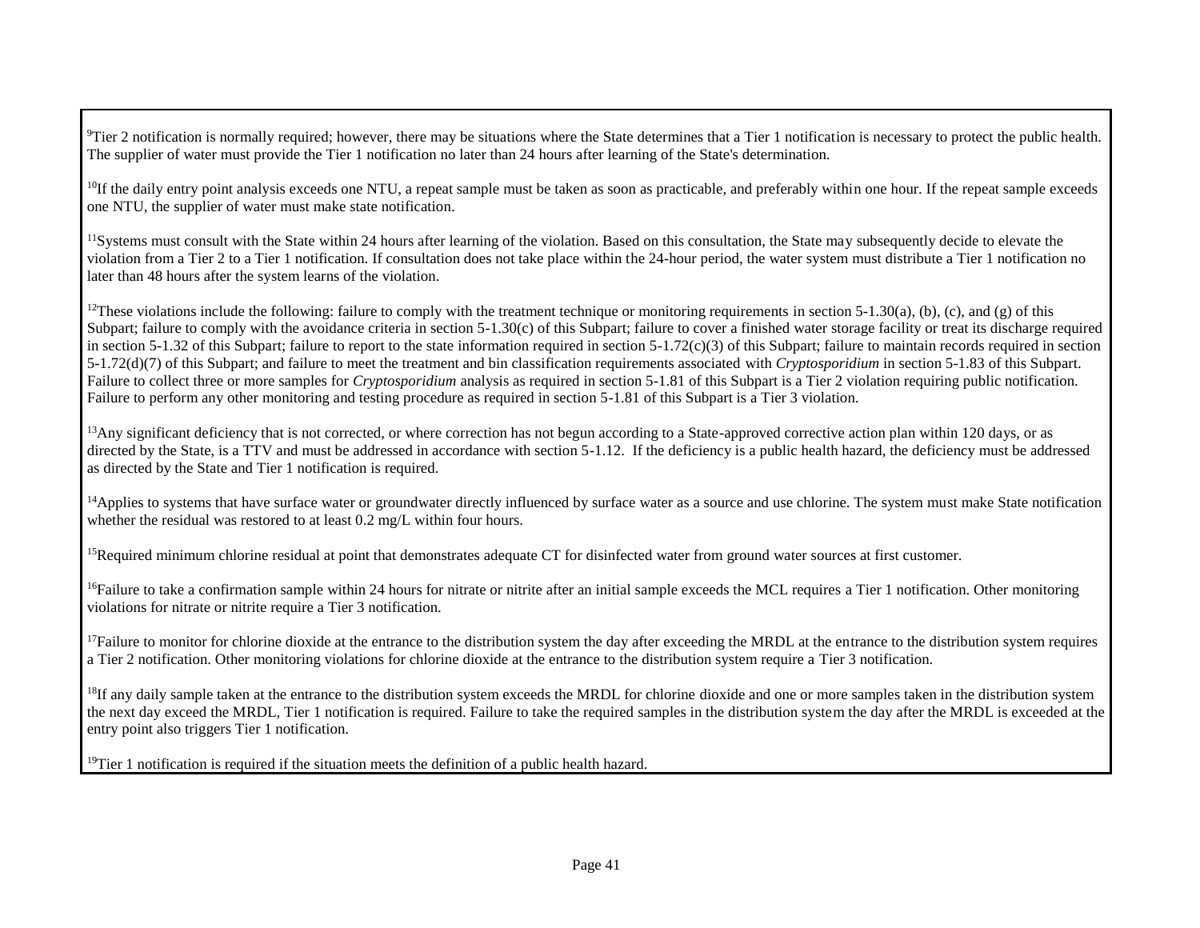[9]Tier 2 notification is normally required; however, there may be situations where the State determines that a Tier 1 notification is necessary to protect the public health. The supplier of water must provide the Tier 1 notification no later than 24 hours after learning of the State's determination.

[10]If the daily entry point analysis exceeds one NTU, a repeat sample must be taken as soon as practicable, and preferably within one hour. If the repeat sample exceeds one NTU, the supplier of water must make state notification.

[11]Systems must consult with the State within 24 hours after learning of the violation. Based on this consultation, the State may subsequently decide to elevate the violation from a Tier 2 to a Tier 1 notification. If consultation does not take place within the 24-hour period, the water system must distribute a Tier 1 notification no later than 48 hours after the system learns of the violation.

[12]These violations include the following: failure to comply with the treatment technique or monitoring requirements in section 5-1.30(a), (b), (c), and (g) of this Subpart; failure to comply with the avoidance criteria in section 5-1.30(c) of this Subpart; failure to cover a finished water storage facility or treat its discharge required in section 5-1.32 of this Subpart; failure to report to the state information required in section 5-1.72(c)(3) of this Subpart; failure to maintain records required in section 5-1.72(d)(7) of this Subpart; and failure to meet the treatment and bin classification requirements associated with *Cryptosporidium* in section 5-1.83 of this Subpart. Failure to collect three or more samples for *Cryptosporidium* analysis as required in section 5-1.81 of this Subpart is a Tier 2 violation requiring public notification. Failure to perform any other monitoring and testing procedure as required in section 5-1.81 of this Subpart is a Tier 3 violation.

[13]Any significant deficiency that is not corrected, or where correction has not begun according to a State-approved corrective action plan within 120 days, or as directed by the State, is a TTV and must be addressed in accordance with section 5-1.12. If the deficiency is a public health hazard, the deficiency must be addressed as directed by the State and Tier 1 notification is required.

[14]Applies to systems that have surface water or groundwater directly influenced by surface water as a source and use chlorine. The system must make State notification whether the residual was restored to at least 0.2 mg/L within four hours.

[15]Required minimum chlorine residual at point that demonstrates adequate CT for disinfected water from ground water sources at first customer.

[16]Failure to take a confirmation sample within 24 hours for nitrate or nitrite after an initial sample exceeds the MCL requires a Tier 1 notification. Other monitoring violations for nitrate or nitrite require a Tier 3 notification.

[17]Failure to monitor for chlorine dioxide at the entrance to the distribution system the day after exceeding the MRDL at the entrance to the distribution system requires a Tier 2 notification. Other monitoring violations for chlorine dioxide at the entrance to the distribution system require a Tier 3 notification.

[18]If any daily sample taken at the entrance to the distribution system exceeds the MRDL for chlorine dioxide and one or more samples taken in the distribution system the next day exceed the MRDL, Tier 1 notification is required. Failure to take the required samples in the distribution system the day after the MRDL is exceeded at the entry point also triggers Tier 1 notification.

[19]Tier 1 notification is required if the situation meets the definition of a public health hazard.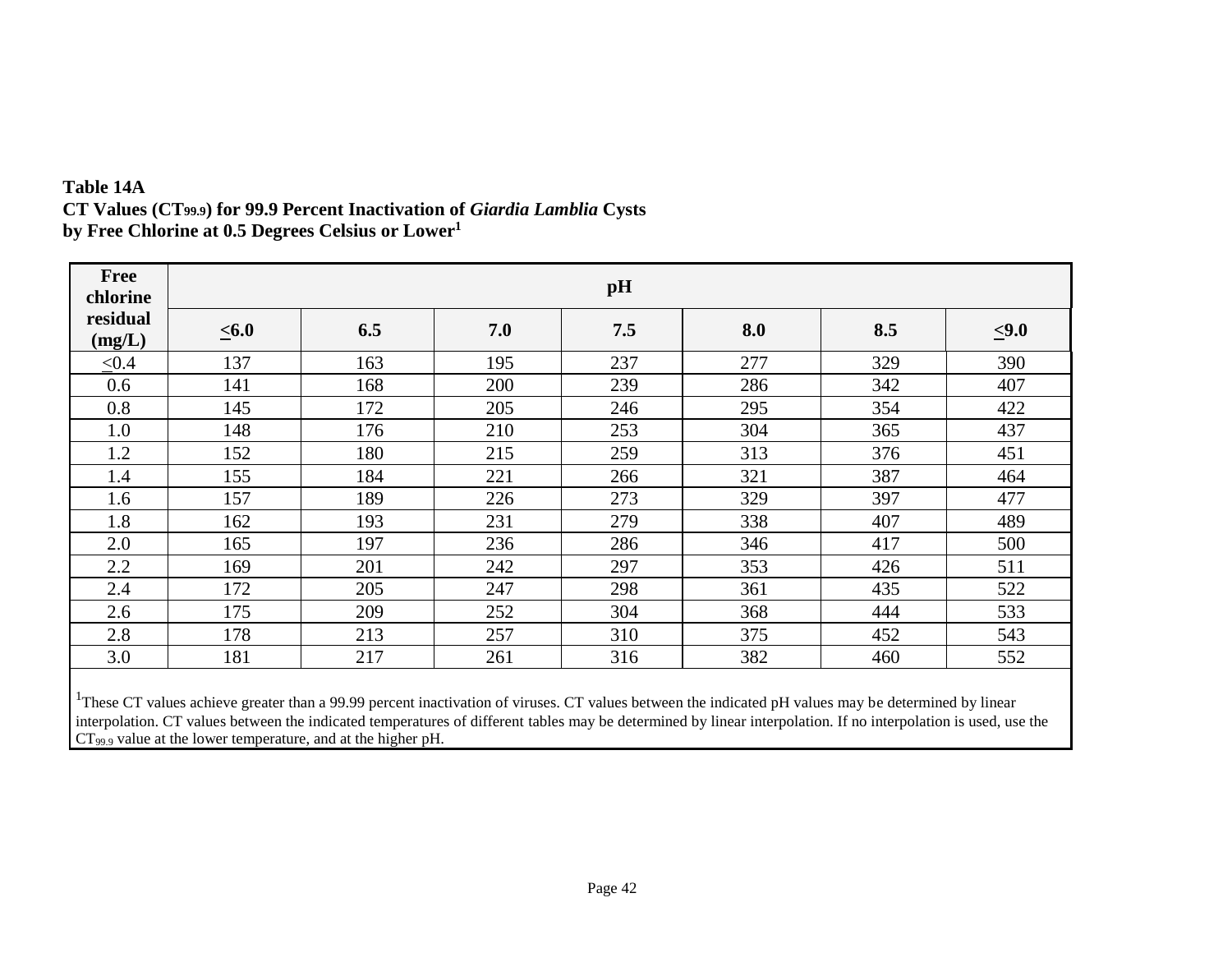**Table 14A**
**CT Values ($CT_{99.9}$) for 99.9 Percent Inactivation of *Giardia Lamblia* Cysts by Free Chlorine at 0.5 Degrees Celsius or Lower[1]**

| Free chlorine residual (mg/L) | pH | | | | | | |
|---|---|---|---|---|---|---|---|
| | ≤6.0 | 6.5 | 7.0 | 7.5 | 8.0 | 8.5 | ≤9.0 |
| ≤0.4 | 137 | 163 | 195 | 237 | 277 | 329 | 390 |
| 0.6 | 141 | 168 | 200 | 239 | 286 | 342 | 407 |
| 0.8 | 145 | 172 | 205 | 246 | 295 | 354 | 422 |
| 1.0 | 148 | 176 | 210 | 253 | 304 | 365 | 437 |
| 1.2 | 152 | 180 | 215 | 259 | 313 | 376 | 451 |
| 1.4 | 155 | 184 | 221 | 266 | 321 | 387 | 464 |
| 1.6 | 157 | 189 | 226 | 273 | 329 | 397 | 477 |
| 1.8 | 162 | 193 | 231 | 279 | 338 | 407 | 489 |
| 2.0 | 165 | 197 | 236 | 286 | 346 | 417 | 500 |
| 2.2 | 169 | 201 | 242 | 297 | 353 | 426 | 511 |
| 2.4 | 172 | 205 | 247 | 298 | 361 | 435 | 522 |
| 2.6 | 175 | 209 | 252 | 304 | 368 | 444 | 533 |
| 2.8 | 178 | 213 | 257 | 310 | 375 | 452 | 543 |
| 3.0 | 181 | 217 | 261 | 316 | 382 | 460 | 552 |

[1]These CT values achieve greater than a 99.99 percent inactivation of viruses. CT values between the indicated pH values may be determined by linear interpolation. CT values between the indicated temperatures of different tables may be determined by linear interpolation. If no interpolation is used, use the $CT_{99.9}$ value at the lower temperature, and at the higher pH.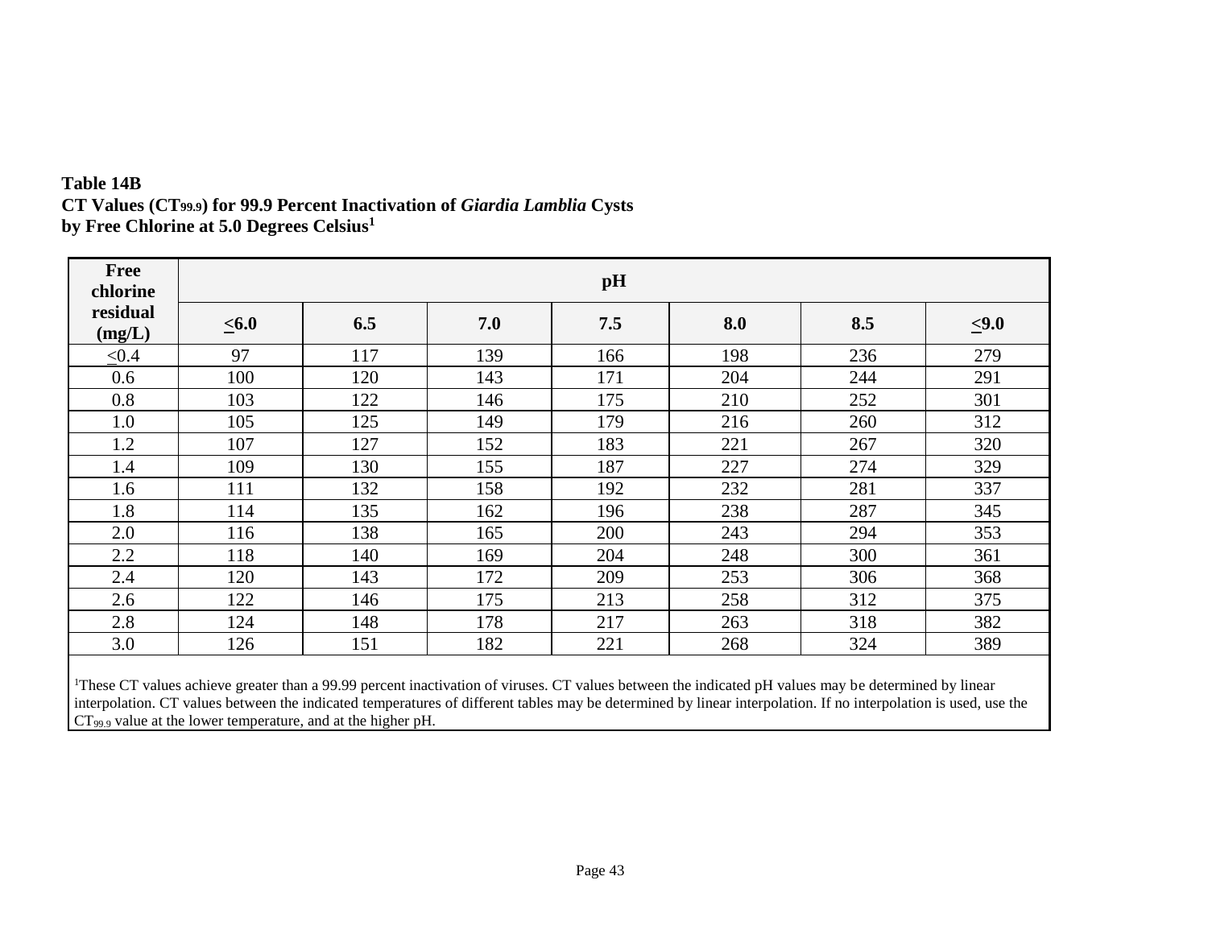**Table 14B**
**CT Values ($CT_{99.9}$) for 99.9 Percent Inactivation of *Giardia Lamblia* Cysts by Free Chlorine at 5.0 Degrees Celsius[1]**

| Free chlorine residual (mg/L) | pH | | | | | | |
|---|---|---|---|---|---|---|---|
| | ≤6.0 | 6.5 | 7.0 | 7.5 | 8.0 | 8.5 | ≤9.0 |
| ≤0.4 | 97 | 117 | 139 | 166 | 198 | 236 | 279 |
| 0.6 | 100 | 120 | 143 | 171 | 204 | 244 | 291 |
| 0.8 | 103 | 122 | 146 | 175 | 210 | 252 | 301 |
| 1.0 | 105 | 125 | 149 | 179 | 216 | 260 | 312 |
| 1.2 | 107 | 127 | 152 | 183 | 221 | 267 | 320 |
| 1.4 | 109 | 130 | 155 | 187 | 227 | 274 | 329 |
| 1.6 | 111 | 132 | 158 | 192 | 232 | 281 | 337 |
| 1.8 | 114 | 135 | 162 | 196 | 238 | 287 | 345 |
| 2.0 | 116 | 138 | 165 | 200 | 243 | 294 | 353 |
| 2.2 | 118 | 140 | 169 | 204 | 248 | 300 | 361 |
| 2.4 | 120 | 143 | 172 | 209 | 253 | 306 | 368 |
| 2.6 | 122 | 146 | 175 | 213 | 258 | 312 | 375 |
| 2.8 | 124 | 148 | 178 | 217 | 263 | 318 | 382 |
| 3.0 | 126 | 151 | 182 | 221 | 268 | 324 | 389 |

[1]These CT values achieve greater than a 99.99 percent inactivation of viruses. CT values between the indicated pH values may be determined by linear interpolation. CT values between the indicated temperatures of different tables may be determined by linear interpolation. If no interpolation is used, use the $CT_{99.9}$ value at the lower temperature, and at the higher pH.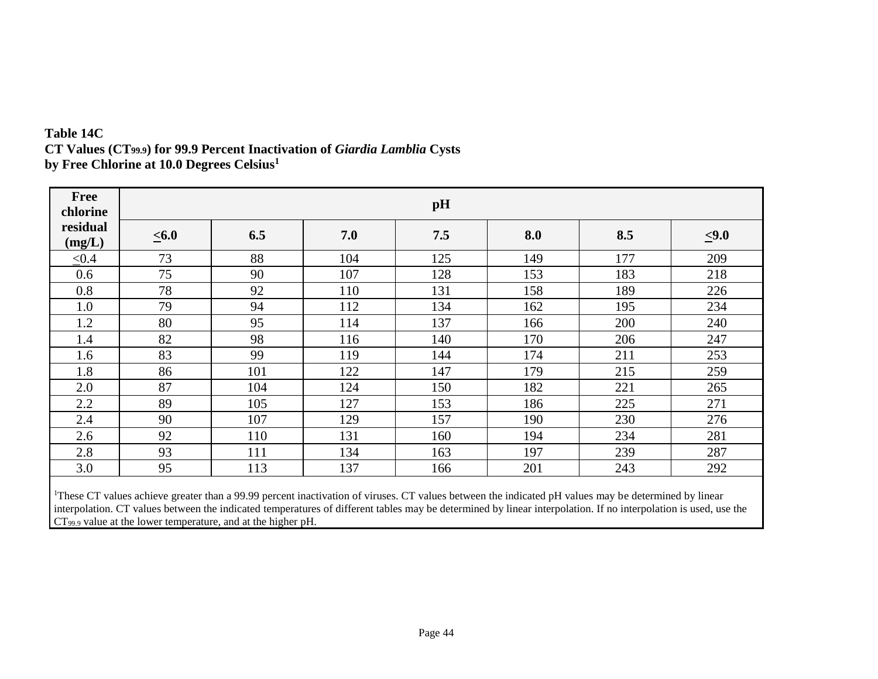**Table 14C**
**CT Values ($CT_{99.9}$) for 99.9 Percent Inactivation of *Giardia Lamblia* Cysts by Free Chlorine at 10.0 Degrees Celsius[1]**

| Free chlorine residual (mg/L) | pH | | | | | | |
|---|---|---|---|---|---|---|---|
| | ≤6.0 | 6.5 | 7.0 | 7.5 | 8.0 | 8.5 | ≤9.0 |
| ≤0.4 | 73 | 88 | 104 | 125 | 149 | 177 | 209 |
| 0.6 | 75 | 90 | 107 | 128 | 153 | 183 | 218 |
| 0.8 | 78 | 92 | 110 | 131 | 158 | 189 | 226 |
| 1.0 | 79 | 94 | 112 | 134 | 162 | 195 | 234 |
| 1.2 | 80 | 95 | 114 | 137 | 166 | 200 | 240 |
| 1.4 | 82 | 98 | 116 | 140 | 170 | 206 | 247 |
| 1.6 | 83 | 99 | 119 | 144 | 174 | 211 | 253 |
| 1.8 | 86 | 101 | 122 | 147 | 179 | 215 | 259 |
| 2.0 | 87 | 104 | 124 | 150 | 182 | 221 | 265 |
| 2.2 | 89 | 105 | 127 | 153 | 186 | 225 | 271 |
| 2.4 | 90 | 107 | 129 | 157 | 190 | 230 | 276 |
| 2.6 | 92 | 110 | 131 | 160 | 194 | 234 | 281 |
| 2.8 | 93 | 111 | 134 | 163 | 197 | 239 | 287 |
| 3.0 | 95 | 113 | 137 | 166 | 201 | 243 | 292 |

[1]These CT values achieve greater than a 99.99 percent inactivation of viruses. CT values between the indicated pH values may be determined by linear interpolation. CT values between the indicated temperatures of different tables may be determined by linear interpolation. If no interpolation is used, use the $CT_{99.9}$ value at the lower temperature, and at the higher pH.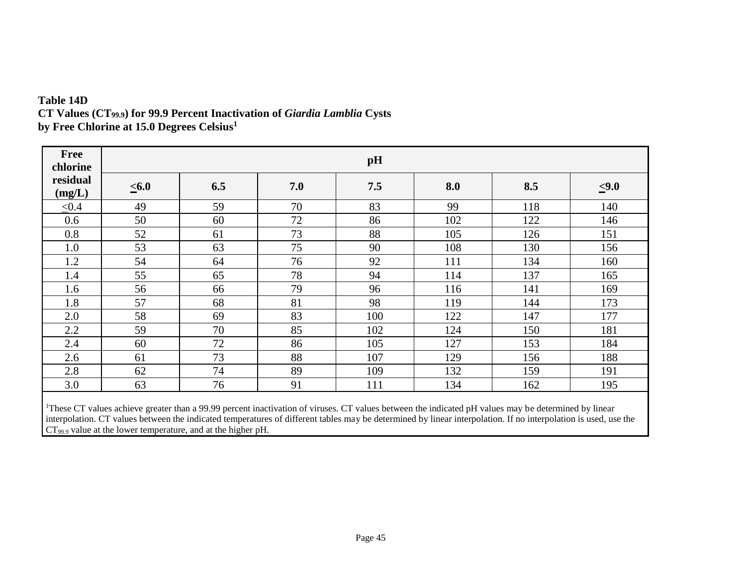**Table 14D**
**CT Values ($CT_{99.9}$) for 99.9 Percent Inactivation of *Giardia Lamblia* Cysts by Free Chlorine at 15.0 Degrees Celsius[1]**

| Free chlorine residual (mg/L) | pH | | | | | | |
|---|---|---|---|---|---|---|---|
| | ≤6.0 | 6.5 | 7.0 | 7.5 | 8.0 | 8.5 | ≤9.0 |
| ≤0.4 | 49 | 59 | 70 | 83 | 99 | 118 | 140 |
| 0.6 | 50 | 60 | 72 | 86 | 102 | 122 | 146 |
| 0.8 | 52 | 61 | 73 | 88 | 105 | 126 | 151 |
| 1.0 | 53 | 63 | 75 | 90 | 108 | 130 | 156 |
| 1.2 | 54 | 64 | 76 | 92 | 111 | 134 | 160 |
| 1.4 | 55 | 65 | 78 | 94 | 114 | 137 | 165 |
| 1.6 | 56 | 66 | 79 | 96 | 116 | 141 | 169 |
| 1.8 | 57 | 68 | 81 | 98 | 119 | 144 | 173 |
| 2.0 | 58 | 69 | 83 | 100 | 122 | 147 | 177 |
| 2.2 | 59 | 70 | 85 | 102 | 124 | 150 | 181 |
| 2.4 | 60 | 72 | 86 | 105 | 127 | 153 | 184 |
| 2.6 | 61 | 73 | 88 | 107 | 129 | 156 | 188 |
| 2.8 | 62 | 74 | 89 | 109 | 132 | 159 | 191 |
| 3.0 | 63 | 76 | 91 | 111 | 134 | 162 | 195 |

[1]These CT values achieve greater than a 99.99 percent inactivation of viruses. CT values between the indicated pH values may be determined by linear interpolation. CT values between the indicated temperatures of different tables may be determined by linear interpolation. If no interpolation is used, use the $CT_{99.9}$ value at the lower temperature, and at the higher pH.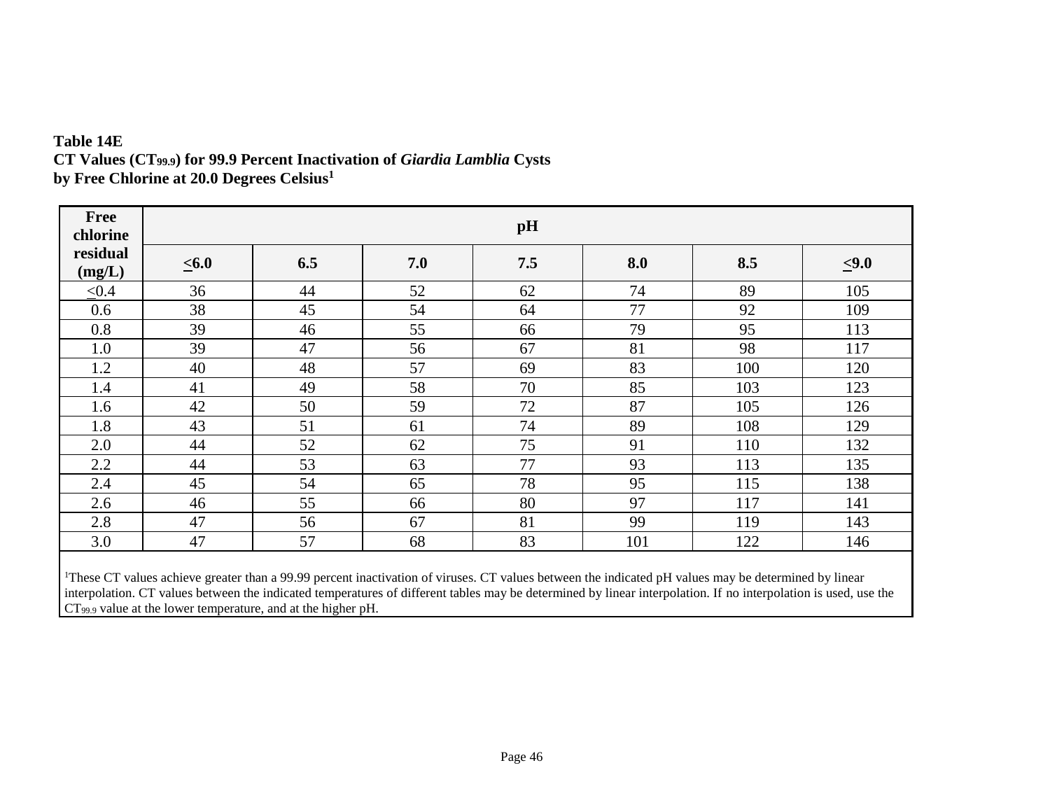**Table 14E**
**CT Values ($CT_{99.9}$) for 99.9 Percent Inactivation of *Giardia Lamblia* Cysts by Free Chlorine at 20.0 Degrees Celsius[1]**

| Free chlorine residual (mg/L) | pH | | | | | | |
|---|---|---|---|---|---|---|---|
| | ≤6.0 | 6.5 | 7.0 | 7.5 | 8.0 | 8.5 | ≤9.0 |
| ≤0.4 | 36 | 44 | 52 | 62 | 74 | 89 | 105 |
| 0.6 | 38 | 45 | 54 | 64 | 77 | 92 | 109 |
| 0.8 | 39 | 46 | 55 | 66 | 79 | 95 | 113 |
| 1.0 | 39 | 47 | 56 | 67 | 81 | 98 | 117 |
| 1.2 | 40 | 48 | 57 | 69 | 83 | 100 | 120 |
| 1.4 | 41 | 49 | 58 | 70 | 85 | 103 | 123 |
| 1.6 | 42 | 50 | 59 | 72 | 87 | 105 | 126 |
| 1.8 | 43 | 51 | 61 | 74 | 89 | 108 | 129 |
| 2.0 | 44 | 52 | 62 | 75 | 91 | 110 | 132 |
| 2.2 | 44 | 53 | 63 | 77 | 93 | 113 | 135 |
| 2.4 | 45 | 54 | 65 | 78 | 95 | 115 | 138 |
| 2.6 | 46 | 55 | 66 | 80 | 97 | 117 | 141 |
| 2.8 | 47 | 56 | 67 | 81 | 99 | 119 | 143 |
| 3.0 | 47 | 57 | 68 | 83 | 101 | 122 | 146 |

[1]These CT values achieve greater than a 99.99 percent inactivation of viruses. CT values between the indicated pH values may be determined by linear interpolation. CT values between the indicated temperatures of different tables may be determined by linear interpolation. If no interpolation is used, use the $CT_{99.9}$ value at the lower temperature, and at the higher pH.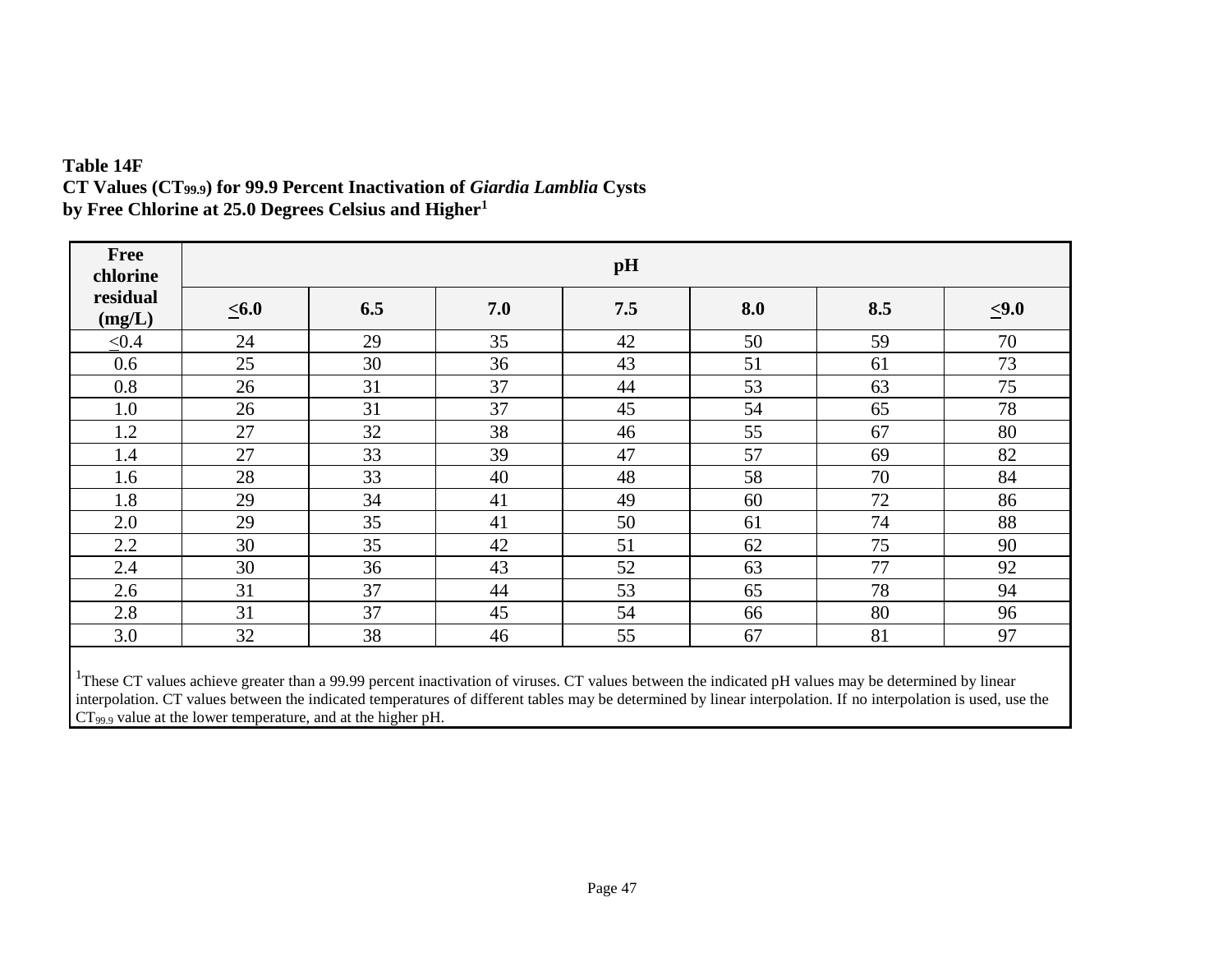**Table 14F**
**CT Values ($CT_{99.9}$) for 99.9 Percent Inactivation of *Giardia Lamblia* Cysts by Free Chlorine at 25.0 Degrees Celsius and Higher[1]**

| Free chlorine residual (mg/L) | pH | | | | | | |
|---|---|---|---|---|---|---|---|
| | <u><</u>6.0 | 6.5 | 7.0 | 7.5 | 8.0 | 8.5 | <u><</u>9.0 |
| <u><</u>0.4 | 24 | 29 | 35 | 42 | 50 | 59 | 70 |
| 0.6 | 25 | 30 | 36 | 43 | 51 | 61 | 73 |
| 0.8 | 26 | 31 | 37 | 44 | 53 | 63 | 75 |
| 1.0 | 26 | 31 | 37 | 45 | 54 | 65 | 78 |
| 1.2 | 27 | 32 | 38 | 46 | 55 | 67 | 80 |
| 1.4 | 27 | 33 | 39 | 47 | 57 | 69 | 82 |
| 1.6 | 28 | 33 | 40 | 48 | 58 | 70 | 84 |
| 1.8 | 29 | 34 | 41 | 49 | 60 | 72 | 86 |
| 2.0 | 29 | 35 | 41 | 50 | 61 | 74 | 88 |
| 2.2 | 30 | 35 | 42 | 51 | 62 | 75 | 90 |
| 2.4 | 30 | 36 | 43 | 52 | 63 | 77 | 92 |
| 2.6 | 31 | 37 | 44 | 53 | 65 | 78 | 94 |
| 2.8 | 31 | 37 | 45 | 54 | 66 | 80 | 96 |
| 3.0 | 32 | 38 | 46 | 55 | 67 | 81 | 97 |

[1]These CT values achieve greater than a 99.99 percent inactivation of viruses. CT values between the indicated pH values may be determined by linear interpolation. CT values between the indicated temperatures of different tables may be determined by linear interpolation. If no interpolation is used, use the $CT_{99.9}$ value at the lower temperature, and at the higher pH.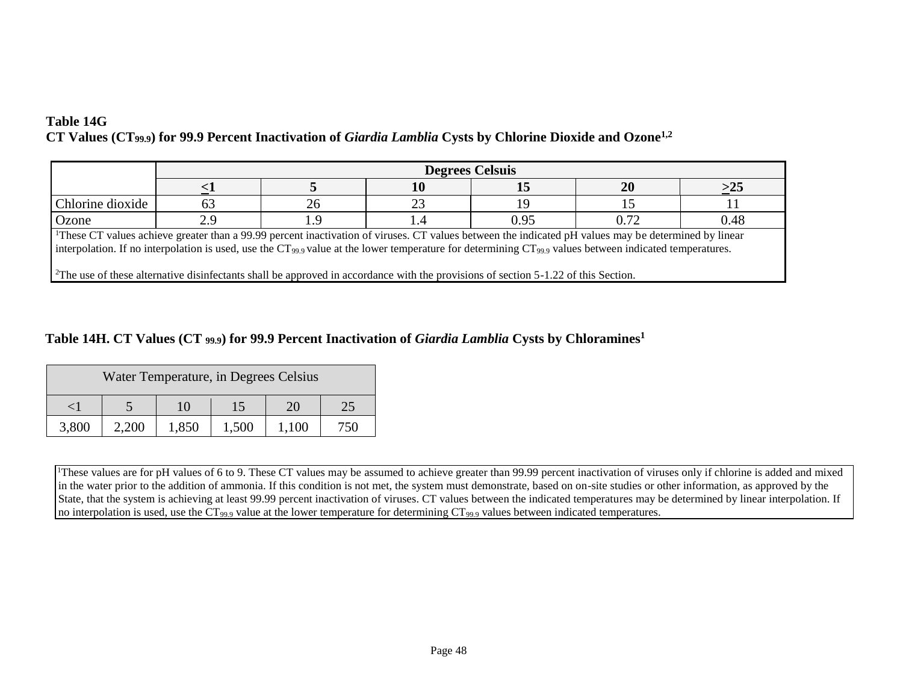**Table 14G**
**CT Values ($CT_{99.9}$) for 99.9 Percent Inactivation of *Giardia Lamblia* Cysts by Chlorine Dioxide and Ozone[1,2]**

| | Degrees Celsuis | | | | | |
|---|---|---|---|---|---|---|
| | ≤1 | 5 | 10 | 15 | 20 | ≥25 |
| Chlorine dioxide | 63 | 26 | 23 | 19 | 15 | 11 |
| Ozone | 2.9 | 1.9 | 1.4 | 0.95 | 0.72 | 0.48 |

[1]These CT values achieve greater than a 99.99 percent inactivation of viruses. CT values between the indicated pH values may be determined by linear interpolation. If no interpolation is used, use the $CT_{99.9}$ value at the lower temperature for determining $CT_{99.9}$ values between indicated temperatures.

[2]The use of these alternative disinfectants shall be approved in accordance with the provisions of section 5-1.22 of this Section.

**Table 14H. CT Values ($CT_{99.9}$) for 99.9 Percent Inactivation of *Giardia Lamblia* Cysts by Chloramines[1]**

| Water Temperature, in Degrees Celsius | | | | | |
|---|---|---|---|---|---|
| <1 | 5 | 10 | 15 | 20 | 25 |
| 3,800 | 2,200 | 1,850 | 1,500 | 1,100 | 750 |

[1]These values are for pH values of 6 to 9. These CT values may be assumed to achieve greater than 99.99 percent inactivation of viruses only if chlorine is added and mixed in the water prior to the addition of ammonia. If this condition is not met, the system must demonstrate, based on on-site studies or other information, as approved by the State, that the system is achieving at least 99.99 percent inactivation of viruses. CT values between the indicated temperatures may be determined by linear interpolation. If no interpolation is used, use the $CT_{99.9}$ value at the lower temperature for determining $CT_{99.9}$ values between indicated temperatures.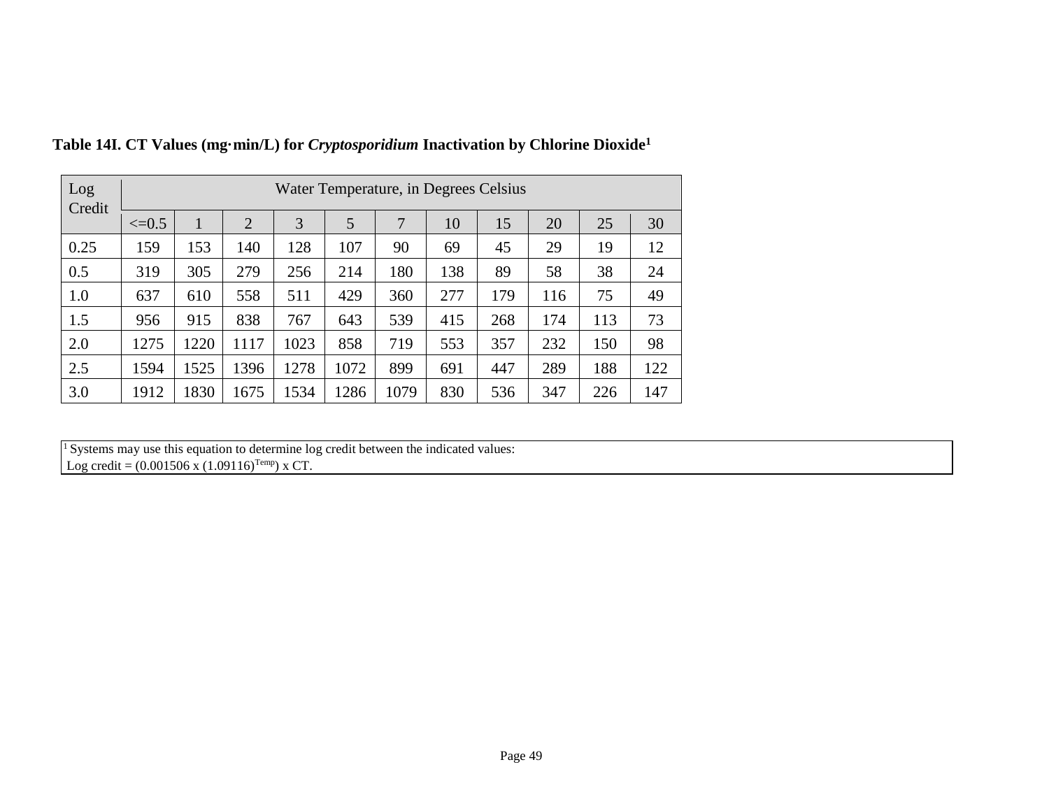**Table 14I. CT Values (mg·min/L) for *Cryptosporidium* Inactivation by Chlorine Dioxide**[1]

| Log Credit | Water Temperature, in Degrees Celsius | | | | | | | | | | |
|---|---|---|---|---|---|---|---|---|---|---|---|
| | <=0.5 | 1 | 2 | 3 | 5 | 7 | 10 | 15 | 20 | 25 | 30 |
| 0.25 | 159 | 153 | 140 | 128 | 107 | 90 | 69 | 45 | 29 | 19 | 12 |
| 0.5 | 319 | 305 | 279 | 256 | 214 | 180 | 138 | 89 | 58 | 38 | 24 |
| 1.0 | 637 | 610 | 558 | 511 | 429 | 360 | 277 | 179 | 116 | 75 | 49 |
| 1.5 | 956 | 915 | 838 | 767 | 643 | 539 | 415 | 268 | 174 | 113 | 73 |
| 2.0 | 1275 | 1220 | 1117 | 1023 | 858 | 719 | 553 | 357 | 232 | 150 | 98 |
| 2.5 | 1594 | 1525 | 1396 | 1278 | 1072 | 899 | 691 | 447 | 289 | 188 | 122 |
| 3.0 | 1912 | 1830 | 1675 | 1534 | 1286 | 1079 | 830 | 536 | 347 | 226 | 147 |

[1] Systems may use this equation to determine log credit between the indicated values:
Log credit = $(0.001506 \times (1.09116)^{Temp}) \times CT$.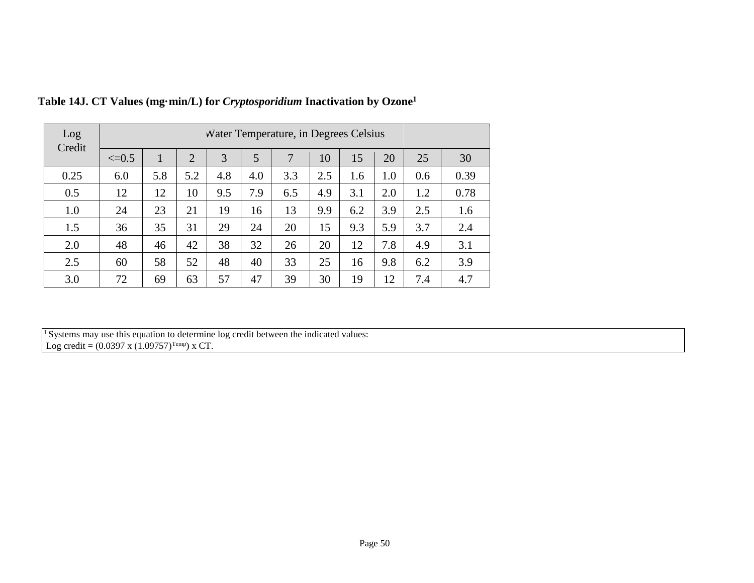**Table 14J. CT Values (mg·min/L) for *Cryptosporidium* Inactivation by Ozone[1]**

| Log Credit | Water Temperature, in Degrees Celsius | | | | | | | | | | |
|---|---|---|---|---|---|---|---|---|---|---|---|
| | <=0.5 | 1 | 2 | 3 | 5 | 7 | 10 | 15 | 20 | 25 | 30 |
| 0.25 | 6.0 | 5.8 | 5.2 | 4.8 | 4.0 | 3.3 | 2.5 | 1.6 | 1.0 | 0.6 | 0.39 |
| 0.5 | 12 | 12 | 10 | 9.5 | 7.9 | 6.5 | 4.9 | 3.1 | 2.0 | 1.2 | 0.78 |
| 1.0 | 24 | 23 | 21 | 19 | 16 | 13 | 9.9 | 6.2 | 3.9 | 2.5 | 1.6 |
| 1.5 | 36 | 35 | 31 | 29 | 24 | 20 | 15 | 9.3 | 5.9 | 3.7 | 2.4 |
| 2.0 | 48 | 46 | 42 | 38 | 32 | 26 | 20 | 12 | 7.8 | 4.9 | 3.1 |
| 2.5 | 60 | 58 | 52 | 48 | 40 | 33 | 25 | 16 | 9.8 | 6.2 | 3.9 |
| 3.0 | 72 | 69 | 63 | 57 | 47 | 39 | 30 | 19 | 12 | 7.4 | 4.7 |

[1] Systems may use this equation to determine log credit between the indicated values:
Log credit = $(0.0397 \times (1.09757)^{Temp}) \times CT$.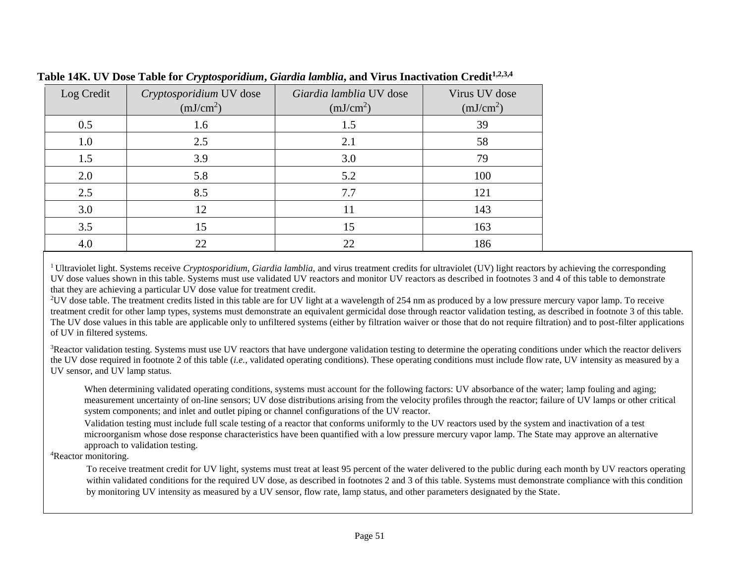**Table 14K. UV Dose Table for *Cryptosporidium*, *Giardia lamblia*, and Virus Inactivation Credit[1,2,3,4]**

| Log Credit | *Cryptosporidium* UV dose (mJ/cm$^2$) | *Giardia lamblia* UV dose (mJ/cm$^2$) | Virus UV dose (mJ/cm$^2$) |
|---|---|---|---|
| 0.5 | 1.6 | 1.5 | 39 |
| 1.0 | 2.5 | 2.1 | 58 |
| 1.5 | 3.9 | 3.0 | 79 |
| 2.0 | 5.8 | 5.2 | 100 |
| 2.5 | 8.5 | 7.7 | 121 |
| 3.0 | 12 | 11 | 143 |
| 3.5 | 15 | 15 | 163 |
| 4.0 | 22 | 22 | 186 |

[1] Ultraviolet light. Systems receive *Cryptosporidium, Giardia lamblia,* and virus treatment credits for ultraviolet (UV) light reactors by achieving the corresponding UV dose values shown in this table. Systems must use validated UV reactors and monitor UV reactors as described in footnotes 3 and 4 of this table to demonstrate that they are achieving a particular UV dose value for treatment credit.

[2]UV dose table. The treatment credits listed in this table are for UV light at a wavelength of 254 nm as produced by a low pressure mercury vapor lamp. To receive treatment credit for other lamp types, systems must demonstrate an equivalent germicidal dose through reactor validation testing, as described in footnote 3 of this table. The UV dose values in this table are applicable only to unfiltered systems (either by filtration waiver or those that do not require filtration) and to post-filter applications of UV in filtered systems.

[3]Reactor validation testing. Systems must use UV reactors that have undergone validation testing to determine the operating conditions under which the reactor delivers the UV dose required in footnote 2 of this table (*i.e.*, validated operating conditions). These operating conditions must include flow rate, UV intensity as measured by a UV sensor, and UV lamp status.

When determining validated operating conditions, systems must account for the following factors: UV absorbance of the water; lamp fouling and aging; measurement uncertainty of on-line sensors; UV dose distributions arising from the velocity profiles through the reactor; failure of UV lamps or other critical system components; and inlet and outlet piping or channel configurations of the UV reactor.

Validation testing must include full scale testing of a reactor that conforms uniformly to the UV reactors used by the system and inactivation of a test microorganism whose dose response characteristics have been quantified with a low pressure mercury vapor lamp. The State may approve an alternative approach to validation testing.

[4]Reactor monitoring.

To receive treatment credit for UV light, systems must treat at least 95 percent of the water delivered to the public during each month by UV reactors operating within validated conditions for the required UV dose, as described in footnotes 2 and 3 of this table. Systems must demonstrate compliance with this condition by monitoring UV intensity as measured by a UV sensor, flow rate, lamp status, and other parameters designated by the State.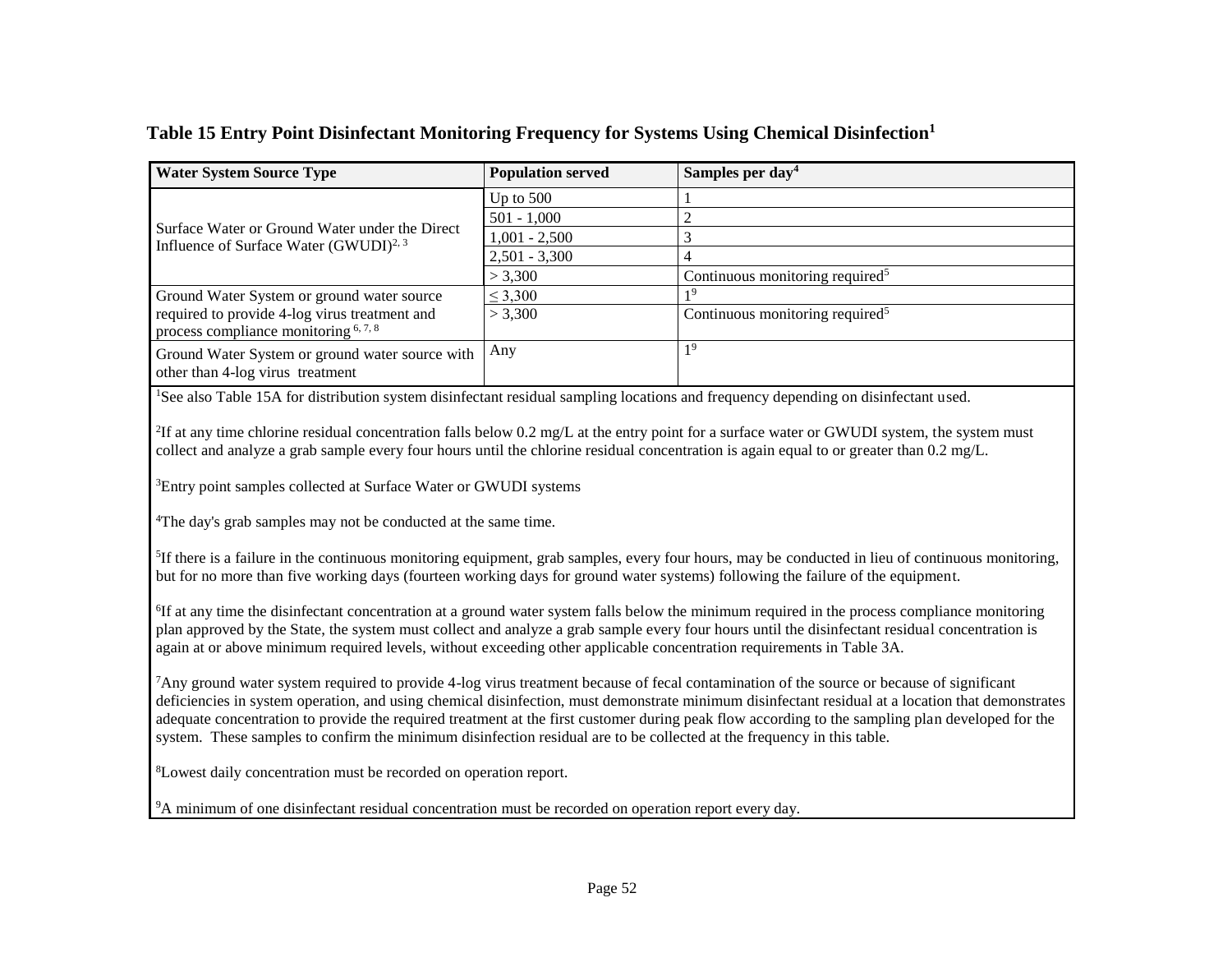## Table 15 Entry Point Disinfectant Monitoring Frequency for Systems Using Chemical Disinfection[1]

| Water System Source Type | Population served | Samples per day[4] |
|---|---|---|
| Surface Water or Ground Water under the Direct Influence of Surface Water (GWUDI)[2, 3] | Up to 500 | 1 |
| | 501 - 1,000 | 2 |
| | 1,001 - 2,500 | 3 |
| | 2,501 - 3,300 | 4 |
| | > 3,300 | Continuous monitoring required[5] |
| Ground Water System or ground water source required to provide 4-log virus treatment and process compliance monitoring [6, 7, 8] | ≤ 3,300 | 1[9] |
| | > 3,300 | Continuous monitoring required[5] |
| Ground Water System or ground water source with other than 4-log virus treatment | Any | 1[9] |

[1]See also Table 15A for distribution system disinfectant residual sampling locations and frequency depending on disinfectant used.

[2]If at any time chlorine residual concentration falls below 0.2 mg/L at the entry point for a surface water or GWUDI system, the system must collect and analyze a grab sample every four hours until the chlorine residual concentration is again equal to or greater than 0.2 mg/L.

[3]Entry point samples collected at Surface Water or GWUDI systems

[4]The day's grab samples may not be conducted at the same time.

[5]If there is a failure in the continuous monitoring equipment, grab samples, every four hours, may be conducted in lieu of continuous monitoring, but for no more than five working days (fourteen working days for ground water systems) following the failure of the equipment.

[6]If at any time the disinfectant concentration at a ground water system falls below the minimum required in the process compliance monitoring plan approved by the State, the system must collect and analyze a grab sample every four hours until the disinfectant residual concentration is again at or above minimum required levels, without exceeding other applicable concentration requirements in Table 3A.

[7]Any ground water system required to provide 4-log virus treatment because of fecal contamination of the source or because of significant deficiencies in system operation, and using chemical disinfection, must demonstrate minimum disinfectant residual at a location that demonstrates adequate concentration to provide the required treatment at the first customer during peak flow according to the sampling plan developed for the system. These samples to confirm the minimum disinfection residual are to be collected at the frequency in this table.

[8]Lowest daily concentration must be recorded on operation report.

[9]A minimum of one disinfectant residual concentration must be recorded on operation report every day.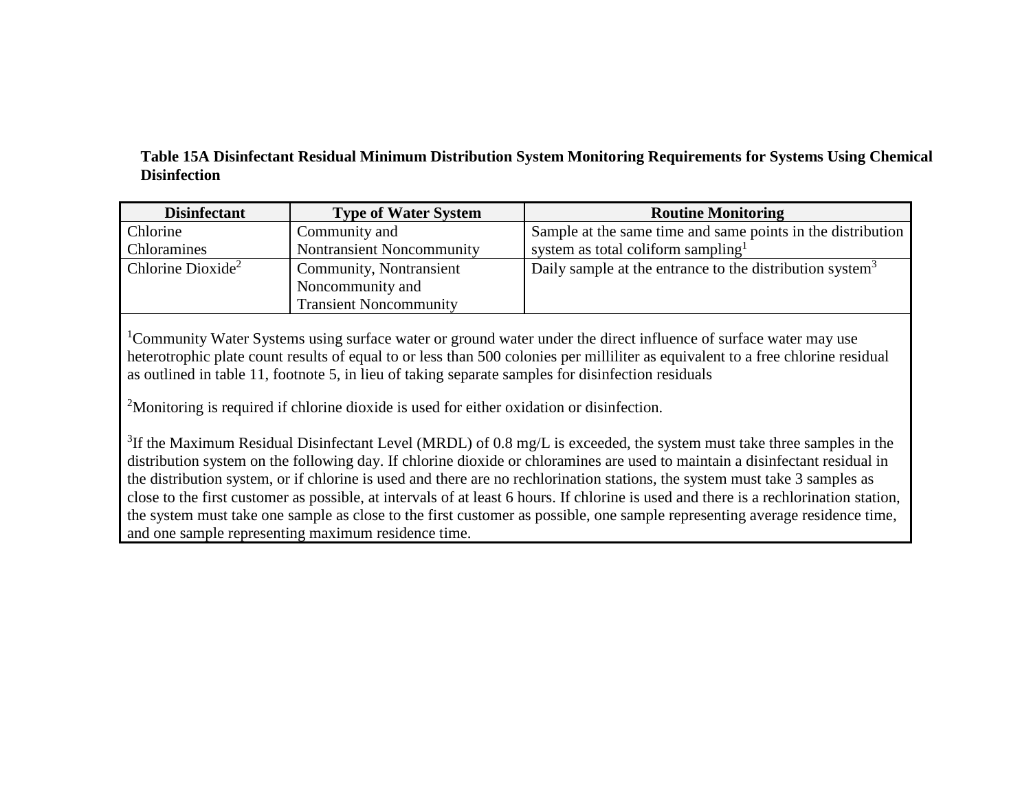**Table 15A Disinfectant Residual Minimum Distribution System Monitoring Requirements for Systems Using Chemical Disinfection**

| Disinfectant | Type of Water System | Routine Monitoring |
|---|---|---|
| Chlorine Chloramines | Community and Nontransient Noncommunity | Sample at the same time and same points in the distribution system as total coliform sampling[1] |
| Chlorine Dioxide[2] | Community, Nontransient Noncommunity and Transient Noncommunity | Daily sample at the entrance to the distribution system[3] |

[1]Community Water Systems using surface water or ground water under the direct influence of surface water may use heterotrophic plate count results of equal to or less than 500 colonies per milliliter as equivalent to a free chlorine residual as outlined in table 11, footnote 5, in lieu of taking separate samples for disinfection residuals

[2]Monitoring is required if chlorine dioxide is used for either oxidation or disinfection.

[3]If the Maximum Residual Disinfectant Level (MRDL) of 0.8 mg/L is exceeded, the system must take three samples in the distribution system on the following day. If chlorine dioxide or chloramines are used to maintain a disinfectant residual in the distribution system, or if chlorine is used and there are no rechlorination stations, the system must take 3 samples as close to the first customer as possible, at intervals of at least 6 hours. If chlorine is used and there is a rechlorination station, the system must take one sample as close to the first customer as possible, one sample representing average residence time, and one sample representing maximum residence time.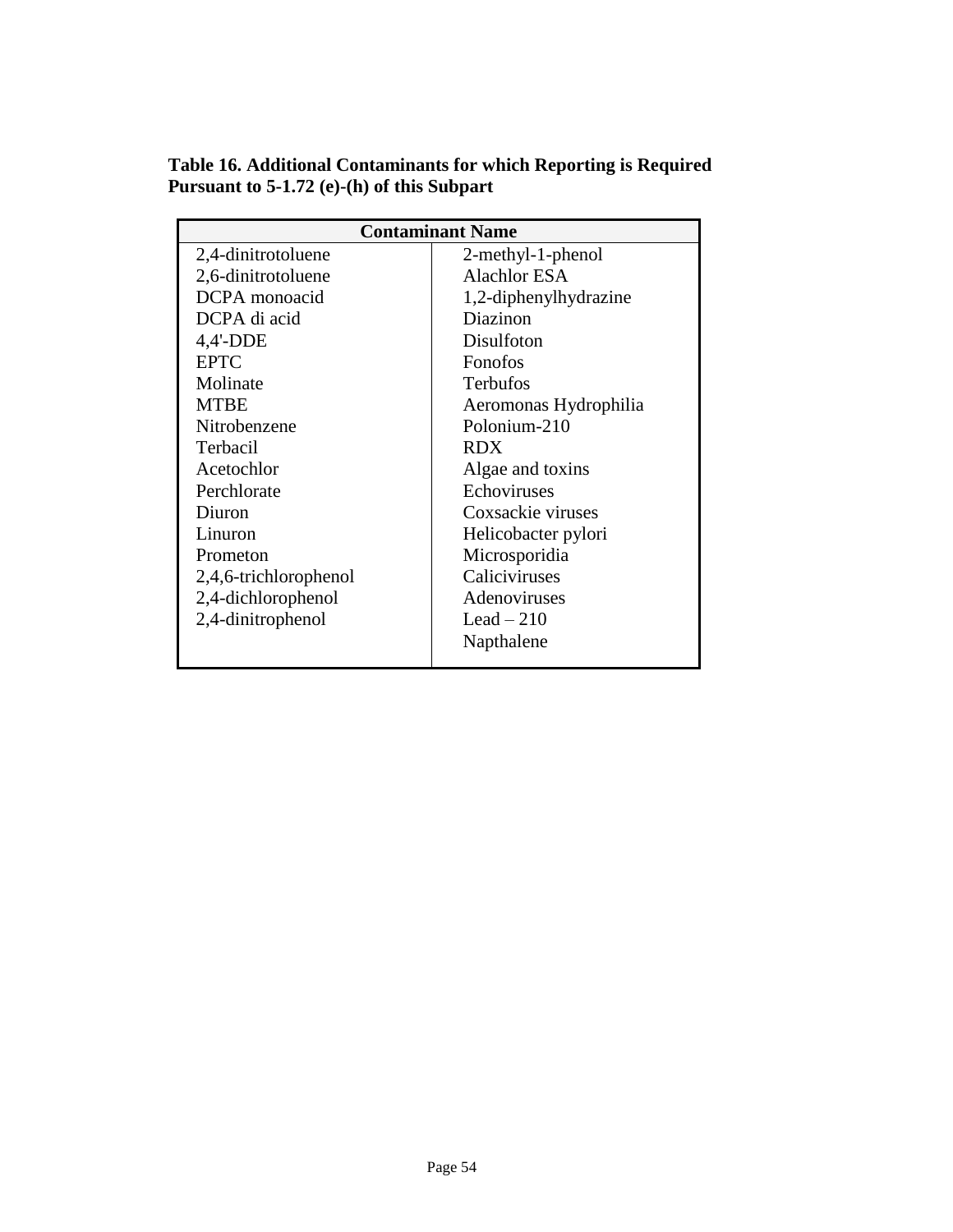**Table 16. Additional Contaminants for which Reporting is Required Pursuant to 5-1.72 (e)-(h) of this Subpart**

| Contaminant Name | |
|---|---|
| 2,4-dinitrotoluene | 2-methyl-1-phenol |
| 2,6-dinitrotoluene | Alachlor ESA |
| DCPA monoacid | 1,2-diphenylhydrazine |
| DCPA di acid | Diazinon |
| 4,4'-DDE | Disulfoton |
| EPTC | Fonofos |
| Molinate | Terbufos |
| MTBE | Aeromonas Hydrophilia |
| Nitrobenzene | Polonium-210 |
| Terbacil | RDX |
| Acetochlor | Algae and toxins |
| Perchlorate | Echoviruses |
| Diuron | Coxsackie viruses |
| Linuron | Helicobacter pylori |
| Prometon | Microsporidia |
| 2,4,6-trichlorophenol | Caliciviruses |
| 2,4-dichlorophenol | Adenoviruses |
| 2,4-dinitrophenol | Lead – 210 |
| | Napthalene |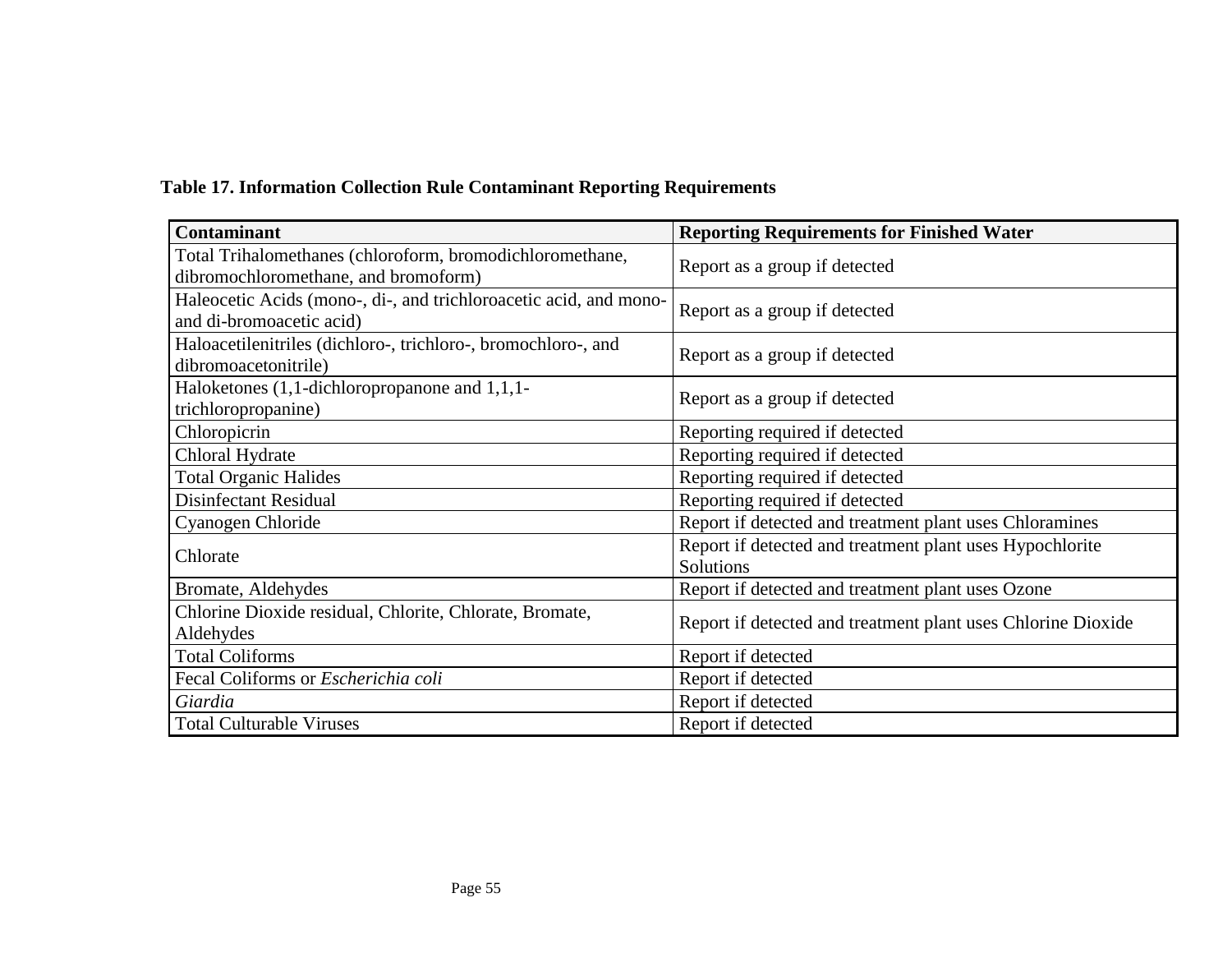**Table 17. Information Collection Rule Contaminant Reporting Requirements**

| Contaminant | Reporting Requirements for Finished Water |
|---|---|
| Total Trihalomethanes (chloroform, bromodichloromethane, dibromochloromethane, and bromoform) | Report as a group if detected |
| Haleocetic Acids (mono-, di-, and trichloroacetic acid, and mono- and di-bromoacetic acid) | Report as a group if detected |
| Haloacetilenitriles (dichloro-, trichloro-, bromochloro-, and dibromoacetonitrile) | Report as a group if detected |
| Haloketones (1,1-dichloropropanone and 1,1,1-trichloropropanine) | Report as a group if detected |
| Chloropicrin | Reporting required if detected |
| Chloral Hydrate | Reporting required if detected |
| Total Organic Halides | Reporting required if detected |
| Disinfectant Residual | Reporting required if detected |
| Cyanogen Chloride | Report if detected and treatment plant uses Chloramines |
| Chlorate | Report if detected and treatment plant uses Hypochlorite Solutions |
| Bromate, Aldehydes | Report if detected and treatment plant uses Ozone |
| Chlorine Dioxide residual, Chlorite, Chlorate, Bromate, Aldehydes | Report if detected and treatment plant uses Chlorine Dioxide |
| Total Coliforms | Report if detected |
| Fecal Coliforms or *Escherichia coli* | Report if detected |
| *Giardia* | Report if detected |
| Total Culturable Viruses | Report if detected |